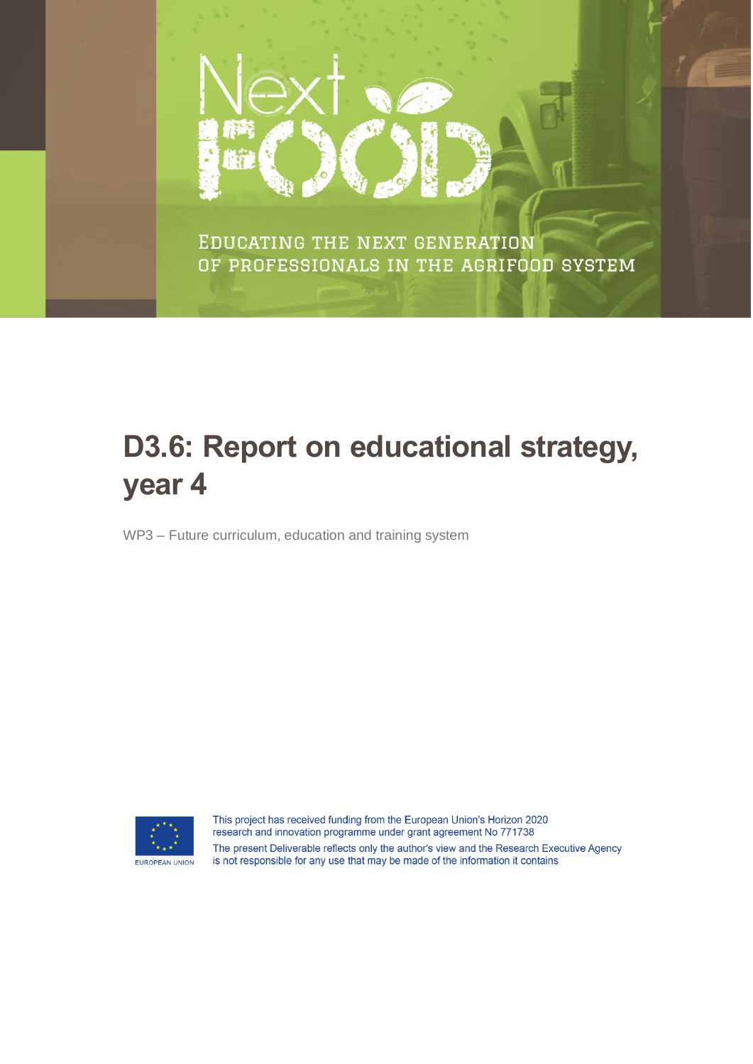Next FOOD

EDUCATING THE NEXT GENERATION OF PROFESSIONALS IN THE AGRIFOOD SYSTEM

# D3.6: Report on educational strategy, year 4

WP3 – Future curriculum, education and training system

EUROPEAN UNION

This project has received funding from the European Union's Horizon 2020 research and innovation programme under grant agreement No 771738

The present Deliverable reflects only the author's view and the Research Executive Agency is not responsible for any use that may be made of the information it contains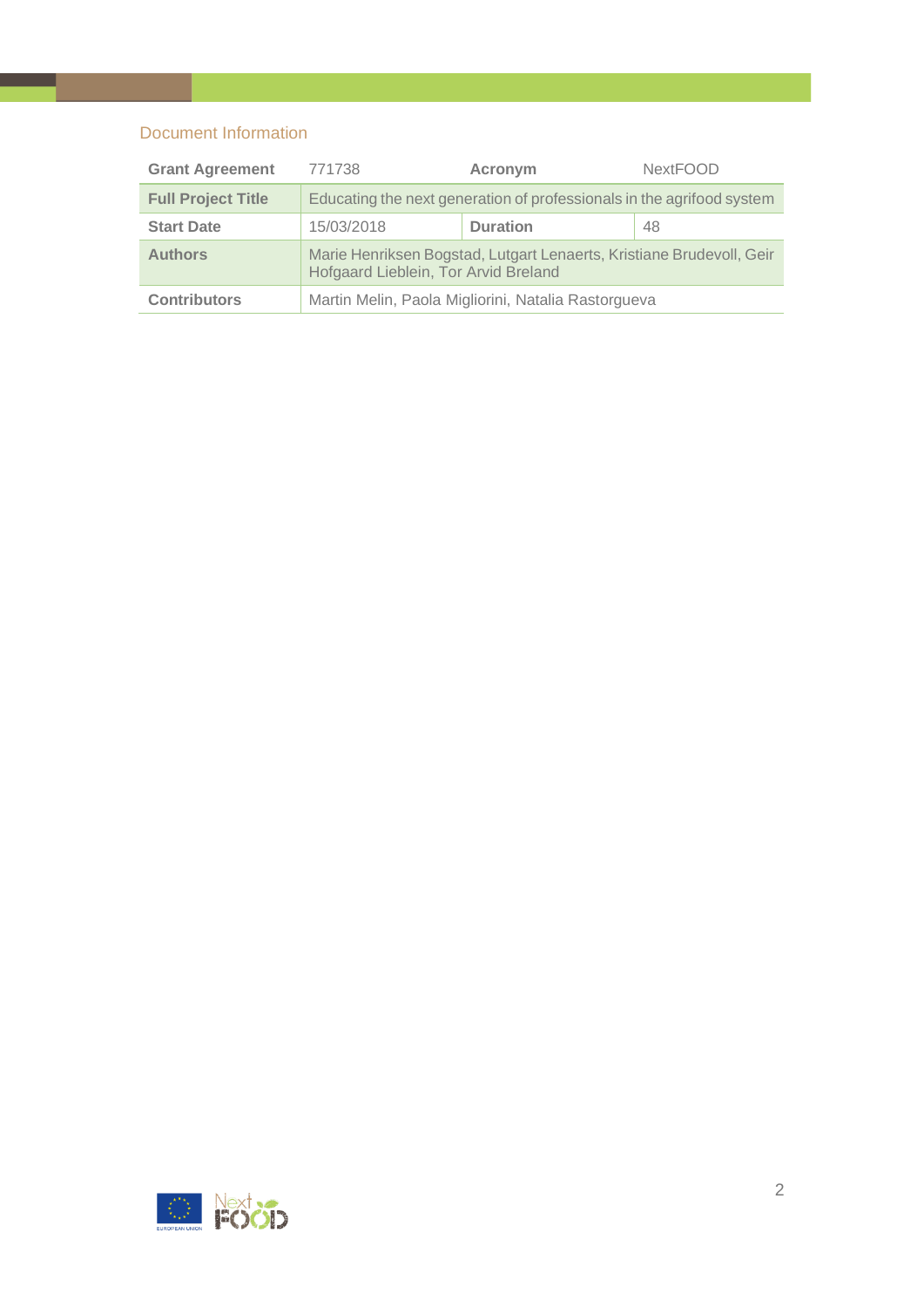## Document Information

| Grant Agreement | 771738 | Acronym | NextFOOD |
|---|---|---|---|
| **Full Project Title** | Educating the next generation of professionals in the agrifood system | | |
| **Start Date** | 15/03/2018 | **Duration** | 48 |
| **Authors** | Marie Henriksen Bogstad, Lutgart Lenaerts, Kristiane Brudevoll, Geir Hofgaard Lieblein, Tor Arvid Breland | | |
| **Contributors** | Martin Melin, Paola Migliorini, Natalia Rastorgueva | | |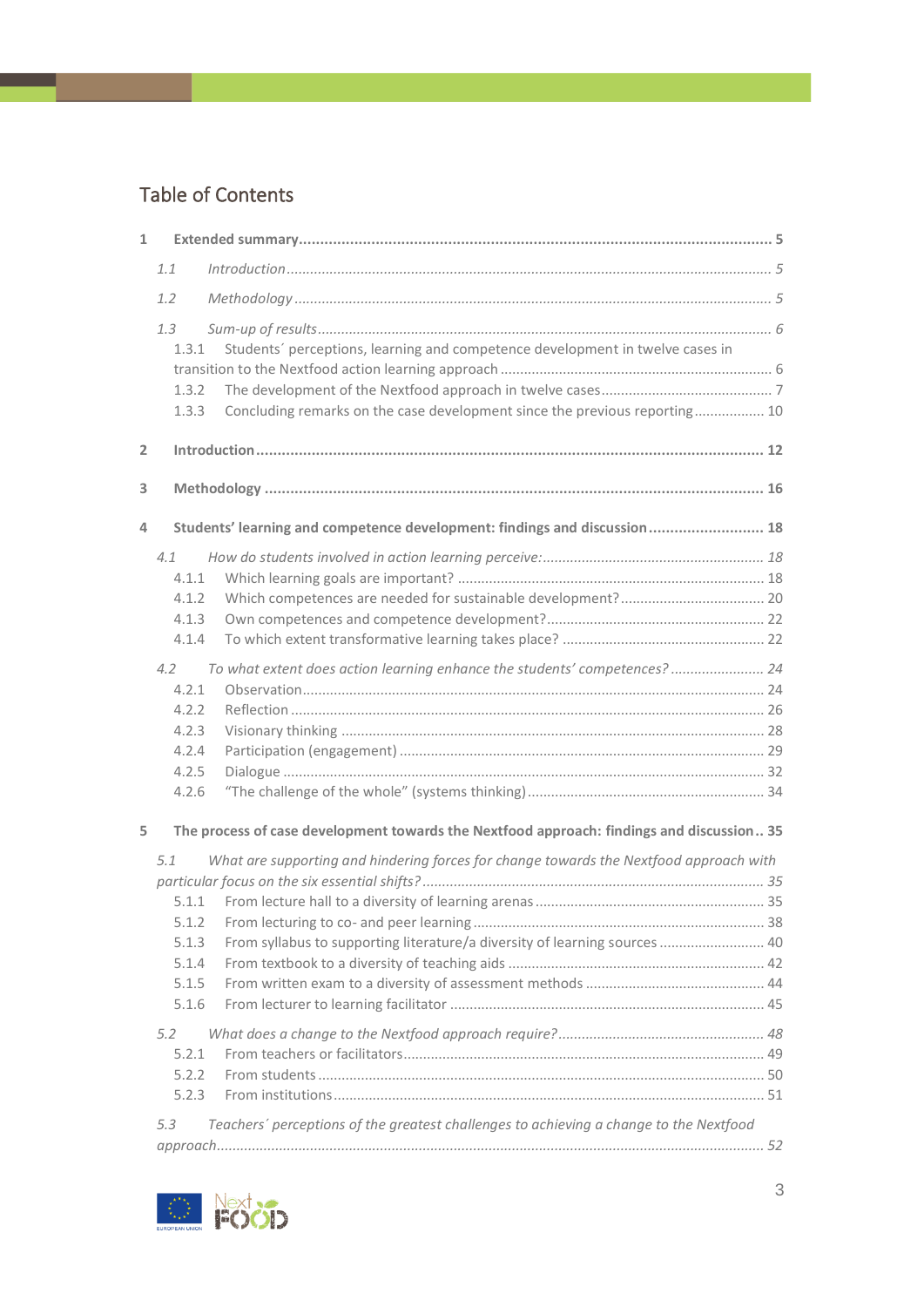# Table of Contents

1 **Extended summary** ........ 5

*1.1 Introduction* ........ 5

*1.2 Methodology* ........ 5

*1.3 Sum-up of results* ........ 6

1.3.1 Students´ perceptions, learning and competence development in twelve cases in transition to the Nextfood action learning approach ........ 6

1.3.2 The development of the Nextfood approach in twelve cases ........ 7

1.3.3 Concluding remarks on the case development since the previous reporting ........ 10

2 **Introduction** ........ 12

3 **Methodology** ........ 16

4 **Students' learning and competence development: findings and discussion** ........ 18

*4.1 How do students involved in action learning perceive:* ........ 18

4.1.1 Which learning goals are important? ........ 18

4.1.2 Which competences are needed for sustainable development? ........ 20

4.1.3 Own competences and competence development? ........ 22

4.1.4 To which extent transformative learning takes place? ........ 22

*4.2 To what extent does action learning enhance the students' competences?* ........ 24

4.2.1 Observation ........ 24

4.2.2 Reflection ........ 26

4.2.3 Visionary thinking ........ 28

4.2.4 Participation (engagement) ........ 29

4.2.5 Dialogue ........ 32

4.2.6 "The challenge of the whole" (systems thinking) ........ 34

5 **The process of case development towards the Nextfood approach: findings and discussion** ........ 35

*5.1 What are supporting and hindering forces for change towards the Nextfood approach with particular focus on the six essential shifts?* ........ 35

5.1.1 From lecture hall to a diversity of learning arenas ........ 35

5.1.2 From lecturing to co- and peer learning ........ 38

5.1.3 From syllabus to supporting literature/a diversity of learning sources ........ 40

5.1.4 From textbook to a diversity of teaching aids ........ 42

5.1.5 From written exam to a diversity of assessment methods ........ 44

5.1.6 From lecturer to learning facilitator ........ 45

*5.2 What does a change to the Nextfood approach require?* ........ 48

5.2.1 From teachers or facilitators ........ 49

5.2.2 From students ........ 50

5.2.3 From institutions ........ 51

*5.3 Teachers´ perceptions of the greatest challenges to achieving a change to the Nextfood approach* ........ 52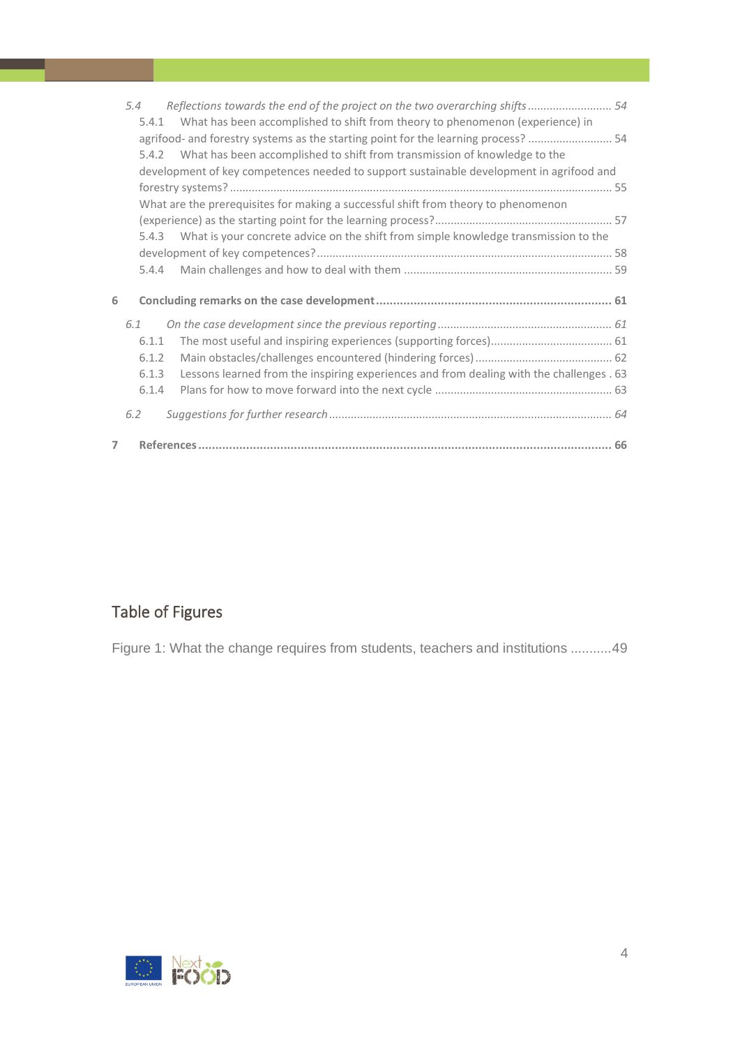5.4 Reflections towards the end of the project on the two overarching shifts ........................... 54

5.4.1 What has been accomplished to shift from theory to phenomenon (experience) in agrifood- and forestry systems as the starting point for the learning process? ........................... 54

5.4.2 What has been accomplished to shift from transmission of knowledge to the development of key competences needed to support sustainable development in agrifood and forestry systems? ........................... 55

What are the prerequisites for making a successful shift from theory to phenomenon (experience) as the starting point for the learning process? ........................... 57

5.4.3 What is your concrete advice on the shift from simple knowledge transmission to the development of key competences? ........................... 58

5.4.4 Main challenges and how to deal with them ........................... 59

**6 Concluding remarks on the case development ........................... 61**

6.1 On the case development since the previous reporting ........................... 61

6.1.1 The most useful and inspiring experiences (supporting forces) ........................... 61

6.1.2 Main obstacles/challenges encountered (hindering forces) ........................... 62

6.1.3 Lessons learned from the inspiring experiences and from dealing with the challenges . 63

6.1.4 Plans for how to move forward into the next cycle ........................... 63

6.2 Suggestions for further research ........................... 64

**7 References ........................... 66**

## Table of Figures

Figure 1: What the change requires from students, teachers and institutions ...........49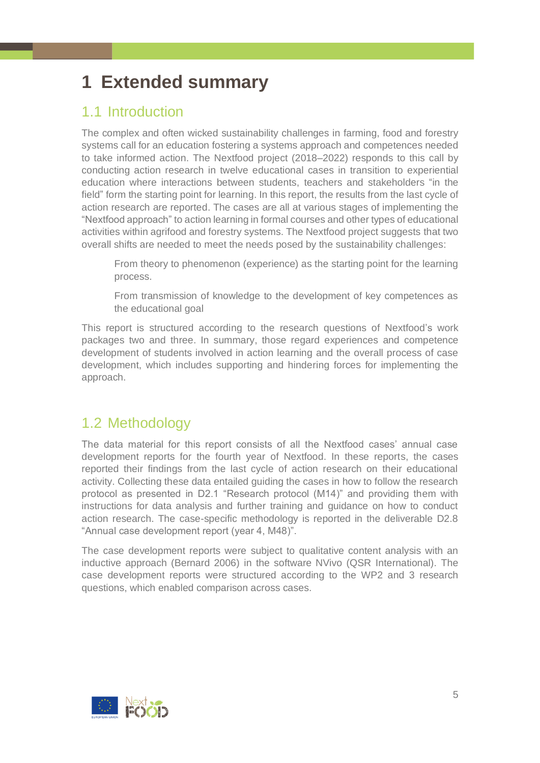# 1 Extended summary

## 1.1 Introduction

The complex and often wicked sustainability challenges in farming, food and forestry systems call for an education fostering a systems approach and competences needed to take informed action. The Nextfood project (2018–2022) responds to this call by conducting action research in twelve educational cases in transition to experiential education where interactions between students, teachers and stakeholders "in the field" form the starting point for learning. In this report, the results from the last cycle of action research are reported. The cases are all at various stages of implementing the "Nextfood approach" to action learning in formal courses and other types of educational activities within agrifood and forestry systems. The Nextfood project suggests that two overall shifts are needed to meet the needs posed by the sustainability challenges:

> From theory to phenomenon (experience) as the starting point for the learning process.
>
> From transmission of knowledge to the development of key competences as the educational goal

This report is structured according to the research questions of Nextfood's work packages two and three. In summary, those regard experiences and competence development of students involved in action learning and the overall process of case development, which includes supporting and hindering forces for implementing the approach.

## 1.2 Methodology

The data material for this report consists of all the Nextfood cases' annual case development reports for the fourth year of Nextfood. In these reports, the cases reported their findings from the last cycle of action research on their educational activity. Collecting these data entailed guiding the cases in how to follow the research protocol as presented in D2.1 "Research protocol (M14)" and providing them with instructions for data analysis and further training and guidance on how to conduct action research. The case-specific methodology is reported in the deliverable D2.8 "Annual case development report (year 4, M48)".

The case development reports were subject to qualitative content analysis with an inductive approach (Bernard 2006) in the software NVivo (QSR International). The case development reports were structured according to the WP2 and 3 research questions, which enabled comparison across cases.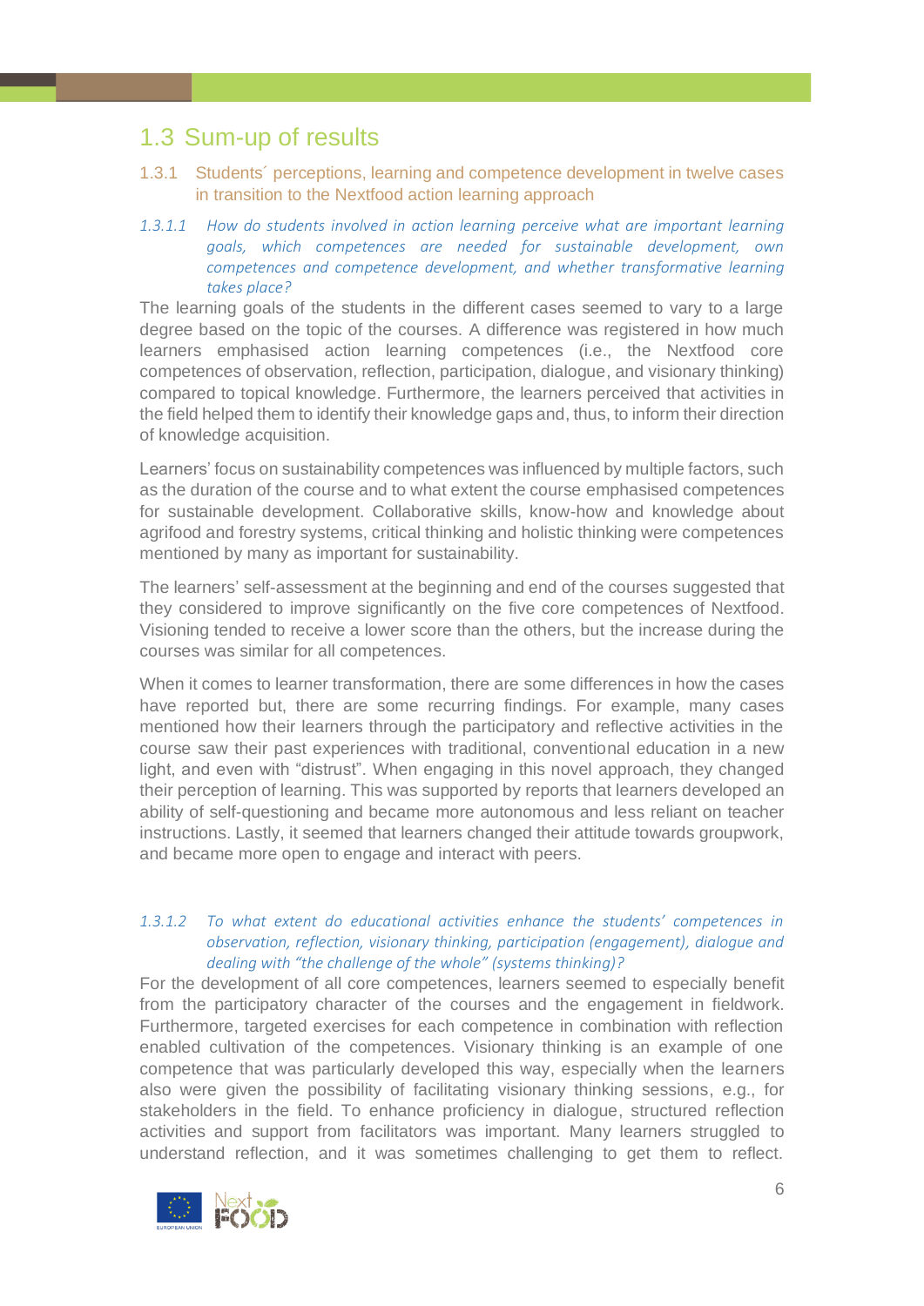## 1.3 Sum-up of results

### 1.3.1 Students´ perceptions, learning and competence development in twelve cases in transition to the Nextfood action learning approach

#### *1.3.1.1 How do students involved in action learning perceive what are important learning goals, which competences are needed for sustainable development, own competences and competence development, and whether transformative learning takes place?*

The learning goals of the students in the different cases seemed to vary to a large degree based on the topic of the courses. A difference was registered in how much learners emphasised action learning competences (i.e., the Nextfood core competences of observation, reflection, participation, dialogue, and visionary thinking) compared to topical knowledge. Furthermore, the learners perceived that activities in the field helped them to identify their knowledge gaps and, thus, to inform their direction of knowledge acquisition.

Learners' focus on sustainability competences was influenced by multiple factors, such as the duration of the course and to what extent the course emphasised competences for sustainable development. Collaborative skills, know-how and knowledge about agrifood and forestry systems, critical thinking and holistic thinking were competences mentioned by many as important for sustainability.

The learners' self-assessment at the beginning and end of the courses suggested that they considered to improve significantly on the five core competences of Nextfood. Visioning tended to receive a lower score than the others, but the increase during the courses was similar for all competences.

When it comes to learner transformation, there are some differences in how the cases have reported but, there are some recurring findings. For example, many cases mentioned how their learners through the participatory and reflective activities in the course saw their past experiences with traditional, conventional education in a new light, and even with "distrust". When engaging in this novel approach, they changed their perception of learning. This was supported by reports that learners developed an ability of self-questioning and became more autonomous and less reliant on teacher instructions. Lastly, it seemed that learners changed their attitude towards groupwork, and became more open to engage and interact with peers.

#### *1.3.1.2 To what extent do educational activities enhance the students' competences in observation, reflection, visionary thinking, participation (engagement), dialogue and dealing with "the challenge of the whole" (systems thinking)?*

For the development of all core competences, learners seemed to especially benefit from the participatory character of the courses and the engagement in fieldwork. Furthermore, targeted exercises for each competence in combination with reflection enabled cultivation of the competences. Visionary thinking is an example of one competence that was particularly developed this way, especially when the learners also were given the possibility of facilitating visionary thinking sessions, e.g., for stakeholders in the field. To enhance proficiency in dialogue, structured reflection activities and support from facilitators was important. Many learners struggled to understand reflection, and it was sometimes challenging to get them to reflect.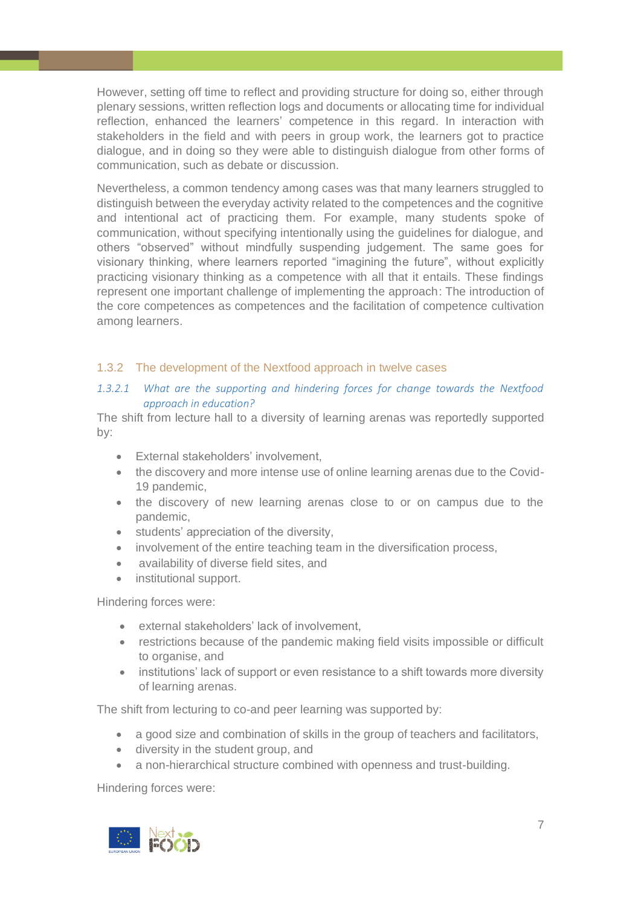However, setting off time to reflect and providing structure for doing so, either through plenary sessions, written reflection logs and documents or allocating time for individual reflection, enhanced the learners' competence in this regard. In interaction with stakeholders in the field and with peers in group work, the learners got to practice dialogue, and in doing so they were able to distinguish dialogue from other forms of communication, such as debate or discussion.

Nevertheless, a common tendency among cases was that many learners struggled to distinguish between the everyday activity related to the competences and the cognitive and intentional act of practicing them. For example, many students spoke of communication, without specifying intentionally using the guidelines for dialogue, and others "observed" without mindfully suspending judgement. The same goes for visionary thinking, where learners reported "imagining the future", without explicitly practicing visionary thinking as a competence with all that it entails. These findings represent one important challenge of implementing the approach: The introduction of the core competences as competences and the facilitation of competence cultivation among learners.

### 1.3.2 The development of the Nextfood approach in twelve cases

#### *1.3.2.1 What are the supporting and hindering forces for change towards the Nextfood approach in education?*

The shift from lecture hall to a diversity of learning arenas was reportedly supported by:

- External stakeholders' involvement,
- the discovery and more intense use of online learning arenas due to the Covid-19 pandemic,
- the discovery of new learning arenas close to or on campus due to the pandemic,
- students' appreciation of the diversity,
- involvement of the entire teaching team in the diversification process,
- availability of diverse field sites, and
- institutional support.

Hindering forces were:

- external stakeholders' lack of involvement,
- restrictions because of the pandemic making field visits impossible or difficult to organise, and
- institutions' lack of support or even resistance to a shift towards more diversity of learning arenas.

The shift from lecturing to co-and peer learning was supported by:

- a good size and combination of skills in the group of teachers and facilitators,
- diversity in the student group, and
- a non-hierarchical structure combined with openness and trust-building.

Hindering forces were: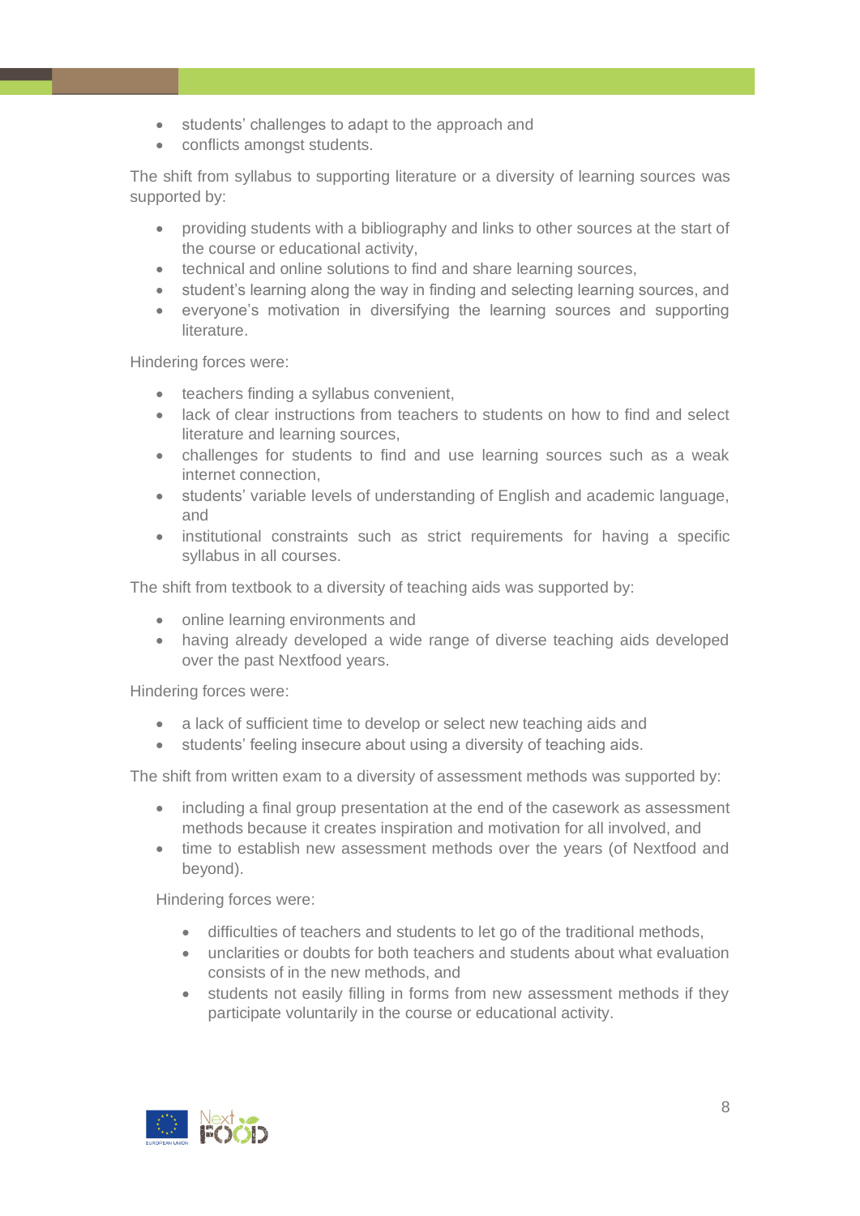- students' challenges to adapt to the approach and
- conflicts amongst students.

The shift from syllabus to supporting literature or a diversity of learning sources was supported by:

- providing students with a bibliography and links to other sources at the start of the course or educational activity,
- technical and online solutions to find and share learning sources,
- student's learning along the way in finding and selecting learning sources, and
- everyone's motivation in diversifying the learning sources and supporting literature.

Hindering forces were:

- teachers finding a syllabus convenient,
- lack of clear instructions from teachers to students on how to find and select literature and learning sources,
- challenges for students to find and use learning sources such as a weak internet connection,
- students' variable levels of understanding of English and academic language, and
- institutional constraints such as strict requirements for having a specific syllabus in all courses.

The shift from textbook to a diversity of teaching aids was supported by:

- online learning environments and
- having already developed a wide range of diverse teaching aids developed over the past Nextfood years.

Hindering forces were:

- a lack of sufficient time to develop or select new teaching aids and
- students' feeling insecure about using a diversity of teaching aids.

The shift from written exam to a diversity of assessment methods was supported by:

- including a final group presentation at the end of the casework as assessment methods because it creates inspiration and motivation for all involved, and
- time to establish new assessment methods over the years (of Nextfood and beyond).

Hindering forces were:

- difficulties of teachers and students to let go of the traditional methods,
- unclarities or doubts for both teachers and students about what evaluation consists of in the new methods, and
- students not easily filling in forms from new assessment methods if they participate voluntarily in the course or educational activity.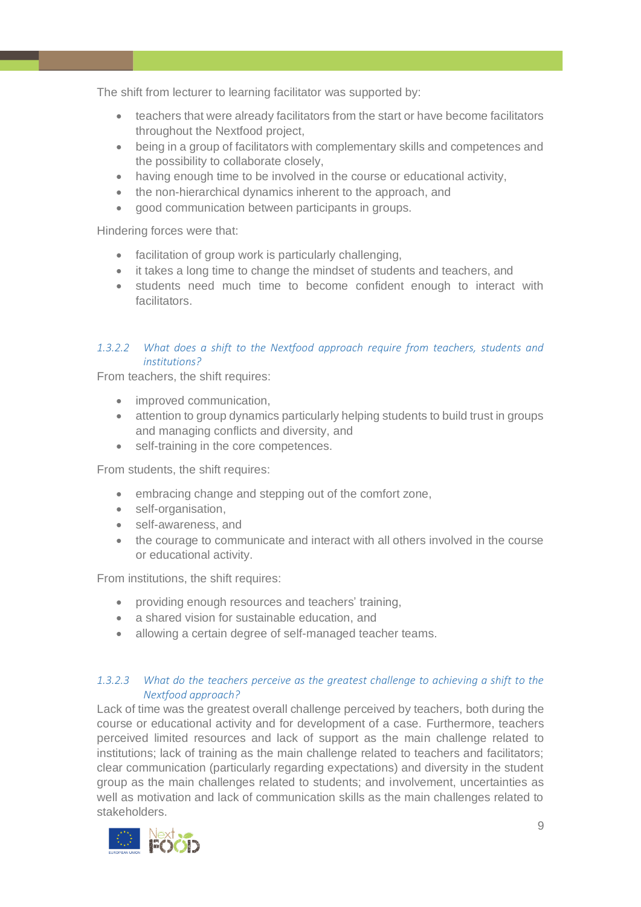The shift from lecturer to learning facilitator was supported by:

- teachers that were already facilitators from the start or have become facilitators throughout the Nextfood project,
- being in a group of facilitators with complementary skills and competences and the possibility to collaborate closely,
- having enough time to be involved in the course or educational activity,
- the non-hierarchical dynamics inherent to the approach, and
- good communication between participants in groups.

Hindering forces were that:

- facilitation of group work is particularly challenging,
- it takes a long time to change the mindset of students and teachers, and
- students need much time to become confident enough to interact with facilitators.

#### *1.3.2.2 What does a shift to the Nextfood approach require from teachers, students and institutions?*

From teachers, the shift requires:

- improved communication,
- attention to group dynamics particularly helping students to build trust in groups and managing conflicts and diversity, and
- self-training in the core competences.

From students, the shift requires:

- embracing change and stepping out of the comfort zone,
- self-organisation,
- self-awareness, and
- the courage to communicate and interact with all others involved in the course or educational activity.

From institutions, the shift requires:

- providing enough resources and teachers' training,
- a shared vision for sustainable education, and
- allowing a certain degree of self-managed teacher teams.

#### *1.3.2.3 What do the teachers perceive as the greatest challenge to achieving a shift to the Nextfood approach?*

Lack of time was the greatest overall challenge perceived by teachers, both during the course or educational activity and for development of a case. Furthermore, teachers perceived limited resources and lack of support as the main challenge related to institutions; lack of training as the main challenge related to teachers and facilitators; clear communication (particularly regarding expectations) and diversity in the student group as the main challenges related to students; and involvement, uncertainties as well as motivation and lack of communication skills as the main challenges related to stakeholders.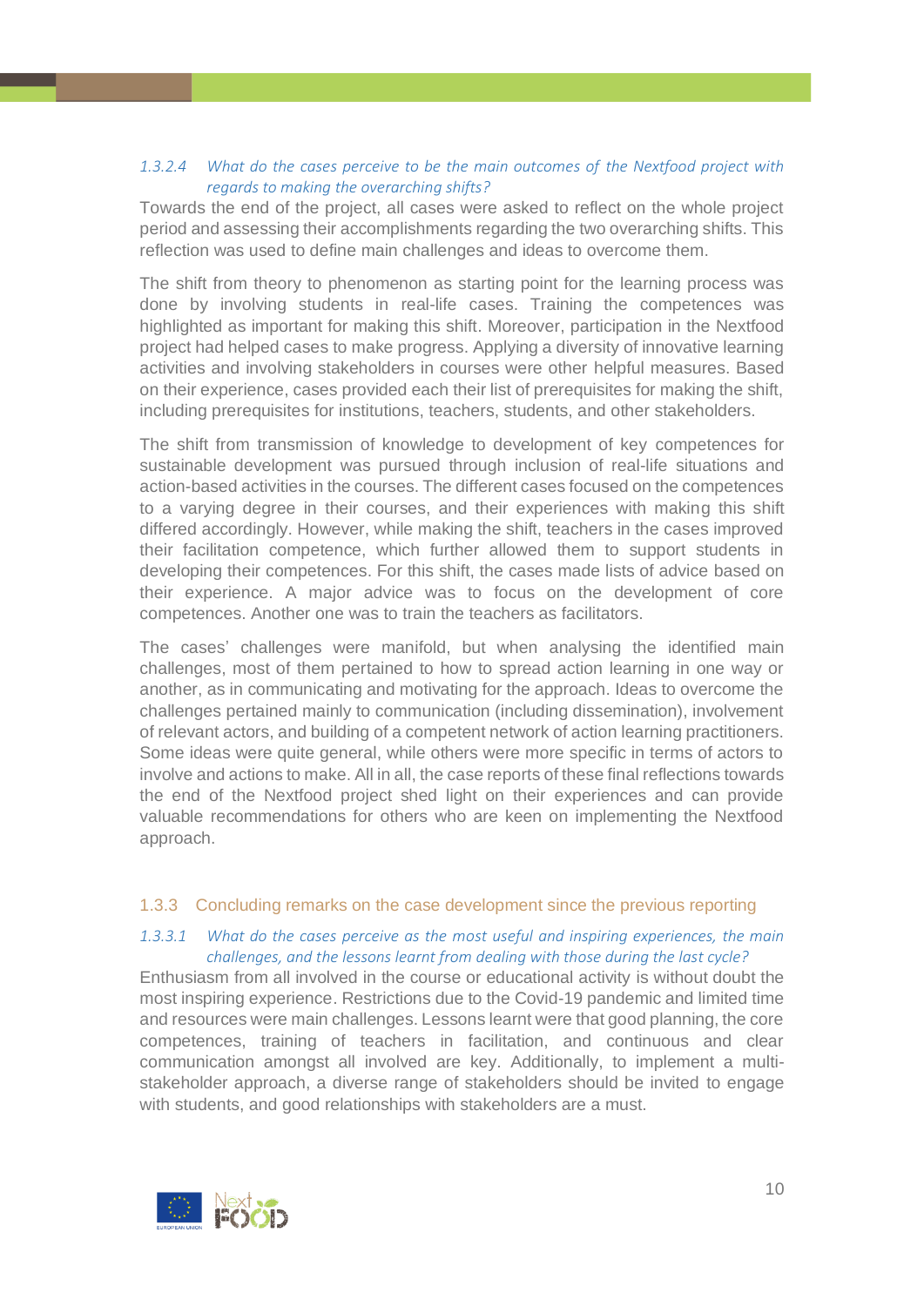#### 1.3.2.4 What do the cases perceive to be the main outcomes of the Nextfood project with regards to making the overarching shifts?

Towards the end of the project, all cases were asked to reflect on the whole project period and assessing their accomplishments regarding the two overarching shifts. This reflection was used to define main challenges and ideas to overcome them.

The shift from theory to phenomenon as starting point for the learning process was done by involving students in real-life cases. Training the competences was highlighted as important for making this shift. Moreover, participation in the Nextfood project had helped cases to make progress. Applying a diversity of innovative learning activities and involving stakeholders in courses were other helpful measures. Based on their experience, cases provided each their list of prerequisites for making the shift, including prerequisites for institutions, teachers, students, and other stakeholders.

The shift from transmission of knowledge to development of key competences for sustainable development was pursued through inclusion of real-life situations and action-based activities in the courses. The different cases focused on the competences to a varying degree in their courses, and their experiences with making this shift differed accordingly. However, while making the shift, teachers in the cases improved their facilitation competence, which further allowed them to support students in developing their competences. For this shift, the cases made lists of advice based on their experience. A major advice was to focus on the development of core competences. Another one was to train the teachers as facilitators.

The cases' challenges were manifold, but when analysing the identified main challenges, most of them pertained to how to spread action learning in one way or another, as in communicating and motivating for the approach. Ideas to overcome the challenges pertained mainly to communication (including dissemination), involvement of relevant actors, and building of a competent network of action learning practitioners. Some ideas were quite general, while others were more specific in terms of actors to involve and actions to make. All in all, the case reports of these final reflections towards the end of the Nextfood project shed light on their experiences and can provide valuable recommendations for others who are keen on implementing the Nextfood approach.

### 1.3.3 Concluding remarks on the case development since the previous reporting

#### 1.3.3.1 What do the cases perceive as the most useful and inspiring experiences, the main challenges, and the lessons learnt from dealing with those during the last cycle?

Enthusiasm from all involved in the course or educational activity is without doubt the most inspiring experience. Restrictions due to the Covid-19 pandemic and limited time and resources were main challenges. Lessons learnt were that good planning, the core competences, training of teachers in facilitation, and continuous and clear communication amongst all involved are key. Additionally, to implement a multi-stakeholder approach, a diverse range of stakeholders should be invited to engage with students, and good relationships with stakeholders are a must.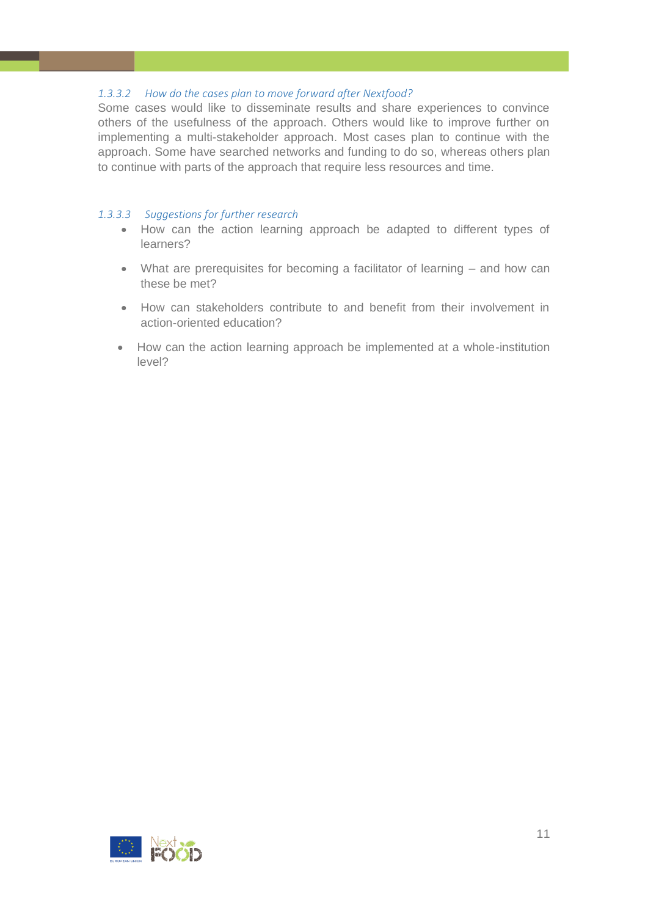#### 1.3.3.2 How do the cases plan to move forward after Nextfood?

Some cases would like to disseminate results and share experiences to convince others of the usefulness of the approach. Others would like to improve further on implementing a multi-stakeholder approach. Most cases plan to continue with the approach. Some have searched networks and funding to do so, whereas others plan to continue with parts of the approach that require less resources and time.

#### 1.3.3.3 Suggestions for further research

- How can the action learning approach be adapted to different types of learners?
- What are prerequisites for becoming a facilitator of learning – and how can these be met?
- How can stakeholders contribute to and benefit from their involvement in action-oriented education?
- How can the action learning approach be implemented at a whole-institution level?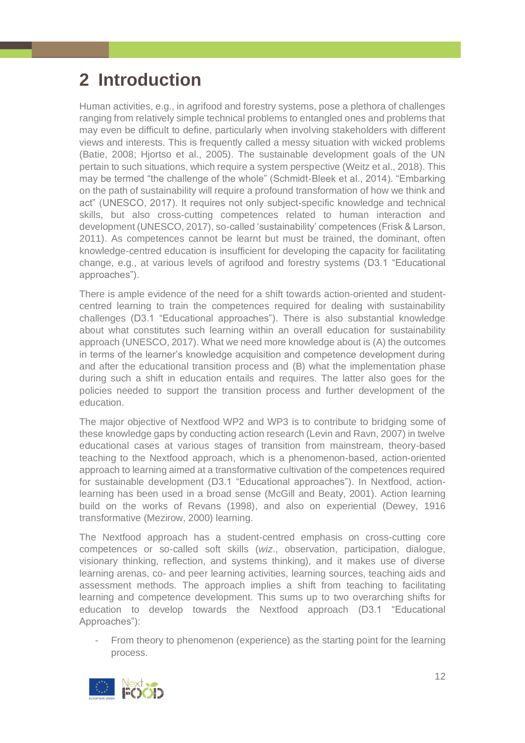# 2 Introduction

Human activities, e.g., in agrifood and forestry systems, pose a plethora of challenges ranging from relatively simple technical problems to entangled ones and problems that may even be difficult to define, particularly when involving stakeholders with different views and interests. This is frequently called a messy situation with wicked problems (Batie, 2008; Hjortso et al., 2005). The sustainable development goals of the UN pertain to such situations, which require a system perspective (Weitz et al., 2018). This may be termed "the challenge of the whole" (Schmidt-Bleek et al., 2014). "Embarking on the path of sustainability will require a profound transformation of how we think and act" (UNESCO, 2017). It requires not only subject-specific knowledge and technical skills, but also cross-cutting competences related to human interaction and development (UNESCO, 2017), so-called 'sustainability' competences (Frisk & Larson, 2011). As competences cannot be learnt but must be trained, the dominant, often knowledge-centred education is insufficient for developing the capacity for facilitating change, e.g., at various levels of agrifood and forestry systems (D3.1 "Educational approaches").

There is ample evidence of the need for a shift towards action-oriented and student-centred learning to train the competences required for dealing with sustainability challenges (D3.1 "Educational approaches"). There is also substantial knowledge about what constitutes such learning within an overall education for sustainability approach (UNESCO, 2017). What we need more knowledge about is (A) the outcomes in terms of the learner's knowledge acquisition and competence development during and after the educational transition process and (B) what the implementation phase during such a shift in education entails and requires. The latter also goes for the policies needed to support the transition process and further development of the education.

The major objective of Nextfood WP2 and WP3 is to contribute to bridging some of these knowledge gaps by conducting action research (Levin and Ravn, 2007) in twelve educational cases at various stages of transition from mainstream, theory-based teaching to the Nextfood approach, which is a phenomenon-based, action-oriented approach to learning aimed at a transformative cultivation of the competences required for sustainable development (D3.1 "Educational approaches"). In Nextfood, action-learning has been used in a broad sense (McGill and Beaty, 2001). Action learning build on the works of Revans (1998), and also on experiential (Dewey, 1916 transformative (Mezirow, 2000) learning.

The Nextfood approach has a student-centred emphasis on cross-cutting core competences or so-called soft skills (*wiz*., observation, participation, dialogue, visionary thinking, reflection, and systems thinking), and it makes use of diverse learning arenas, co- and peer learning activities, learning sources, teaching aids and assessment methods. The approach implies a shift from teaching to facilitating learning and competence development. This sums up to two overarching shifts for education to develop towards the Nextfood approach (D3.1 "Educational Approaches"):

- From theory to phenomenon (experience) as the starting point for the learning process.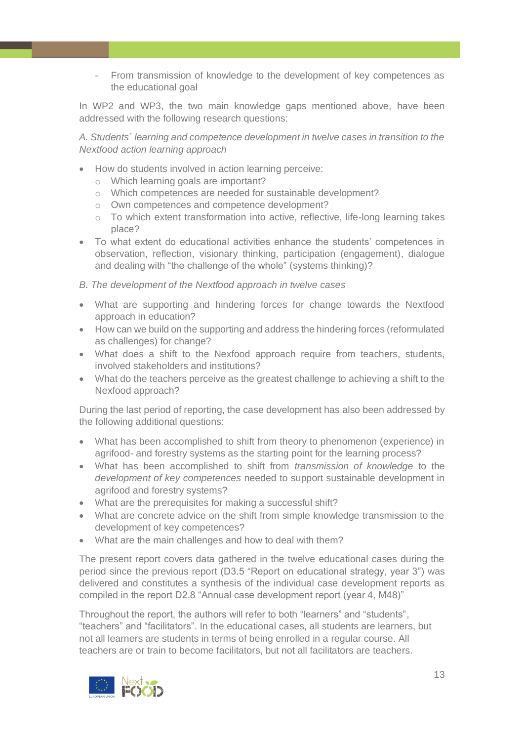- From transmission of knowledge to the development of key competences as the educational goal

In WP2 and WP3, the two main knowledge gaps mentioned above, have been addressed with the following research questions:

*A. Students´ learning and competence development in twelve cases in transition to the Nextfood action learning approach*

- How do students involved in action learning perceive:
  - Which learning goals are important?
  - Which competences are needed for sustainable development?
  - Own competences and competence development?
  - To which extent transformation into active, reflective, life-long learning takes place?
- To what extent do educational activities enhance the students' competences in observation, reflection, visionary thinking, participation (engagement), dialogue and dealing with "the challenge of the whole" (systems thinking)?

*B. The development of the Nextfood approach in twelve cases*

- What are supporting and hindering forces for change towards the Nextfood approach in education?
- How can we build on the supporting and address the hindering forces (reformulated as challenges) for change?
- What does a shift to the Nexfood approach require from teachers, students, involved stakeholders and institutions?
- What do the teachers perceive as the greatest challenge to achieving a shift to the Nexfood approach?

During the last period of reporting, the case development has also been addressed by the following additional questions:

- What has been accomplished to shift from theory to phenomenon (experience) in agrifood- and forestry systems as the starting point for the learning process?
- What has been accomplished to shift from *transmission of knowledge* to the *development of key competences* needed to support sustainable development in agrifood and forestry systems?
- What are the prerequisites for making a successful shift?
- What are concrete advice on the shift from simple knowledge transmission to the development of key competences?
- What are the main challenges and how to deal with them?

The present report covers data gathered in the twelve educational cases during the period since the previous report (D3.5 "Report on educational strategy, year 3") was delivered and constitutes a synthesis of the individual case development reports as compiled in the report D2.8 "Annual case development report (year 4, M48)"

Throughout the report, the authors will refer to both "learners" and "students", "teachers" and "facilitators". In the educational cases, all students are learners, but not all learners are students in terms of being enrolled in a regular course. All teachers are or train to become facilitators, but not all facilitators are teachers.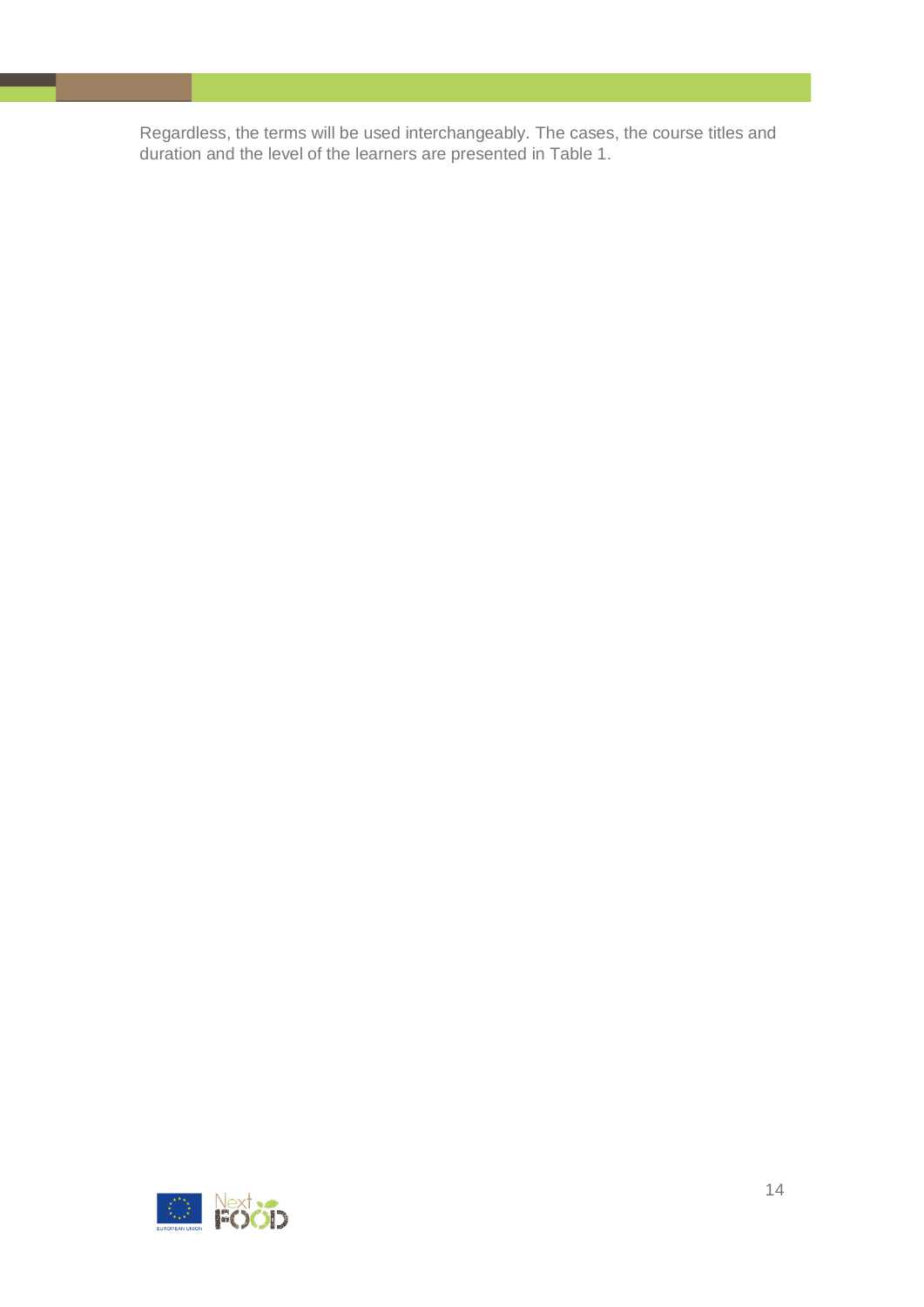Regardless, the terms will be used interchangeably. The cases, the course titles and duration and the level of the learners are presented in Table 1.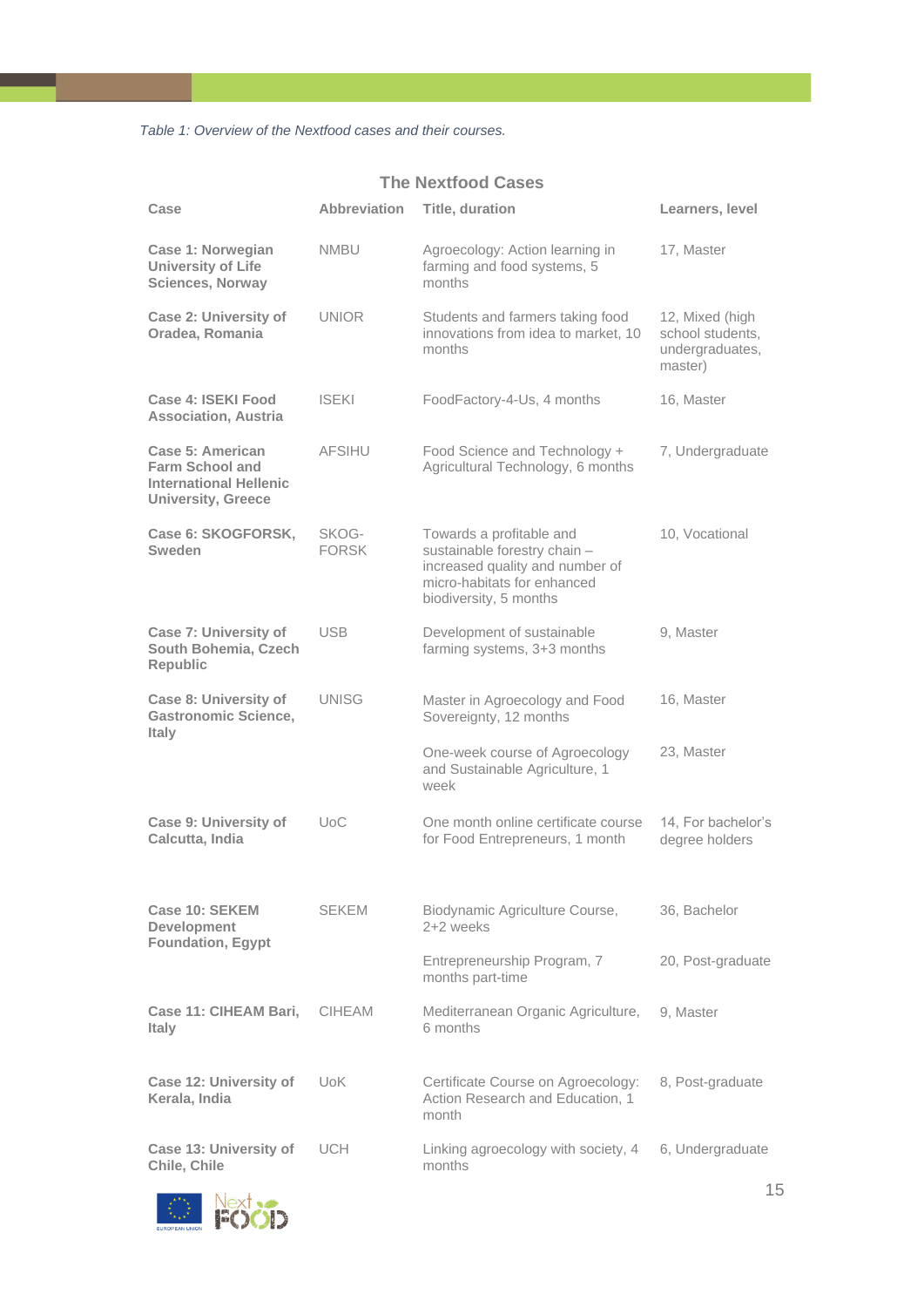*Table 1: Overview of the Nextfood cases and their courses.*

**The Nextfood Cases**

| Case | Abbreviation | Title, duration | Learners, level |
|---|---|---|---|
| **Case 1: Norwegian University of Life Sciences, Norway** | NMBU | Agroecology: Action learning in farming and food systems, 5 months | 17, Master |
| **Case 2: University of Oradea, Romania** | UNIOR | Students and farmers taking food innovations from idea to market, 10 months | 12, Mixed (high school students, undergraduates, master) |
| **Case 4: ISEKI Food Association, Austria** | ISEKI | FoodFactory-4-Us, 4 months | 16, Master |
| **Case 5: American Farm School and International Hellenic University, Greece** | AFSIHU | Food Science and Technology + Agricultural Technology, 6 months | 7, Undergraduate |
| **Case 6: SKOGFORSK, Sweden** | SKOG-FORSK | Towards a profitable and sustainable forestry chain – increased quality and number of micro-habitats for enhanced biodiversity, 5 months | 10, Vocational |
| **Case 7: University of South Bohemia, Czech Republic** | USB | Development of sustainable farming systems, 3+3 months | 9, Master |
| **Case 8: University of Gastronomic Science, Italy** | UNISG | Master in Agroecology and Food Sovereignty, 12 months | 16, Master |
| | | One-week course of Agroecology and Sustainable Agriculture, 1 week | 23, Master |
| **Case 9: University of Calcutta, India** | UoC | One month online certificate course for Food Entrepreneurs, 1 month | 14, For bachelor's degree holders |
| **Case 10: SEKEM Development Foundation, Egypt** | SEKEM | Biodynamic Agriculture Course, 2+2 weeks | 36, Bachelor |
| | | Entrepreneurship Program, 7 months part-time | 20, Post-graduate |
| **Case 11: CIHEAM Bari, Italy** | CIHEAM | Mediterranean Organic Agriculture, 6 months | 9, Master |
| **Case 12: University of Kerala, India** | UoK | Certificate Course on Agroecology: Action Research and Education, 1 month | 8, Post-graduate |
| **Case 13: University of Chile, Chile** | UCH | Linking agroecology with society, 4 months | 6, Undergraduate |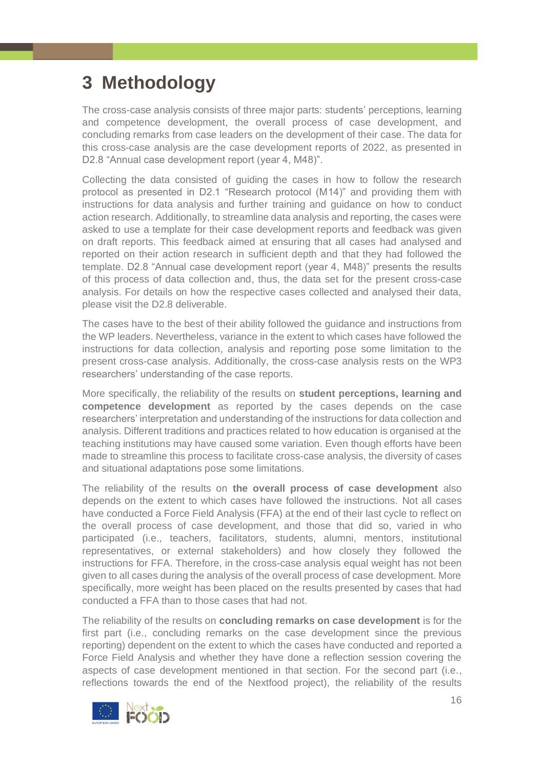# 3 Methodology

The cross-case analysis consists of three major parts: students' perceptions, learning and competence development, the overall process of case development, and concluding remarks from case leaders on the development of their case. The data for this cross-case analysis are the case development reports of 2022, as presented in D2.8 "Annual case development report (year 4, M48)".

Collecting the data consisted of guiding the cases in how to follow the research protocol as presented in D2.1 "Research protocol (M14)" and providing them with instructions for data analysis and further training and guidance on how to conduct action research. Additionally, to streamline data analysis and reporting, the cases were asked to use a template for their case development reports and feedback was given on draft reports. This feedback aimed at ensuring that all cases had analysed and reported on their action research in sufficient depth and that they had followed the template. D2.8 "Annual case development report (year 4, M48)" presents the results of this process of data collection and, thus, the data set for the present cross-case analysis. For details on how the respective cases collected and analysed their data, please visit the D2.8 deliverable.

The cases have to the best of their ability followed the guidance and instructions from the WP leaders. Nevertheless, variance in the extent to which cases have followed the instructions for data collection, analysis and reporting pose some limitation to the present cross-case analysis. Additionally, the cross-case analysis rests on the WP3 researchers' understanding of the case reports.

More specifically, the reliability of the results on **student perceptions, learning and competence development** as reported by the cases depends on the case researchers' interpretation and understanding of the instructions for data collection and analysis. Different traditions and practices related to how education is organised at the teaching institutions may have caused some variation. Even though efforts have been made to streamline this process to facilitate cross-case analysis, the diversity of cases and situational adaptations pose some limitations.

The reliability of the results on **the overall process of case development** also depends on the extent to which cases have followed the instructions. Not all cases have conducted a Force Field Analysis (FFA) at the end of their last cycle to reflect on the overall process of case development, and those that did so, varied in who participated (i.e., teachers, facilitators, students, alumni, mentors, institutional representatives, or external stakeholders) and how closely they followed the instructions for FFA. Therefore, in the cross-case analysis equal weight has not been given to all cases during the analysis of the overall process of case development. More specifically, more weight has been placed on the results presented by cases that had conducted a FFA than to those cases that had not.

The reliability of the results on **concluding remarks on case development** is for the first part (i.e., concluding remarks on the case development since the previous reporting) dependent on the extent to which the cases have conducted and reported a Force Field Analysis and whether they have done a reflection session covering the aspects of case development mentioned in that section. For the second part (i.e., reflections towards the end of the Nextfood project), the reliability of the results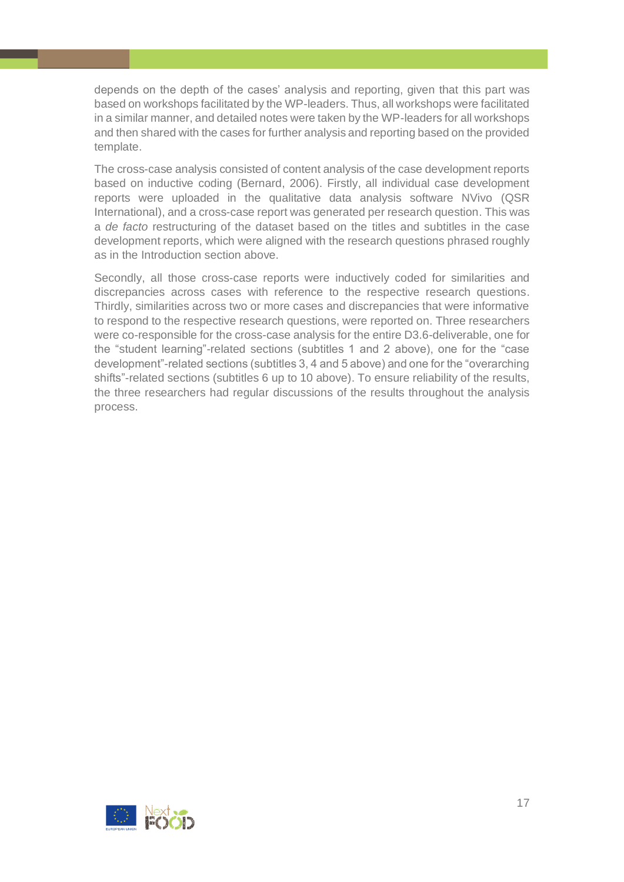depends on the depth of the cases' analysis and reporting, given that this part was based on workshops facilitated by the WP-leaders. Thus, all workshops were facilitated in a similar manner, and detailed notes were taken by the WP-leaders for all workshops and then shared with the cases for further analysis and reporting based on the provided template.

The cross-case analysis consisted of content analysis of the case development reports based on inductive coding (Bernard, 2006). Firstly, all individual case development reports were uploaded in the qualitative data analysis software NVivo (QSR International), and a cross-case report was generated per research question. This was a *de facto* restructuring of the dataset based on the titles and subtitles in the case development reports, which were aligned with the research questions phrased roughly as in the Introduction section above.

Secondly, all those cross-case reports were inductively coded for similarities and discrepancies across cases with reference to the respective research questions. Thirdly, similarities across two or more cases and discrepancies that were informative to respond to the respective research questions, were reported on. Three researchers were co-responsible for the cross-case analysis for the entire D3.6-deliverable, one for the "student learning"-related sections (subtitles 1 and 2 above), one for the "case development"-related sections (subtitles 3, 4 and 5 above) and one for the "overarching shifts"-related sections (subtitles 6 up to 10 above). To ensure reliability of the results, the three researchers had regular discussions of the results throughout the analysis process.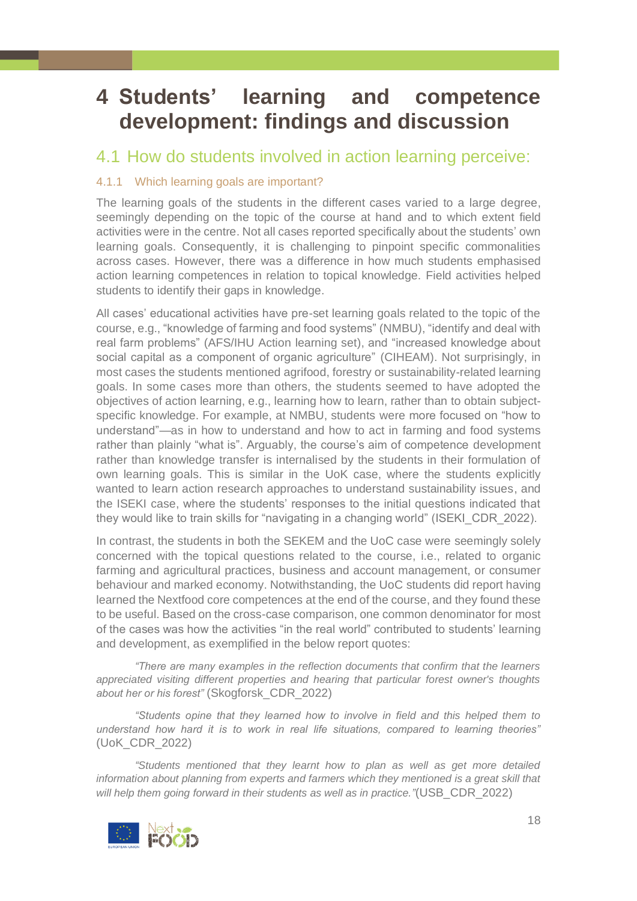# 4 Students' learning and competence development: findings and discussion

## 4.1 How do students involved in action learning perceive:

### 4.1.1 Which learning goals are important?

The learning goals of the students in the different cases varied to a large degree, seemingly depending on the topic of the course at hand and to which extent field activities were in the centre. Not all cases reported specifically about the students' own learning goals. Consequently, it is challenging to pinpoint specific commonalities across cases. However, there was a difference in how much students emphasised action learning competences in relation to topical knowledge. Field activities helped students to identify their gaps in knowledge.

All cases' educational activities have pre-set learning goals related to the topic of the course, e.g., "knowledge of farming and food systems" (NMBU), "identify and deal with real farm problems" (AFS/IHU Action learning set), and "increased knowledge about social capital as a component of organic agriculture" (CIHEAM). Not surprisingly, in most cases the students mentioned agrifood, forestry or sustainability-related learning goals. In some cases more than others, the students seemed to have adopted the objectives of action learning, e.g., learning how to learn, rather than to obtain subject-specific knowledge. For example, at NMBU, students were more focused on "how to understand"—as in how to understand and how to act in farming and food systems rather than plainly "what is". Arguably, the course's aim of competence development rather than knowledge transfer is internalised by the students in their formulation of own learning goals. This is similar in the UoK case, where the students explicitly wanted to learn action research approaches to understand sustainability issues, and the ISEKI case, where the students' responses to the initial questions indicated that they would like to train skills for "navigating in a changing world" (ISEKI_CDR_2022).

In contrast, the students in both the SEKEM and the UoC case were seemingly solely concerned with the topical questions related to the course, i.e., related to organic farming and agricultural practices, business and account management, or consumer behaviour and marked economy. Notwithstanding, the UoC students did report having learned the Nextfood core competences at the end of the course, and they found these to be useful. Based on the cross-case comparison, one common denominator for most of the cases was how the activities "in the real world" contributed to students' learning and development, as exemplified in the below report quotes:

> *"There are many examples in the reflection documents that confirm that the learners appreciated visiting different properties and hearing that particular forest owner's thoughts about her or his forest"* (Skogforsk_CDR_2022)

> *"Students opine that they learned how to involve in field and this helped them to understand how hard it is to work in real life situations, compared to learning theories"* (UoK_CDR_2022)

> *"Students mentioned that they learnt how to plan as well as get more detailed information about planning from experts and farmers which they mentioned is a great skill that will help them going forward in their students as well as in practice."* (USB_CDR_2022)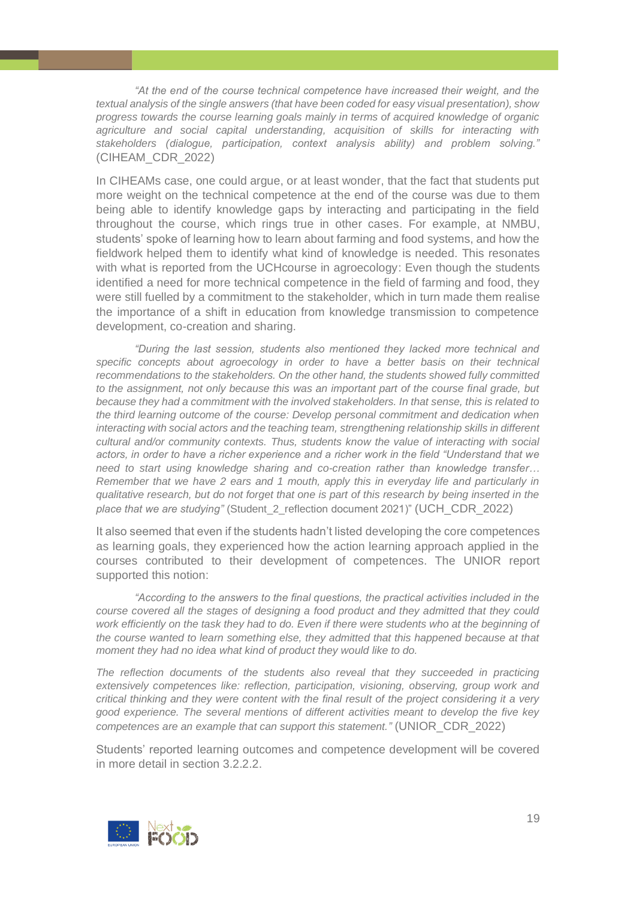*"At the end of the course technical competence have increased their weight, and the textual analysis of the single answers (that have been coded for easy visual presentation), show progress towards the course learning goals mainly in terms of acquired knowledge of organic agriculture and social capital understanding, acquisition of skills for interacting with stakeholders (dialogue, participation, context analysis ability) and problem solving."* (CIHEAM_CDR_2022)

In CIHEAMs case, one could argue, or at least wonder, that the fact that students put more weight on the technical competence at the end of the course was due to them being able to identify knowledge gaps by interacting and participating in the field throughout the course, which rings true in other cases. For example, at NMBU, students' spoke of learning how to learn about farming and food systems, and how the fieldwork helped them to identify what kind of knowledge is needed. This resonates with what is reported from the UCHcourse in agroecology: Even though the students identified a need for more technical competence in the field of farming and food, they were still fuelled by a commitment to the stakeholder, which in turn made them realise the importance of a shift in education from knowledge transmission to competence development, co-creation and sharing.

*"During the last session, students also mentioned they lacked more technical and specific concepts about agroecology in order to have a better basis on their technical recommendations to the stakeholders. On the other hand, the students showed fully committed to the assignment, not only because this was an important part of the course final grade, but because they had a commitment with the involved stakeholders. In that sense, this is related to the third learning outcome of the course: Develop personal commitment and dedication when interacting with social actors and the teaching team, strengthening relationship skills in different cultural and/or community contexts. Thus, students know the value of interacting with social actors, in order to have a richer experience and a richer work in the field "Understand that we need to start using knowledge sharing and co-creation rather than knowledge transfer… Remember that we have 2 ears and 1 mouth, apply this in everyday life and particularly in qualitative research, but do not forget that one is part of this research by being inserted in the place that we are studying"* (Student_2_reflection document 2021)" (UCH_CDR_2022)

It also seemed that even if the students hadn't listed developing the core competences as learning goals, they experienced how the action learning approach applied in the courses contributed to their development of competences. The UNIOR report supported this notion:

*"According to the answers to the final questions, the practical activities included in the course covered all the stages of designing a food product and they admitted that they could work efficiently on the task they had to do. Even if there were students who at the beginning of the course wanted to learn something else, they admitted that this happened because at that moment they had no idea what kind of product they would like to do.*

*The reflection documents of the students also reveal that they succeeded in practicing extensively competences like: reflection, participation, visioning, observing, group work and critical thinking and they were content with the final result of the project considering it a very good experience. The several mentions of different activities meant to develop the five key competences are an example that can support this statement."* (UNIOR_CDR_2022)

Students' reported learning outcomes and competence development will be covered in more detail in section 3.2.2.2.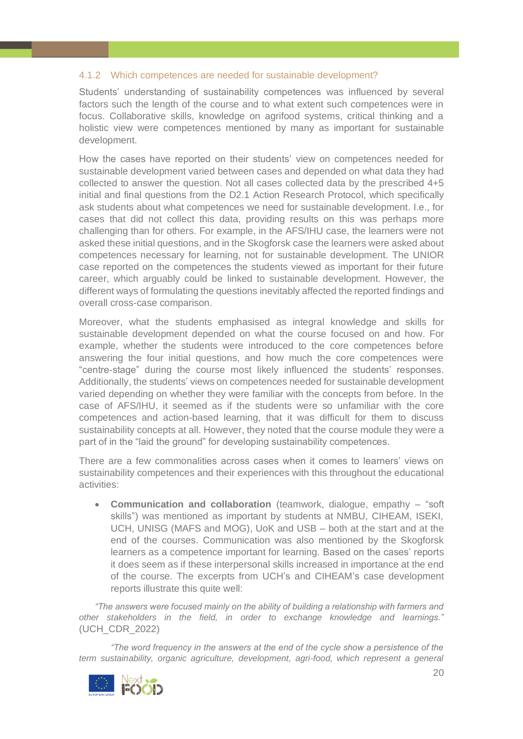### 4.1.2 Which competences are needed for sustainable development?

Students' understanding of sustainability competences was influenced by several factors such the length of the course and to what extent such competences were in focus. Collaborative skills, knowledge on agrifood systems, critical thinking and a holistic view were competences mentioned by many as important for sustainable development.

How the cases have reported on their students' view on competences needed for sustainable development varied between cases and depended on what data they had collected to answer the question. Not all cases collected data by the prescribed 4+5 initial and final questions from the D2.1 Action Research Protocol, which specifically ask students about what competences we need for sustainable development. I.e., for cases that did not collect this data, providing results on this was perhaps more challenging than for others. For example, in the AFS/IHU case, the learners were not asked these initial questions, and in the Skogforsk case the learners were asked about competences necessary for learning, not for sustainable development. The UNIOR case reported on the competences the students viewed as important for their future career, which arguably could be linked to sustainable development. However, the different ways of formulating the questions inevitably affected the reported findings and overall cross-case comparison.

Moreover, what the students emphasised as integral knowledge and skills for sustainable development depended on what the course focused on and how. For example, whether the students were introduced to the core competences before answering the four initial questions, and how much the core competences were "centre-stage" during the course most likely influenced the students' responses. Additionally, the students' views on competences needed for sustainable development varied depending on whether they were familiar with the concepts from before. In the case of AFS/IHU, it seemed as if the students were so unfamiliar with the core competences and action-based learning, that it was difficult for them to discuss sustainability concepts at all. However, they noted that the course module they were a part of in the "laid the ground" for developing sustainability competences.

There are a few commonalities across cases when it comes to learners' views on sustainability competences and their experiences with this throughout the educational activities:

- **Communication and collaboration** (teamwork, dialogue, empathy – "soft skills") was mentioned as important by students at NMBU, CIHEAM, ISEKI, UCH, UNISG (MAFS and MOG), UoK and USB – both at the start and at the end of the courses. Communication was also mentioned by the Skogforsk learners as a competence important for learning. Based on the cases' reports it does seem as if these interpersonal skills increased in importance at the end of the course. The excerpts from UCH's and CIHEAM's case development reports illustrate this quite well:

*"The answers were focused mainly on the ability of building a relationship with farmers and other stakeholders in the field, in order to exchange knowledge and learnings."* (UCH_CDR_2022)

*"The word frequency in the answers at the end of the cycle show a persistence of the term sustainability, organic agriculture, development, agri-food, which represent a general*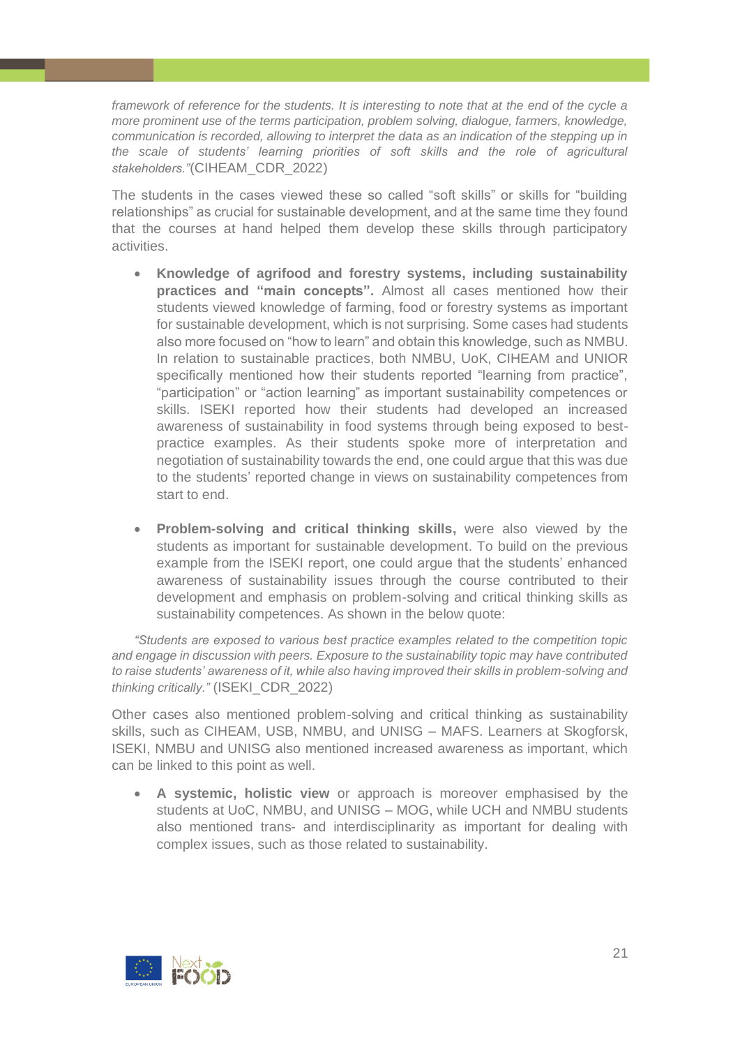*framework of reference for the students. It is interesting to note that at the end of the cycle a more prominent use of the terms participation, problem solving, dialogue, farmers, knowledge, communication is recorded, allowing to interpret the data as an indication of the stepping up in the scale of students' learning priorities of soft skills and the role of agricultural stakeholders."*(CIHEAM_CDR_2022)

The students in the cases viewed these so called "soft skills" or skills for "building relationships" as crucial for sustainable development, and at the same time they found that the courses at hand helped them develop these skills through participatory activities.

- **Knowledge of agrifood and forestry systems, including sustainability practices and "main concepts".** Almost all cases mentioned how their students viewed knowledge of farming, food or forestry systems as important for sustainable development, which is not surprising. Some cases had students also more focused on "how to learn" and obtain this knowledge, such as NMBU. In relation to sustainable practices, both NMBU, UoK, CIHEAM and UNIOR specifically mentioned how their students reported "learning from practice", "participation" or "action learning" as important sustainability competences or skills. ISEKI reported how their students had developed an increased awareness of sustainability in food systems through being exposed to best-practice examples. As their students spoke more of interpretation and negotiation of sustainability towards the end, one could argue that this was due to the students' reported change in views on sustainability competences from start to end.

- **Problem-solving and critical thinking skills,** were also viewed by the students as important for sustainable development. To build on the previous example from the ISEKI report, one could argue that the students' enhanced awareness of sustainability issues through the course contributed to their development and emphasis on problem-solving and critical thinking skills as sustainability competences. As shown in the below quote:

*"Students are exposed to various best practice examples related to the competition topic and engage in discussion with peers. Exposure to the sustainability topic may have contributed to raise students' awareness of it, while also having improved their skills in problem-solving and thinking critically."* (ISEKI_CDR_2022)

Other cases also mentioned problem-solving and critical thinking as sustainability skills, such as CIHEAM, USB, NMBU, and UNISG – MAFS. Learners at Skogforsk, ISEKI, NMBU and UNISG also mentioned increased awareness as important, which can be linked to this point as well.

- **A systemic, holistic view** or approach is moreover emphasised by the students at UoC, NMBU, and UNISG – MOG, while UCH and NMBU students also mentioned trans- and interdisciplinarity as important for dealing with complex issues, such as those related to sustainability.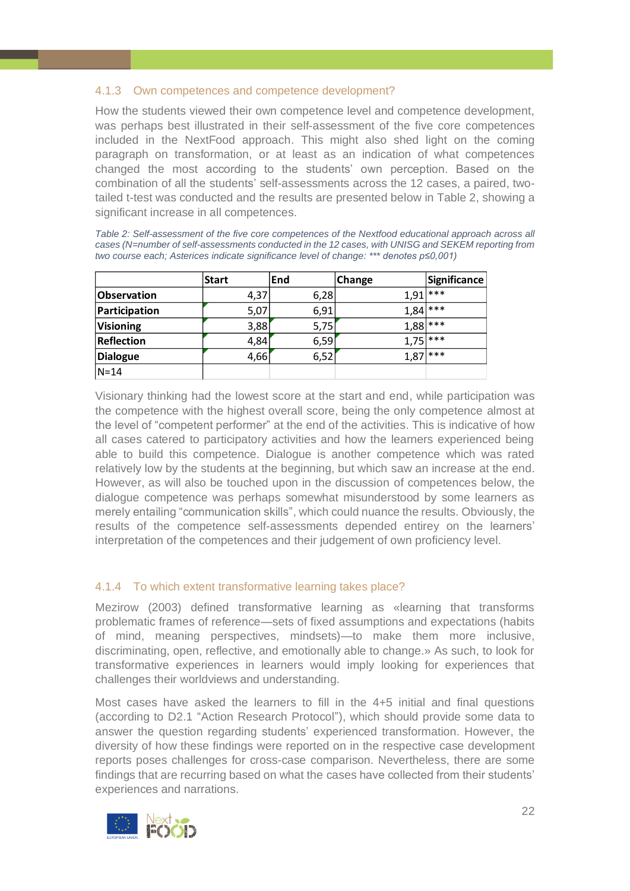### 4.1.3 Own competences and competence development?

How the students viewed their own competence level and competence development, was perhaps best illustrated in their self-assessment of the five core competences included in the NextFood approach. This might also shed light on the coming paragraph on transformation, or at least as an indication of what competences changed the most according to the students' own perception. Based on the combination of all the students' self-assessments across the 12 cases, a paired, two-tailed t-test was conducted and the results are presented below in Table 2, showing a significant increase in all competences.

*Table 2: Self-assessment of the five core competences of the Nextfood educational approach across all cases (N=number of self-assessments conducted in the 12 cases, with UNISG and SEKEM reporting from two course each; Asterices indicate significance level of change: \*\*\* denotes p≤0,001)*

| | Start | End | Change | Significance |
|---|---|---|---|---|
| **Observation** | 4,37 | 6,28 | 1,91 | *** |
| **Participation** | 5,07 | 6,91 | 1,84 | *** |
| **Visioning** | 3,88 | 5,75 | 1,88 | *** |
| **Reflection** | 4,84 | 6,59 | 1,75 | *** |
| **Dialogue** | 4,66 | 6,52 | 1,87 | *** |
| N=14 | | | | |

Visionary thinking had the lowest score at the start and end, while participation was the competence with the highest overall score, being the only competence almost at the level of "competent performer" at the end of the activities. This is indicative of how all cases catered to participatory activities and how the learners experienced being able to build this competence. Dialogue is another competence which was rated relatively low by the students at the beginning, but which saw an increase at the end. However, as will also be touched upon in the discussion of competences below, the dialogue competence was perhaps somewhat misunderstood by some learners as merely entailing "communication skills", which could nuance the results. Obviously, the results of the competence self-assessments depended entirey on the learners' interpretation of the competences and their judgement of own proficiency level.

### 4.1.4 To which extent transformative learning takes place?

Mezirow (2003) defined transformative learning as «learning that transforms problematic frames of reference—sets of fixed assumptions and expectations (habits of mind, meaning perspectives, mindsets)—to make them more inclusive, discriminating, open, reflective, and emotionally able to change.» As such, to look for transformative experiences in learners would imply looking for experiences that challenges their worldviews and understanding.

Most cases have asked the learners to fill in the 4+5 initial and final questions (according to D2.1 "Action Research Protocol"), which should provide some data to answer the question regarding students' experienced transformation. However, the diversity of how these findings were reported on in the respective case development reports poses challenges for cross-case comparison. Nevertheless, there are some findings that are recurring based on what the cases have collected from their students' experiences and narrations.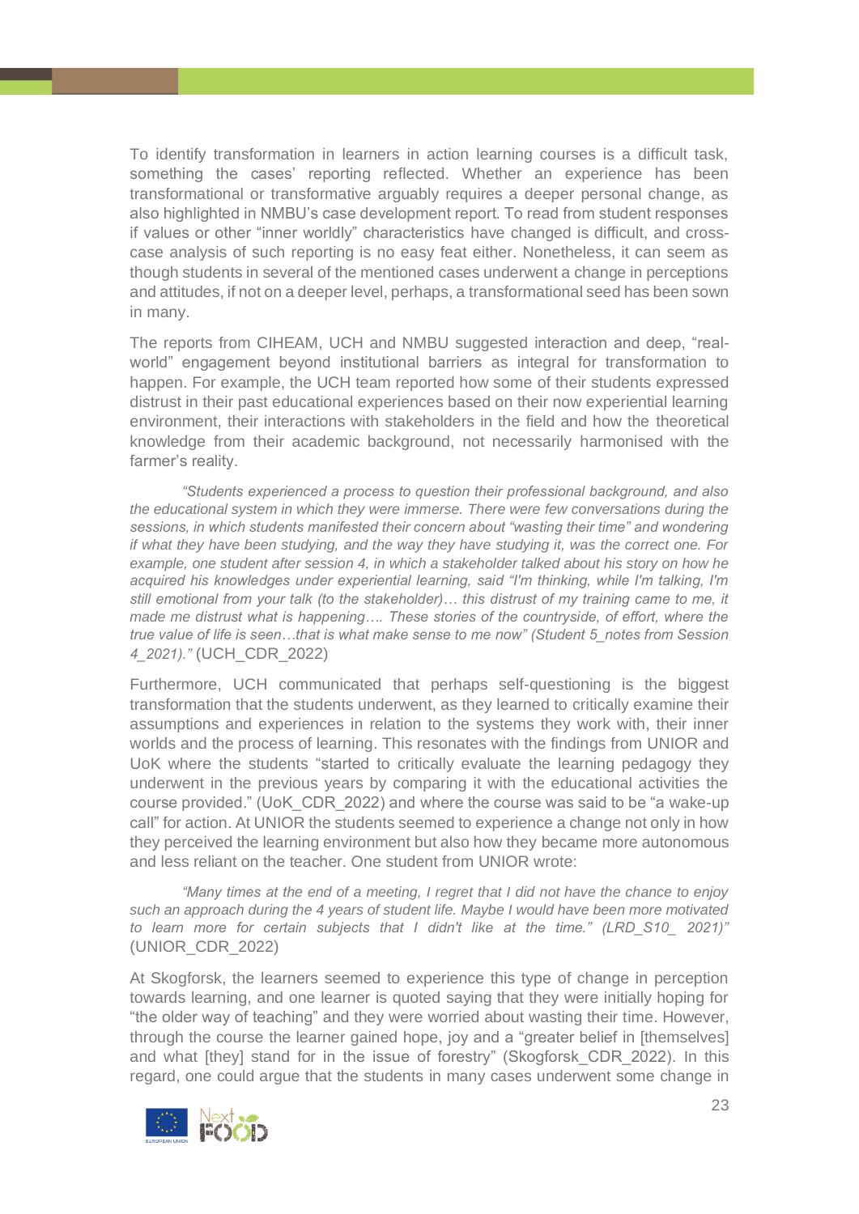To identify transformation in learners in action learning courses is a difficult task, something the cases' reporting reflected. Whether an experience has been transformational or transformative arguably requires a deeper personal change, as also highlighted in NMBU's case development report. To read from student responses if values or other "inner worldly" characteristics have changed is difficult, and cross-case analysis of such reporting is no easy feat either. Nonetheless, it can seem as though students in several of the mentioned cases underwent a change in perceptions and attitudes, if not on a deeper level, perhaps, a transformational seed has been sown in many.

The reports from CIHEAM, UCH and NMBU suggested interaction and deep, "real-world" engagement beyond institutional barriers as integral for transformation to happen. For example, the UCH team reported how some of their students expressed distrust in their past educational experiences based on their now experiential learning environment, their interactions with stakeholders in the field and how the theoretical knowledge from their academic background, not necessarily harmonised with the farmer's reality.

> *"Students experienced a process to question their professional background, and also the educational system in which they were immerse. There were few conversations during the sessions, in which students manifested their concern about "wasting their time" and wondering if what they have been studying, and the way they have studying it, was the correct one. For example, one student after session 4, in which a stakeholder talked about his story on how he acquired his knowledges under experiential learning, said "I'm thinking, while I'm talking, I'm still emotional from your talk (to the stakeholder)… this distrust of my training came to me, it made me distrust what is happening…. These stories of the countryside, of effort, where the true value of life is seen…that is what make sense to me now" (Student 5_notes from Session 4_2021)."* (UCH_CDR_2022)

Furthermore, UCH communicated that perhaps self-questioning is the biggest transformation that the students underwent, as they learned to critically examine their assumptions and experiences in relation to the systems they work with, their inner worlds and the process of learning. This resonates with the findings from UNIOR and UoK where the students "started to critically evaluate the learning pedagogy they underwent in the previous years by comparing it with the educational activities the course provided." (UoK_CDR_2022) and where the course was said to be "a wake-up call" for action. At UNIOR the students seemed to experience a change not only in how they perceived the learning environment but also how they became more autonomous and less reliant on the teacher. One student from UNIOR wrote:

> *"Many times at the end of a meeting, I regret that I did not have the chance to enjoy such an approach during the 4 years of student life. Maybe I would have been more motivated to learn more for certain subjects that I didn't like at the time." (LRD_S10_ 2021)"* (UNIOR_CDR_2022)

At Skogforsk, the learners seemed to experience this type of change in perception towards learning, and one learner is quoted saying that they were initially hoping for "the older way of teaching" and they were worried about wasting their time. However, through the course the learner gained hope, joy and a "greater belief in [themselves] and what [they] stand for in the issue of forestry" (Skogforsk_CDR_2022). In this regard, one could argue that the students in many cases underwent some change in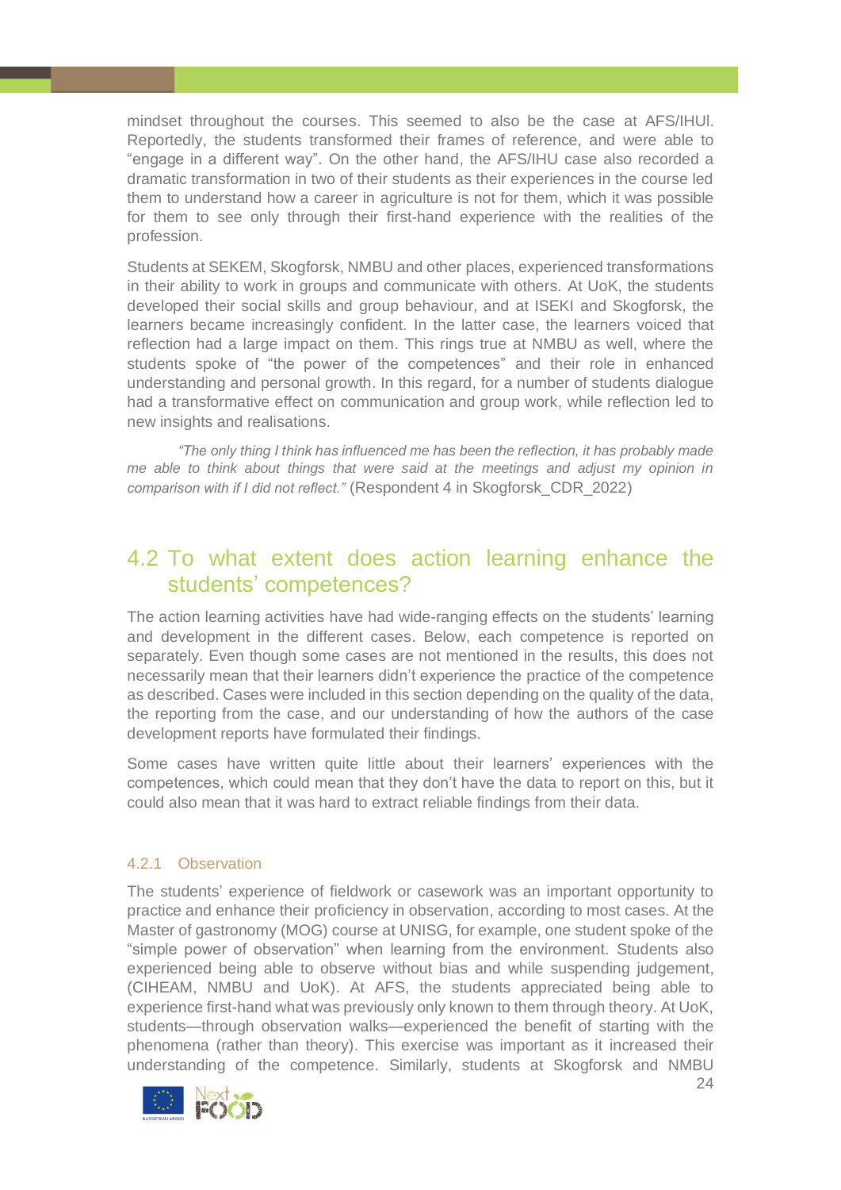mindset throughout the courses. This seemed to also be the case at AFS/IHUI. Reportedly, the students transformed their frames of reference, and were able to "engage in a different way". On the other hand, the AFS/IHU case also recorded a dramatic transformation in two of their students as their experiences in the course led them to understand how a career in agriculture is not for them, which it was possible for them to see only through their first-hand experience with the realities of the profession.

Students at SEKEM, Skogforsk, NMBU and other places, experienced transformations in their ability to work in groups and communicate with others. At UoK, the students developed their social skills and group behaviour, and at ISEKI and Skogforsk, the learners became increasingly confident. In the latter case, the learners voiced that reflection had a large impact on them. This rings true at NMBU as well, where the students spoke of "the power of the competences" and their role in enhanced understanding and personal growth. In this regard, for a number of students dialogue had a transformative effect on communication and group work, while reflection led to new insights and realisations.

> *"The only thing I think has influenced me has been the reflection, it has probably made me able to think about things that were said at the meetings and adjust my opinion in comparison with if I did not reflect."* (Respondent 4 in Skogforsk_CDR_2022)

## 4.2 To what extent does action learning enhance the students' competences?

The action learning activities have had wide-ranging effects on the students' learning and development in the different cases. Below, each competence is reported on separately. Even though some cases are not mentioned in the results, this does not necessarily mean that their learners didn't experience the practice of the competence as described. Cases were included in this section depending on the quality of the data, the reporting from the case, and our understanding of how the authors of the case development reports have formulated their findings.

Some cases have written quite little about their learners' experiences with the competences, which could mean that they don't have the data to report on this, but it could also mean that it was hard to extract reliable findings from their data.

### 4.2.1 Observation

The students' experience of fieldwork or casework was an important opportunity to practice and enhance their proficiency in observation, according to most cases. At the Master of gastronomy (MOG) course at UNISG, for example, one student spoke of the "simple power of observation" when learning from the environment. Students also experienced being able to observe without bias and while suspending judgement, (CIHEAM, NMBU and UoK). At AFS, the students appreciated being able to experience first-hand what was previously only known to them through theory. At UoK, students—through observation walks—experienced the benefit of starting with the phenomena (rather than theory). This exercise was important as it increased their understanding of the competence. Similarly, students at Skogforsk and NMBU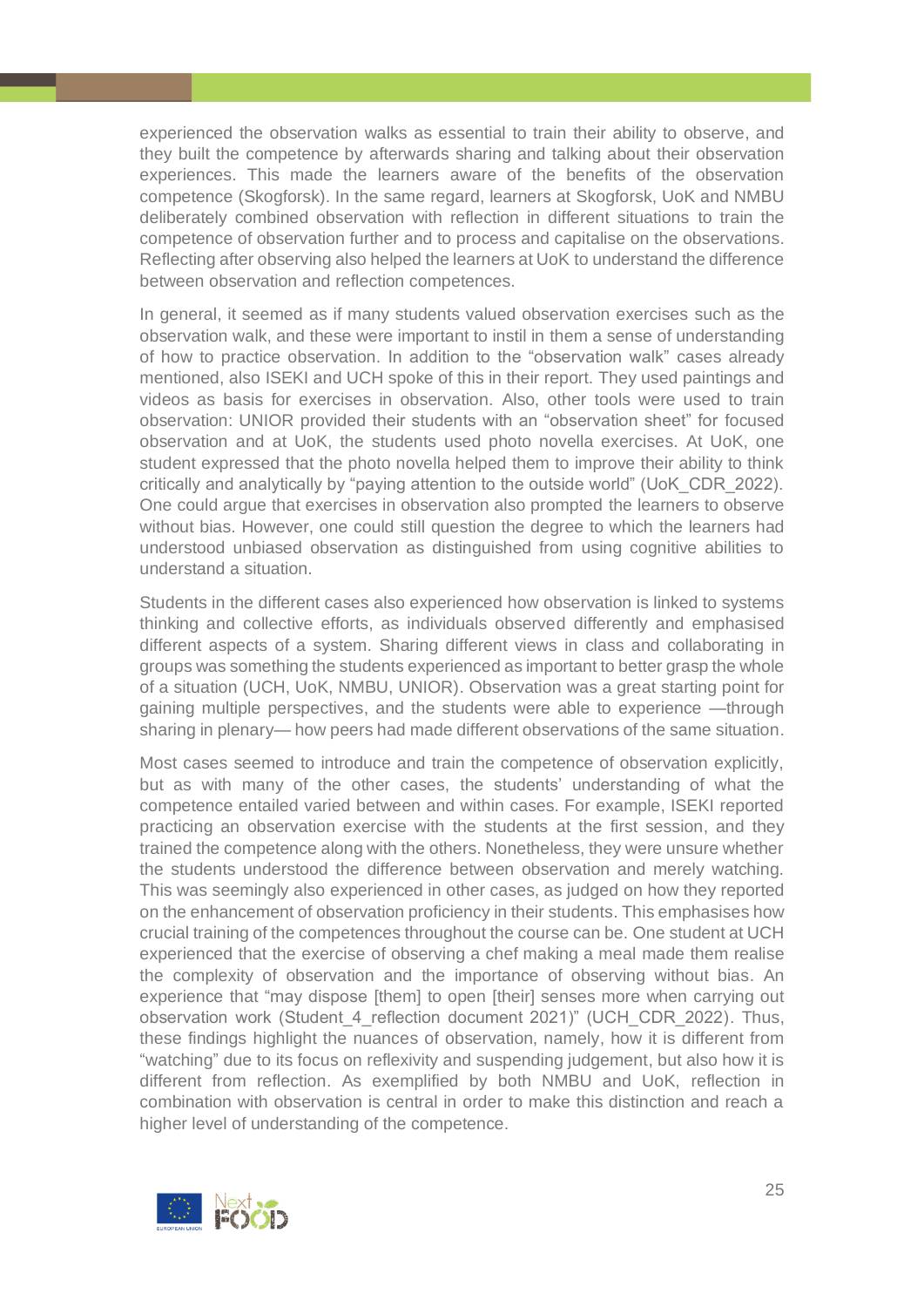experienced the observation walks as essential to train their ability to observe, and they built the competence by afterwards sharing and talking about their observation experiences. This made the learners aware of the benefits of the observation competence (Skogforsk). In the same regard, learners at Skogforsk, UoK and NMBU deliberately combined observation with reflection in different situations to train the competence of observation further and to process and capitalise on the observations. Reflecting after observing also helped the learners at UoK to understand the difference between observation and reflection competences.

In general, it seemed as if many students valued observation exercises such as the observation walk, and these were important to instil in them a sense of understanding of how to practice observation. In addition to the "observation walk" cases already mentioned, also ISEKI and UCH spoke of this in their report. They used paintings and videos as basis for exercises in observation. Also, other tools were used to train observation: UNIOR provided their students with an "observation sheet" for focused observation and at UoK, the students used photo novella exercises. At UoK, one student expressed that the photo novella helped them to improve their ability to think critically and analytically by "paying attention to the outside world" (UoK_CDR_2022). One could argue that exercises in observation also prompted the learners to observe without bias. However, one could still question the degree to which the learners had understood unbiased observation as distinguished from using cognitive abilities to understand a situation.

Students in the different cases also experienced how observation is linked to systems thinking and collective efforts, as individuals observed differently and emphasised different aspects of a system. Sharing different views in class and collaborating in groups was something the students experienced as important to better grasp the whole of a situation (UCH, UoK, NMBU, UNIOR). Observation was a great starting point for gaining multiple perspectives, and the students were able to experience —through sharing in plenary— how peers had made different observations of the same situation.

Most cases seemed to introduce and train the competence of observation explicitly, but as with many of the other cases, the students' understanding of what the competence entailed varied between and within cases. For example, ISEKI reported practicing an observation exercise with the students at the first session, and they trained the competence along with the others. Nonetheless, they were unsure whether the students understood the difference between observation and merely watching. This was seemingly also experienced in other cases, as judged on how they reported on the enhancement of observation proficiency in their students. This emphasises how crucial training of the competences throughout the course can be. One student at UCH experienced that the exercise of observing a chef making a meal made them realise the complexity of observation and the importance of observing without bias. An experience that "may dispose [them] to open [their] senses more when carrying out observation work (Student_4_reflection document 2021)" (UCH_CDR_2022). Thus, these findings highlight the nuances of observation, namely, how it is different from "watching" due to its focus on reflexivity and suspending judgement, but also how it is different from reflection. As exemplified by both NMBU and UoK, reflection in combination with observation is central in order to make this distinction and reach a higher level of understanding of the competence.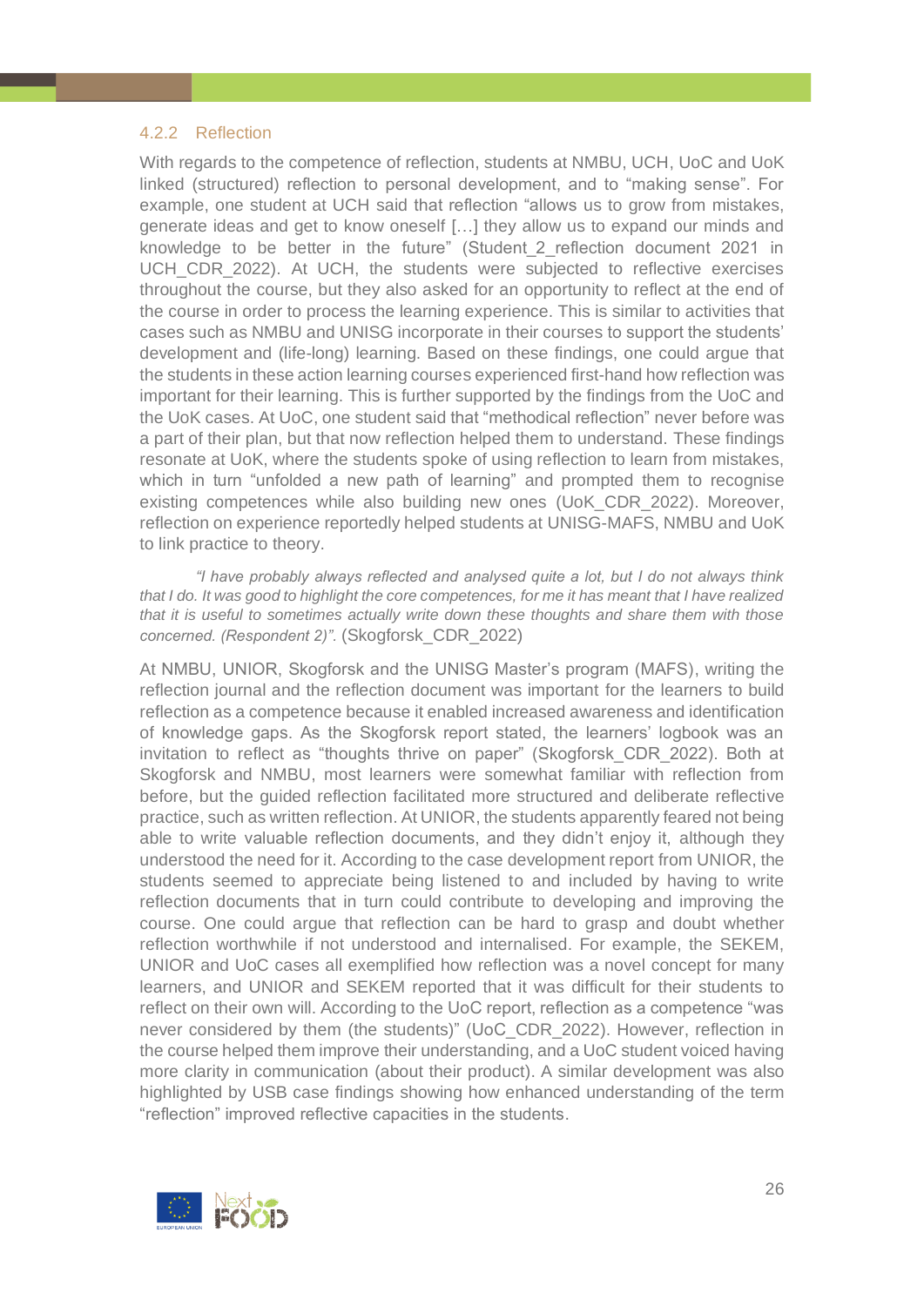### 4.2.2 Reflection

With regards to the competence of reflection, students at NMBU, UCH, UoC and UoK linked (structured) reflection to personal development, and to "making sense". For example, one student at UCH said that reflection "allows us to grow from mistakes, generate ideas and get to know oneself […] they allow us to expand our minds and knowledge to be better in the future" (Student_2_reflection document 2021 in UCH_CDR_2022). At UCH, the students were subjected to reflective exercises throughout the course, but they also asked for an opportunity to reflect at the end of the course in order to process the learning experience. This is similar to activities that cases such as NMBU and UNISG incorporate in their courses to support the students' development and (life-long) learning. Based on these findings, one could argue that the students in these action learning courses experienced first-hand how reflection was important for their learning. This is further supported by the findings from the UoC and the UoK cases. At UoC, one student said that "methodical reflection" never before was a part of their plan, but that now reflection helped them to understand. These findings resonate at UoK, where the students spoke of using reflection to learn from mistakes, which in turn "unfolded a new path of learning" and prompted them to recognise existing competences while also building new ones (UoK_CDR_2022). Moreover, reflection on experience reportedly helped students at UNISG-MAFS, NMBU and UoK to link practice to theory.

> *"I have probably always reflected and analysed quite a lot, but I do not always think that I do. It was good to highlight the core competences, for me it has meant that I have realized that it is useful to sometimes actually write down these thoughts and share them with those concerned. (Respondent 2)".* (Skogforsk_CDR_2022)

At NMBU, UNIOR, Skogforsk and the UNISG Master's program (MAFS), writing the reflection journal and the reflection document was important for the learners to build reflection as a competence because it enabled increased awareness and identification of knowledge gaps. As the Skogforsk report stated, the learners' logbook was an invitation to reflect as "thoughts thrive on paper" (Skogforsk_CDR_2022). Both at Skogforsk and NMBU, most learners were somewhat familiar with reflection from before, but the guided reflection facilitated more structured and deliberate reflective practice, such as written reflection. At UNIOR, the students apparently feared not being able to write valuable reflection documents, and they didn't enjoy it, although they understood the need for it. According to the case development report from UNIOR, the students seemed to appreciate being listened to and included by having to write reflection documents that in turn could contribute to developing and improving the course. One could argue that reflection can be hard to grasp and doubt whether reflection worthwhile if not understood and internalised. For example, the SEKEM, UNIOR and UoC cases all exemplified how reflection was a novel concept for many learners, and UNIOR and SEKEM reported that it was difficult for their students to reflect on their own will. According to the UoC report, reflection as a competence "was never considered by them (the students)" (UoC_CDR_2022). However, reflection in the course helped them improve their understanding, and a UoC student voiced having more clarity in communication (about their product). A similar development was also highlighted by USB case findings showing how enhanced understanding of the term "reflection" improved reflective capacities in the students.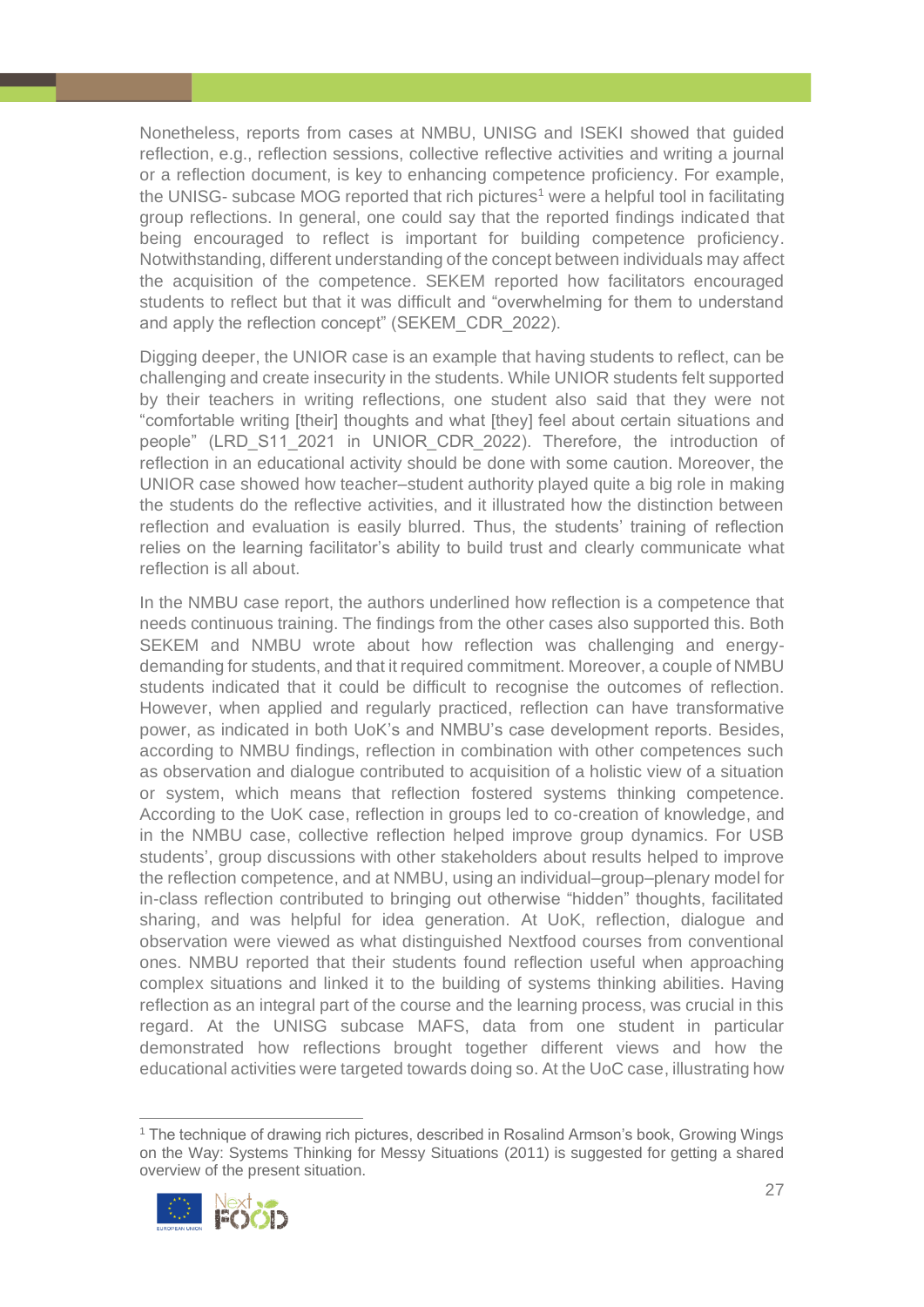Nonetheless, reports from cases at NMBU, UNISG and ISEKI showed that guided reflection, e.g., reflection sessions, collective reflective activities and writing a journal or a reflection document, is key to enhancing competence proficiency. For example, the UNISG- subcase MOG reported that rich pictures[1] were a helpful tool in facilitating group reflections. In general, one could say that the reported findings indicated that being encouraged to reflect is important for building competence proficiency. Notwithstanding, different understanding of the concept between individuals may affect the acquisition of the competence. SEKEM reported how facilitators encouraged students to reflect but that it was difficult and "overwhelming for them to understand and apply the reflection concept" (SEKEM_CDR_2022).

Digging deeper, the UNIOR case is an example that having students to reflect, can be challenging and create insecurity in the students. While UNIOR students felt supported by their teachers in writing reflections, one student also said that they were not "comfortable writing [their] thoughts and what [they] feel about certain situations and people" (LRD_S11_2021 in UNIOR_CDR_2022). Therefore, the introduction of reflection in an educational activity should be done with some caution. Moreover, the UNIOR case showed how teacher–student authority played quite a big role in making the students do the reflective activities, and it illustrated how the distinction between reflection and evaluation is easily blurred. Thus, the students' training of reflection relies on the learning facilitator's ability to build trust and clearly communicate what reflection is all about.

In the NMBU case report, the authors underlined how reflection is a competence that needs continuous training. The findings from the other cases also supported this. Both SEKEM and NMBU wrote about how reflection was challenging and energy-demanding for students, and that it required commitment. Moreover, a couple of NMBU students indicated that it could be difficult to recognise the outcomes of reflection. However, when applied and regularly practiced, reflection can have transformative power, as indicated in both UoK's and NMBU's case development reports. Besides, according to NMBU findings, reflection in combination with other competences such as observation and dialogue contributed to acquisition of a holistic view of a situation or system, which means that reflection fostered systems thinking competence. According to the UoK case, reflection in groups led to co-creation of knowledge, and in the NMBU case, collective reflection helped improve group dynamics. For USB students', group discussions with other stakeholders about results helped to improve the reflection competence, and at NMBU, using an individual–group–plenary model for in-class reflection contributed to bringing out otherwise "hidden" thoughts, facilitated sharing, and was helpful for idea generation. At UoK, reflection, dialogue and observation were viewed as what distinguished Nextfood courses from conventional ones. NMBU reported that their students found reflection useful when approaching complex situations and linked it to the building of systems thinking abilities. Having reflection as an integral part of the course and the learning process, was crucial in this regard. At the UNISG subcase MAFS, data from one student in particular demonstrated how reflections brought together different views and how the educational activities were targeted towards doing so. At the UoC case, illustrating how

---

[1] The technique of drawing rich pictures, described in Rosalind Armson's book, Growing Wings on the Way: Systems Thinking for Messy Situations (2011) is suggested for getting a shared overview of the present situation.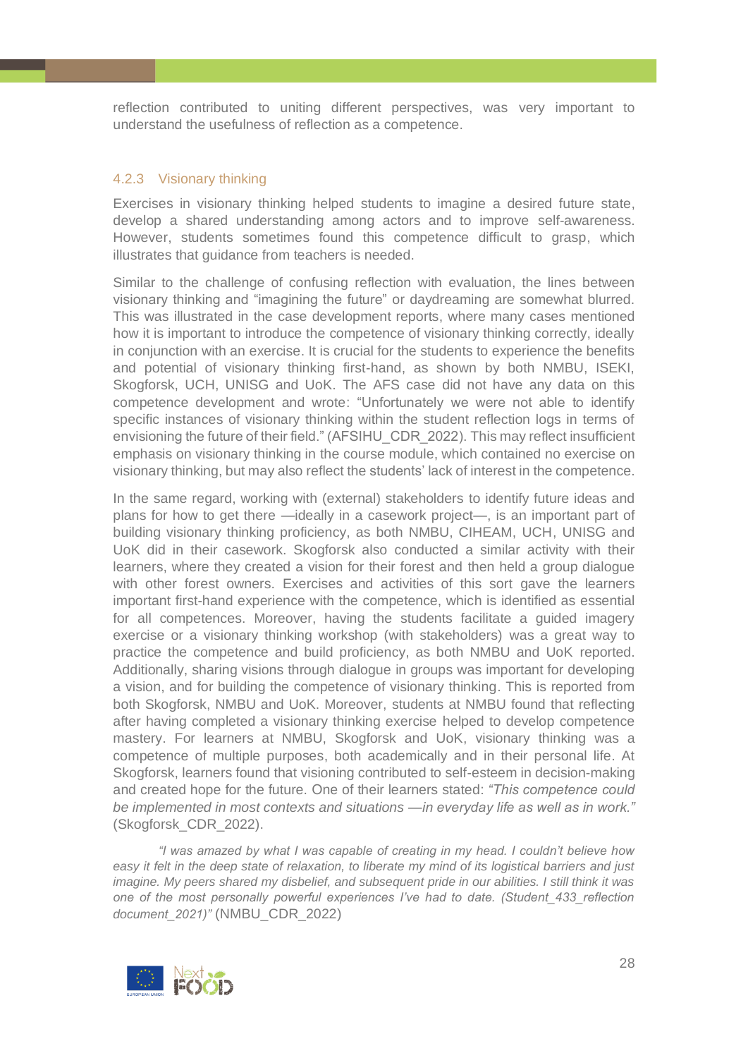reflection contributed to uniting different perspectives, was very important to understand the usefulness of reflection as a competence.

### 4.2.3 Visionary thinking

Exercises in visionary thinking helped students to imagine a desired future state, develop a shared understanding among actors and to improve self-awareness. However, students sometimes found this competence difficult to grasp, which illustrates that guidance from teachers is needed.

Similar to the challenge of confusing reflection with evaluation, the lines between visionary thinking and "imagining the future" or daydreaming are somewhat blurred. This was illustrated in the case development reports, where many cases mentioned how it is important to introduce the competence of visionary thinking correctly, ideally in conjunction with an exercise. It is crucial for the students to experience the benefits and potential of visionary thinking first-hand, as shown by both NMBU, ISEKI, Skogforsk, UCH, UNISG and UoK. The AFS case did not have any data on this competence development and wrote: "Unfortunately we were not able to identify specific instances of visionary thinking within the student reflection logs in terms of envisioning the future of their field." (AFSIHU_CDR_2022). This may reflect insufficient emphasis on visionary thinking in the course module, which contained no exercise on visionary thinking, but may also reflect the students' lack of interest in the competence.

In the same regard, working with (external) stakeholders to identify future ideas and plans for how to get there —ideally in a casework project—, is an important part of building visionary thinking proficiency, as both NMBU, CIHEAM, UCH, UNISG and UoK did in their casework. Skogforsk also conducted a similar activity with their learners, where they created a vision for their forest and then held a group dialogue with other forest owners. Exercises and activities of this sort gave the learners important first-hand experience with the competence, which is identified as essential for all competences. Moreover, having the students facilitate a guided imagery exercise or a visionary thinking workshop (with stakeholders) was a great way to practice the competence and build proficiency, as both NMBU and UoK reported. Additionally, sharing visions through dialogue in groups was important for developing a vision, and for building the competence of visionary thinking. This is reported from both Skogforsk, NMBU and UoK. Moreover, students at NMBU found that reflecting after having completed a visionary thinking exercise helped to develop competence mastery. For learners at NMBU, Skogforsk and UoK, visionary thinking was a competence of multiple purposes, both academically and in their personal life. At Skogforsk, learners found that visioning contributed to self-esteem in decision-making and created hope for the future. One of their learners stated: *"This competence could be implemented in most contexts and situations —in everyday life as well as in work."* (Skogforsk_CDR_2022).

> *"I was amazed by what I was capable of creating in my head. I couldn't believe how easy it felt in the deep state of relaxation, to liberate my mind of its logistical barriers and just imagine. My peers shared my disbelief, and subsequent pride in our abilities. I still think it was one of the most personally powerful experiences I've had to date. (Student_433_reflection document_2021)"* (NMBU_CDR_2022)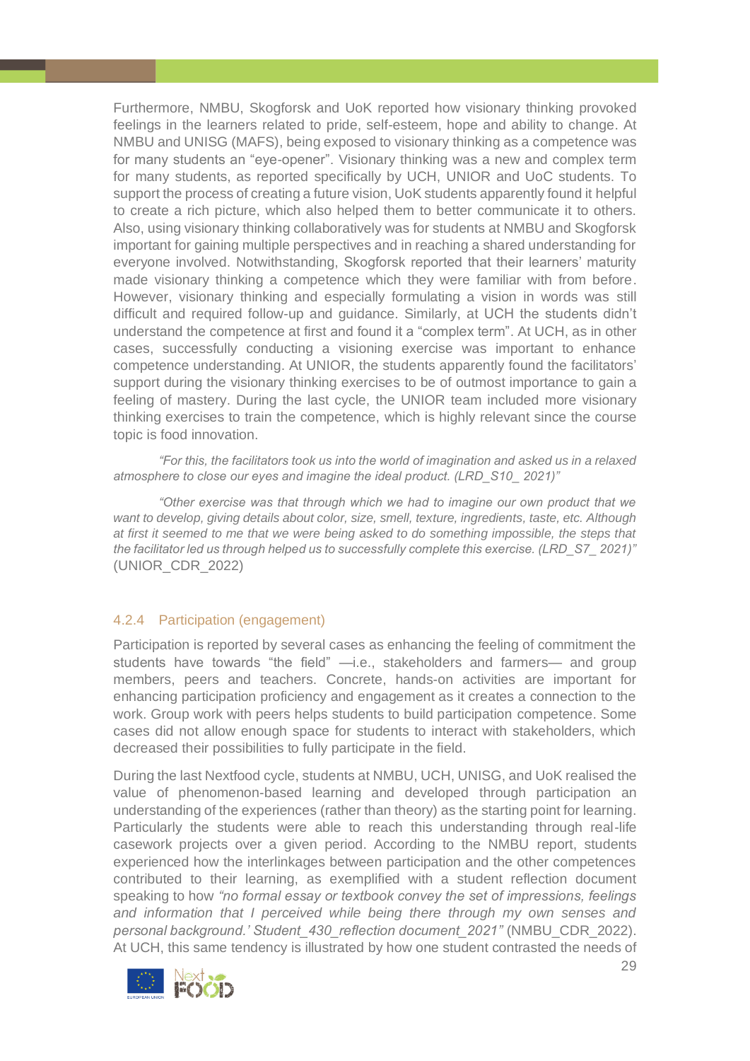Furthermore, NMBU, Skogforsk and UoK reported how visionary thinking provoked feelings in the learners related to pride, self-esteem, hope and ability to change. At NMBU and UNISG (MAFS), being exposed to visionary thinking as a competence was for many students an "eye-opener". Visionary thinking was a new and complex term for many students, as reported specifically by UCH, UNIOR and UoC students. To support the process of creating a future vision, UoK students apparently found it helpful to create a rich picture, which also helped them to better communicate it to others. Also, using visionary thinking collaboratively was for students at NMBU and Skogforsk important for gaining multiple perspectives and in reaching a shared understanding for everyone involved. Notwithstanding, Skogforsk reported that their learners' maturity made visionary thinking a competence which they were familiar with from before. However, visionary thinking and especially formulating a vision in words was still difficult and required follow-up and guidance. Similarly, at UCH the students didn't understand the competence at first and found it a "complex term". At UCH, as in other cases, successfully conducting a visioning exercise was important to enhance competence understanding. At UNIOR, the students apparently found the facilitators' support during the visionary thinking exercises to be of outmost importance to gain a feeling of mastery. During the last cycle, the UNIOR team included more visionary thinking exercises to train the competence, which is highly relevant since the course topic is food innovation.

*"For this, the facilitators took us into the world of imagination and asked us in a relaxed atmosphere to close our eyes and imagine the ideal product. (LRD_S10_ 2021)"*

*"Other exercise was that through which we had to imagine our own product that we want to develop, giving details about color, size, smell, texture, ingredients, taste, etc. Although at first it seemed to me that we were being asked to do something impossible, the steps that the facilitator led us through helped us to successfully complete this exercise. (LRD_S7_ 2021)"* (UNIOR_CDR_2022)

### 4.2.4 Participation (engagement)

Participation is reported by several cases as enhancing the feeling of commitment the students have towards "the field" —i.e., stakeholders and farmers— and group members, peers and teachers. Concrete, hands-on activities are important for enhancing participation proficiency and engagement as it creates a connection to the work. Group work with peers helps students to build participation competence. Some cases did not allow enough space for students to interact with stakeholders, which decreased their possibilities to fully participate in the field.

During the last Nextfood cycle, students at NMBU, UCH, UNISG, and UoK realised the value of phenomenon-based learning and developed through participation an understanding of the experiences (rather than theory) as the starting point for learning. Particularly the students were able to reach this understanding through real-life casework projects over a given period. According to the NMBU report, students experienced how the interlinkages between participation and the other competences contributed to their learning, as exemplified with a student reflection document speaking to how *"no formal essay or textbook convey the set of impressions, feelings and information that I perceived while being there through my own senses and personal background.' Student_430_reflection document_2021"* (NMBU_CDR_2022). At UCH, this same tendency is illustrated by how one student contrasted the needs of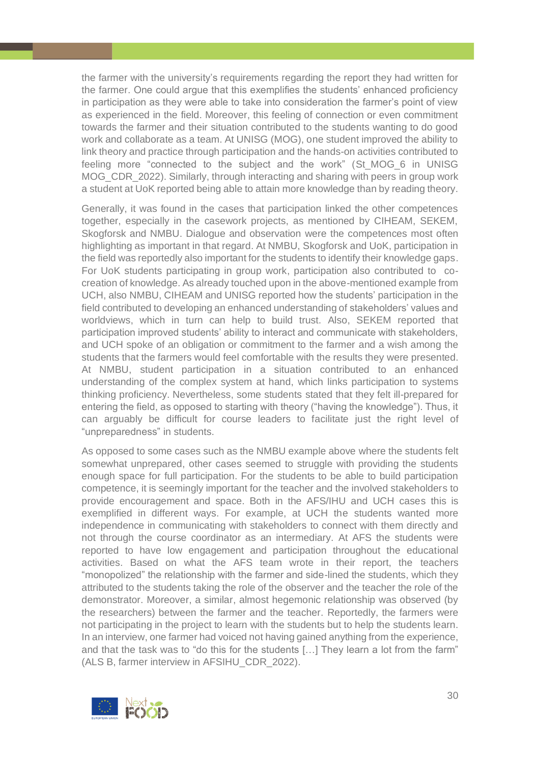the farmer with the university's requirements regarding the report they had written for the farmer. One could argue that this exemplifies the students' enhanced proficiency in participation as they were able to take into consideration the farmer's point of view as experienced in the field. Moreover, this feeling of connection or even commitment towards the farmer and their situation contributed to the students wanting to do good work and collaborate as a team. At UNISG (MOG), one student improved the ability to link theory and practice through participation and the hands-on activities contributed to feeling more "connected to the subject and the work" (St_MOG_6 in UNISG MOG_CDR_2022). Similarly, through interacting and sharing with peers in group work a student at UoK reported being able to attain more knowledge than by reading theory.

Generally, it was found in the cases that participation linked the other competences together, especially in the casework projects, as mentioned by CIHEAM, SEKEM, Skogforsk and NMBU. Dialogue and observation were the competences most often highlighting as important in that regard. At NMBU, Skogforsk and UoK, participation in the field was reportedly also important for the students to identify their knowledge gaps. For UoK students participating in group work, participation also contributed to co-creation of knowledge. As already touched upon in the above-mentioned example from UCH, also NMBU, CIHEAM and UNISG reported how the students' participation in the field contributed to developing an enhanced understanding of stakeholders' values and worldviews, which in turn can help to build trust. Also, SEKEM reported that participation improved students' ability to interact and communicate with stakeholders, and UCH spoke of an obligation or commitment to the farmer and a wish among the students that the farmers would feel comfortable with the results they were presented. At NMBU, student participation in a situation contributed to an enhanced understanding of the complex system at hand, which links participation to systems thinking proficiency. Nevertheless, some students stated that they felt ill-prepared for entering the field, as opposed to starting with theory ("having the knowledge"). Thus, it can arguably be difficult for course leaders to facilitate just the right level of "unpreparedness" in students.

As opposed to some cases such as the NMBU example above where the students felt somewhat unprepared, other cases seemed to struggle with providing the students enough space for full participation. For the students to be able to build participation competence, it is seemingly important for the teacher and the involved stakeholders to provide encouragement and space. Both in the AFS/IHU and UCH cases this is exemplified in different ways. For example, at UCH the students wanted more independence in communicating with stakeholders to connect with them directly and not through the course coordinator as an intermediary. At AFS the students were reported to have low engagement and participation throughout the educational activities. Based on what the AFS team wrote in their report, the teachers "monopolized" the relationship with the farmer and side-lined the students, which they attributed to the students taking the role of the observer and the teacher the role of the demonstrator. Moreover, a similar, almost hegemonic relationship was observed (by the researchers) between the farmer and the teacher. Reportedly, the farmers were not participating in the project to learn with the students but to help the students learn. In an interview, one farmer had voiced not having gained anything from the experience, and that the task was to "do this for the students […] They learn a lot from the farm" (ALS B, farmer interview in AFSIHU_CDR_2022).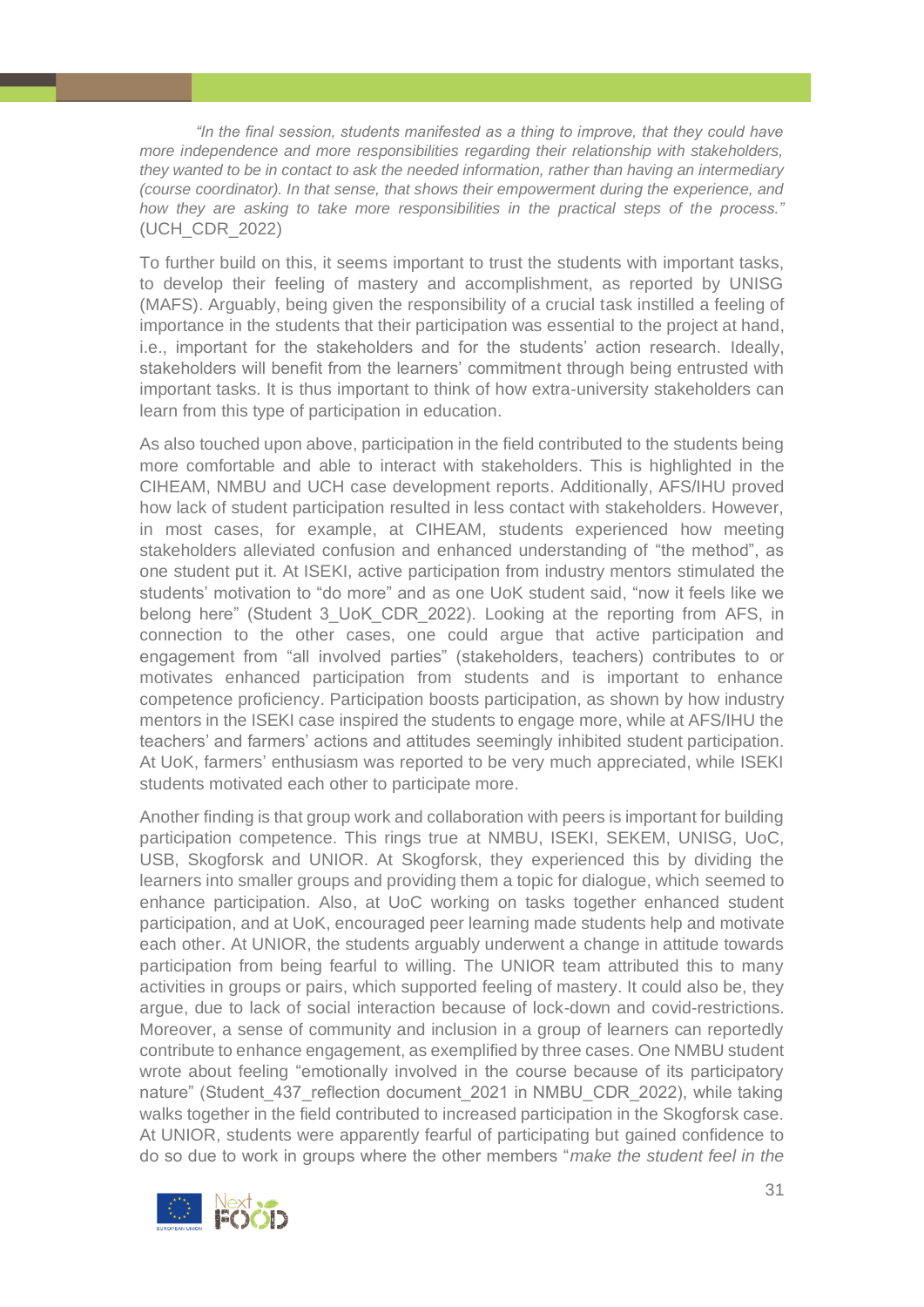*"In the final session, students manifested as a thing to improve, that they could have more independence and more responsibilities regarding their relationship with stakeholders, they wanted to be in contact to ask the needed information, rather than having an intermediary (course coordinator). In that sense, that shows their empowerment during the experience, and how they are asking to take more responsibilities in the practical steps of the process."* (UCH_CDR_2022)

To further build on this, it seems important to trust the students with important tasks, to develop their feeling of mastery and accomplishment, as reported by UNISG (MAFS). Arguably, being given the responsibility of a crucial task instilled a feeling of importance in the students that their participation was essential to the project at hand, i.e., important for the stakeholders and for the students' action research. Ideally, stakeholders will benefit from the learners' commitment through being entrusted with important tasks. It is thus important to think of how extra-university stakeholders can learn from this type of participation in education.

As also touched upon above, participation in the field contributed to the students being more comfortable and able to interact with stakeholders. This is highlighted in the CIHEAM, NMBU and UCH case development reports. Additionally, AFS/IHU proved how lack of student participation resulted in less contact with stakeholders. However, in most cases, for example, at CIHEAM, students experienced how meeting stakeholders alleviated confusion and enhanced understanding of "the method", as one student put it. At ISEKI, active participation from industry mentors stimulated the students' motivation to "do more" and as one UoK student said, "now it feels like we belong here" (Student 3_UoK_CDR_2022). Looking at the reporting from AFS, in connection to the other cases, one could argue that active participation and engagement from "all involved parties" (stakeholders, teachers) contributes to or motivates enhanced participation from students and is important to enhance competence proficiency. Participation boosts participation, as shown by how industry mentors in the ISEKI case inspired the students to engage more, while at AFS/IHU the teachers' and farmers' actions and attitudes seemingly inhibited student participation. At UoK, farmers' enthusiasm was reported to be very much appreciated, while ISEKI students motivated each other to participate more.

Another finding is that group work and collaboration with peers is important for building participation competence. This rings true at NMBU, ISEKI, SEKEM, UNISG, UoC, USB, Skogforsk and UNIOR. At Skogforsk, they experienced this by dividing the learners into smaller groups and providing them a topic for dialogue, which seemed to enhance participation. Also, at UoC working on tasks together enhanced student participation, and at UoK, encouraged peer learning made students help and motivate each other. At UNIOR, the students arguably underwent a change in attitude towards participation from being fearful to willing. The UNIOR team attributed this to many activities in groups or pairs, which supported feeling of mastery. It could also be, they argue, due to lack of social interaction because of lock-down and covid-restrictions. Moreover, a sense of community and inclusion in a group of learners can reportedly contribute to enhance engagement, as exemplified by three cases. One NMBU student wrote about feeling "emotionally involved in the course because of its participatory nature" (Student_437_reflection document_2021 in NMBU_CDR_2022), while taking walks together in the field contributed to increased participation in the Skogforsk case. At UNIOR, students were apparently fearful of participating but gained confidence to do so due to work in groups where the other members "*make the student feel in the*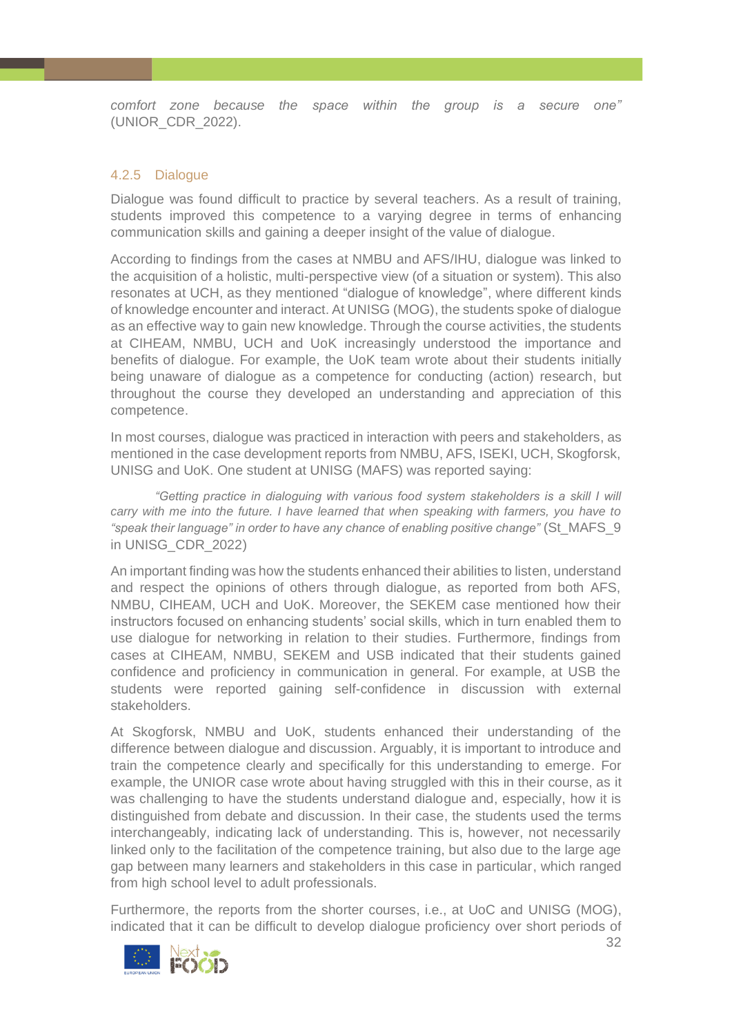*comfort zone because the space within the group is a secure one"* (UNIOR_CDR_2022).

#### 4.2.5 Dialogue

Dialogue was found difficult to practice by several teachers. As a result of training, students improved this competence to a varying degree in terms of enhancing communication skills and gaining a deeper insight of the value of dialogue.

According to findings from the cases at NMBU and AFS/IHU, dialogue was linked to the acquisition of a holistic, multi-perspective view (of a situation or system). This also resonates at UCH, as they mentioned "dialogue of knowledge", where different kinds of knowledge encounter and interact. At UNISG (MOG), the students spoke of dialogue as an effective way to gain new knowledge. Through the course activities, the students at CIHEAM, NMBU, UCH and UoK increasingly understood the importance and benefits of dialogue. For example, the UoK team wrote about their students initially being unaware of dialogue as a competence for conducting (action) research, but throughout the course they developed an understanding and appreciation of this competence.

In most courses, dialogue was practiced in interaction with peers and stakeholders, as mentioned in the case development reports from NMBU, AFS, ISEKI, UCH, Skogforsk, UNISG and UoK. One student at UNISG (MAFS) was reported saying:

> *"Getting practice in dialoguing with various food system stakeholders is a skill I will carry with me into the future. I have learned that when speaking with farmers, you have to "speak their language" in order to have any chance of enabling positive change"* (St_MAFS_9 in UNISG_CDR_2022)

An important finding was how the students enhanced their abilities to listen, understand and respect the opinions of others through dialogue, as reported from both AFS, NMBU, CIHEAM, UCH and UoK. Moreover, the SEKEM case mentioned how their instructors focused on enhancing students' social skills, which in turn enabled them to use dialogue for networking in relation to their studies. Furthermore, findings from cases at CIHEAM, NMBU, SEKEM and USB indicated that their students gained confidence and proficiency in communication in general. For example, at USB the students were reported gaining self-confidence in discussion with external stakeholders.

At Skogforsk, NMBU and UoK, students enhanced their understanding of the difference between dialogue and discussion. Arguably, it is important to introduce and train the competence clearly and specifically for this understanding to emerge. For example, the UNIOR case wrote about having struggled with this in their course, as it was challenging to have the students understand dialogue and, especially, how it is distinguished from debate and discussion. In their case, the students used the terms interchangeably, indicating lack of understanding. This is, however, not necessarily linked only to the facilitation of the competence training, but also due to the large age gap between many learners and stakeholders in this case in particular, which ranged from high school level to adult professionals.

Furthermore, the reports from the shorter courses, i.e., at UoC and UNISG (MOG), indicated that it can be difficult to develop dialogue proficiency over short periods of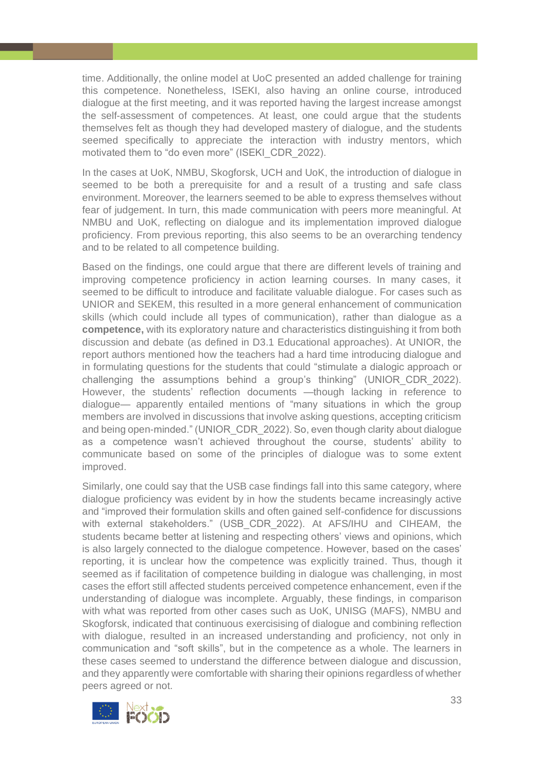time. Additionally, the online model at UoC presented an added challenge for training this competence. Nonetheless, ISEKI, also having an online course, introduced dialogue at the first meeting, and it was reported having the largest increase amongst the self-assessment of competences. At least, one could argue that the students themselves felt as though they had developed mastery of dialogue, and the students seemed specifically to appreciate the interaction with industry mentors, which motivated them to "do even more" (ISEKI_CDR_2022).

In the cases at UoK, NMBU, Skogforsk, UCH and UoK, the introduction of dialogue in seemed to be both a prerequisite for and a result of a trusting and safe class environment. Moreover, the learners seemed to be able to express themselves without fear of judgement. In turn, this made communication with peers more meaningful. At NMBU and UoK, reflecting on dialogue and its implementation improved dialogue proficiency. From previous reporting, this also seems to be an overarching tendency and to be related to all competence building.

Based on the findings, one could argue that there are different levels of training and improving competence proficiency in action learning courses. In many cases, it seemed to be difficult to introduce and facilitate valuable dialogue. For cases such as UNIOR and SEKEM, this resulted in a more general enhancement of communication skills (which could include all types of communication), rather than dialogue as a **competence,** with its exploratory nature and characteristics distinguishing it from both discussion and debate (as defined in D3.1 Educational approaches). At UNIOR, the report authors mentioned how the teachers had a hard time introducing dialogue and in formulating questions for the students that could "stimulate a dialogic approach or challenging the assumptions behind a group's thinking" (UNIOR_CDR_2022). However, the students' reflection documents —though lacking in reference to dialogue— apparently entailed mentions of "many situations in which the group members are involved in discussions that involve asking questions, accepting criticism and being open-minded." (UNIOR_CDR_2022). So, even though clarity about dialogue as a competence wasn't achieved throughout the course, students' ability to communicate based on some of the principles of dialogue was to some extent improved.

Similarly, one could say that the USB case findings fall into this same category, where dialogue proficiency was evident by in how the students became increasingly active and "improved their formulation skills and often gained self-confidence for discussions with external stakeholders." (USB_CDR_2022). At AFS/IHU and CIHEAM, the students became better at listening and respecting others' views and opinions, which is also largely connected to the dialogue competence. However, based on the cases' reporting, it is unclear how the competence was explicitly trained. Thus, though it seemed as if facilitation of competence building in dialogue was challenging, in most cases the effort still affected students perceived competence enhancement, even if the understanding of dialogue was incomplete. Arguably, these findings, in comparison with what was reported from other cases such as UoK, UNISG (MAFS), NMBU and Skogforsk, indicated that continuous exercisising of dialogue and combining reflection with dialogue, resulted in an increased understanding and proficiency, not only in communication and "soft skills", but in the competence as a whole. The learners in these cases seemed to understand the difference between dialogue and discussion, and they apparently were comfortable with sharing their opinions regardless of whether peers agreed or not.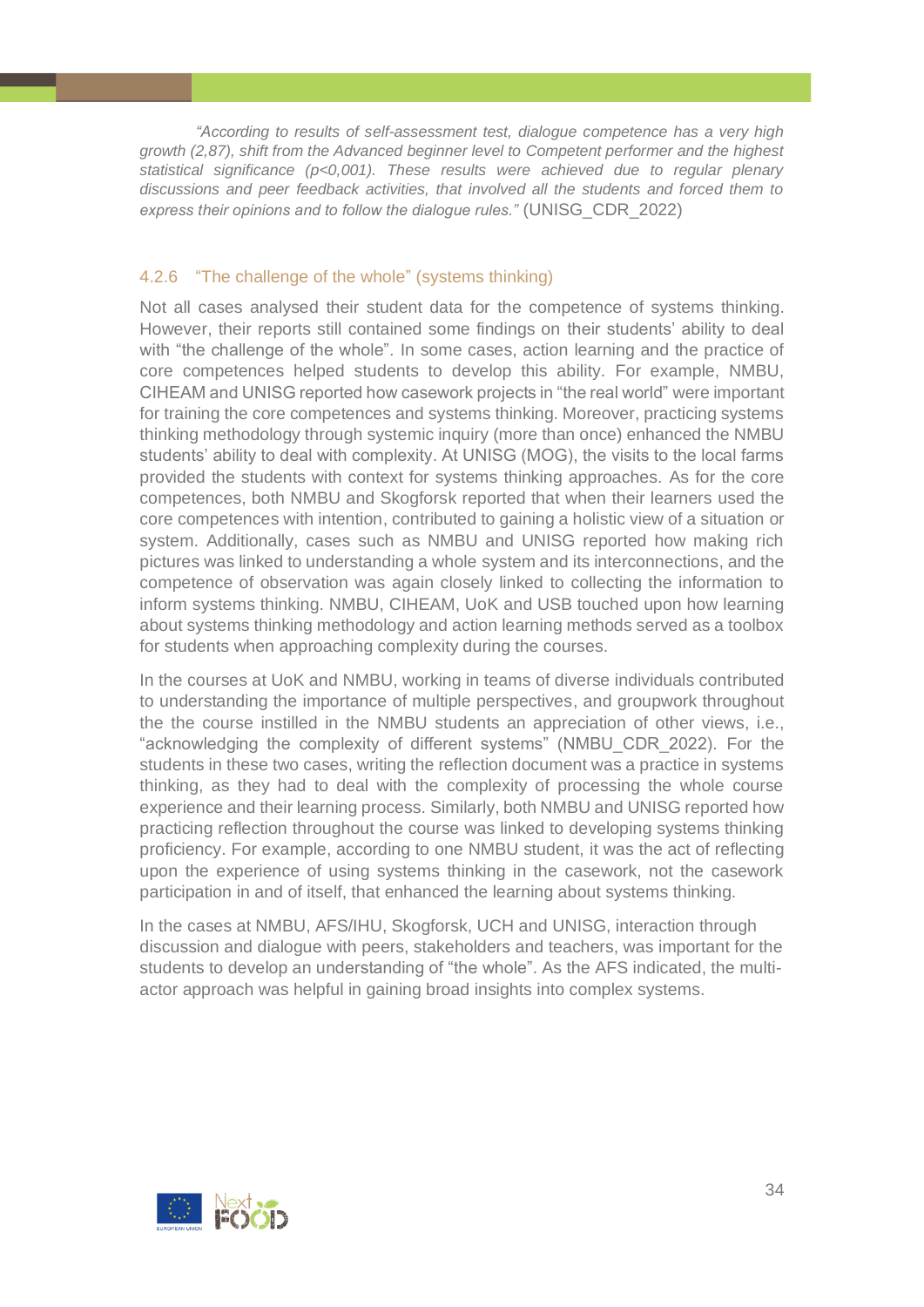*"According to results of self-assessment test, dialogue competence has a very high growth (2,87), shift from the Advanced beginner level to Competent performer and the highest statistical significance (p<0,001). These results were achieved due to regular plenary discussions and peer feedback activities, that involved all the students and forced them to express their opinions and to follow the dialogue rules."* (UNISG_CDR_2022)

### 4.2.6 "The challenge of the whole" (systems thinking)

Not all cases analysed their student data for the competence of systems thinking. However, their reports still contained some findings on their students' ability to deal with "the challenge of the whole". In some cases, action learning and the practice of core competences helped students to develop this ability. For example, NMBU, CIHEAM and UNISG reported how casework projects in "the real world" were important for training the core competences and systems thinking. Moreover, practicing systems thinking methodology through systemic inquiry (more than once) enhanced the NMBU students' ability to deal with complexity. At UNISG (MOG), the visits to the local farms provided the students with context for systems thinking approaches. As for the core competences, both NMBU and Skogforsk reported that when their learners used the core competences with intention, contributed to gaining a holistic view of a situation or system. Additionally, cases such as NMBU and UNISG reported how making rich pictures was linked to understanding a whole system and its interconnections, and the competence of observation was again closely linked to collecting the information to inform systems thinking. NMBU, CIHEAM, UoK and USB touched upon how learning about systems thinking methodology and action learning methods served as a toolbox for students when approaching complexity during the courses.

In the courses at UoK and NMBU, working in teams of diverse individuals contributed to understanding the importance of multiple perspectives, and groupwork throughout the the course instilled in the NMBU students an appreciation of other views, i.e., "acknowledging the complexity of different systems" (NMBU_CDR_2022). For the students in these two cases, writing the reflection document was a practice in systems thinking, as they had to deal with the complexity of processing the whole course experience and their learning process. Similarly, both NMBU and UNISG reported how practicing reflection throughout the course was linked to developing systems thinking proficiency. For example, according to one NMBU student, it was the act of reflecting upon the experience of using systems thinking in the casework, not the casework participation in and of itself, that enhanced the learning about systems thinking.

In the cases at NMBU, AFS/IHU, Skogforsk, UCH and UNISG, interaction through discussion and dialogue with peers, stakeholders and teachers, was important for the students to develop an understanding of "the whole". As the AFS indicated, the multi-actor approach was helpful in gaining broad insights into complex systems.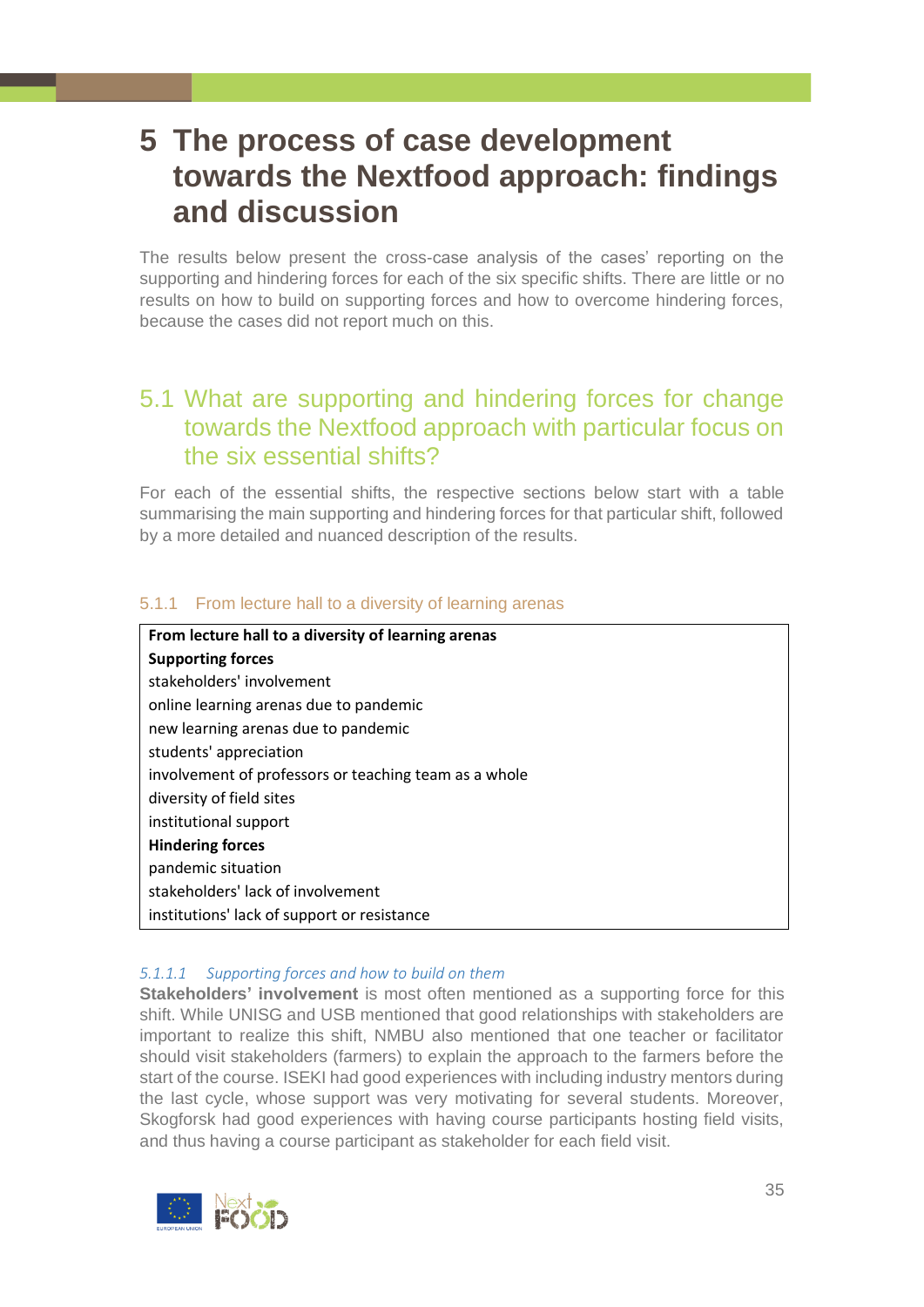# 5 The process of case development towards the Nextfood approach: findings and discussion

The results below present the cross-case analysis of the cases' reporting on the supporting and hindering forces for each of the six specific shifts. There are little or no results on how to build on supporting forces and how to overcome hindering forces, because the cases did not report much on this.

## 5.1 What are supporting and hindering forces for change towards the Nextfood approach with particular focus on the six essential shifts?

For each of the essential shifts, the respective sections below start with a table summarising the main supporting and hindering forces for that particular shift, followed by a more detailed and nuanced description of the results.

### 5.1.1 From lecture hall to a diversity of learning arenas

| **From lecture hall to a diversity of learning arenas** |
|---|
| **Supporting forces** |
| stakeholders' involvement |
| online learning arenas due to pandemic |
| new learning arenas due to pandemic |
| students' appreciation |
| involvement of professors or teaching team as a whole |
| diversity of field sites |
| institutional support |
| **Hindering forces** |
| pandemic situation |
| stakeholders' lack of involvement |
| institutions' lack of support or resistance |

#### *5.1.1.1 Supporting forces and how to build on them*

**Stakeholders' involvement** is most often mentioned as a supporting force for this shift. While UNISG and USB mentioned that good relationships with stakeholders are important to realize this shift, NMBU also mentioned that one teacher or facilitator should visit stakeholders (farmers) to explain the approach to the farmers before the start of the course. ISEKI had good experiences with including industry mentors during the last cycle, whose support was very motivating for several students. Moreover, Skogforsk had good experiences with having course participants hosting field visits, and thus having a course participant as stakeholder for each field visit.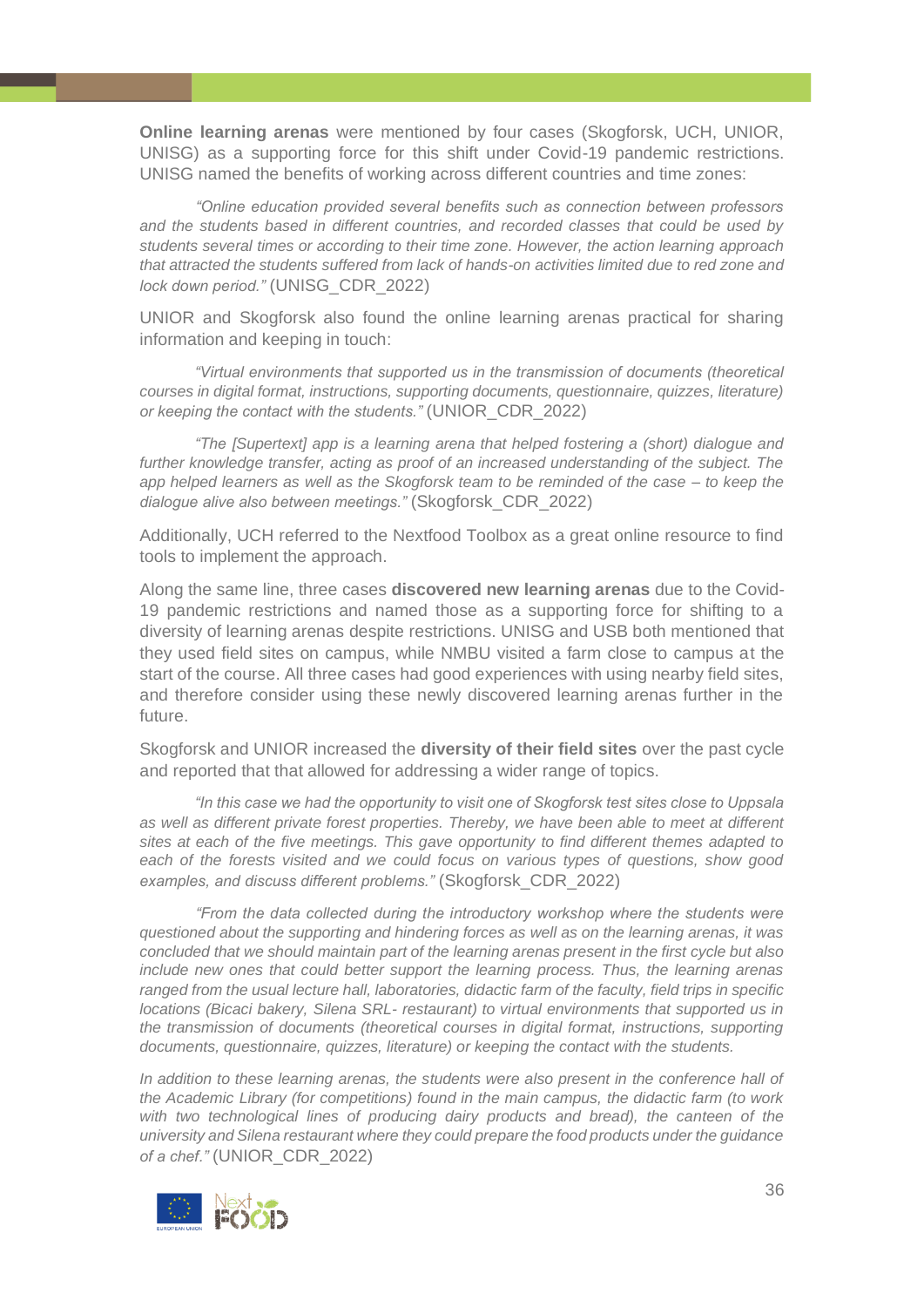**Online learning arenas** were mentioned by four cases (Skogforsk, UCH, UNIOR, UNISG) as a supporting force for this shift under Covid-19 pandemic restrictions. UNISG named the benefits of working across different countries and time zones:

> *"Online education provided several benefits such as connection between professors and the students based in different countries, and recorded classes that could be used by students several times or according to their time zone. However, the action learning approach that attracted the students suffered from lack of hands-on activities limited due to red zone and lock down period."* (UNISG_CDR_2022)

UNIOR and Skogforsk also found the online learning arenas practical for sharing information and keeping in touch:

> *"Virtual environments that supported us in the transmission of documents (theoretical courses in digital format, instructions, supporting documents, questionnaire, quizzes, literature) or keeping the contact with the students."* (UNIOR_CDR_2022)

> *"The [Supertext] app is a learning arena that helped fostering a (short) dialogue and further knowledge transfer, acting as proof of an increased understanding of the subject. The app helped learners as well as the Skogforsk team to be reminded of the case – to keep the dialogue alive also between meetings."* (Skogforsk_CDR_2022)

Additionally, UCH referred to the Nextfood Toolbox as a great online resource to find tools to implement the approach.

Along the same line, three cases **discovered new learning arenas** due to the Covid-19 pandemic restrictions and named those as a supporting force for shifting to a diversity of learning arenas despite restrictions. UNISG and USB both mentioned that they used field sites on campus, while NMBU visited a farm close to campus at the start of the course. All three cases had good experiences with using nearby field sites, and therefore consider using these newly discovered learning arenas further in the future.

Skogforsk and UNIOR increased the **diversity of their field sites** over the past cycle and reported that that allowed for addressing a wider range of topics.

> *"In this case we had the opportunity to visit one of Skogforsk test sites close to Uppsala as well as different private forest properties. Thereby, we have been able to meet at different sites at each of the five meetings. This gave opportunity to find different themes adapted to each of the forests visited and we could focus on various types of questions, show good examples, and discuss different problems."* (Skogforsk_CDR_2022)

> *"From the data collected during the introductory workshop where the students were questioned about the supporting and hindering forces as well as on the learning arenas, it was concluded that we should maintain part of the learning arenas present in the first cycle but also include new ones that could better support the learning process. Thus, the learning arenas ranged from the usual lecture hall, laboratories, didactic farm of the faculty, field trips in specific locations (Bicaci bakery, Silena SRL- restaurant) to virtual environments that supported us in the transmission of documents (theoretical courses in digital format, instructions, supporting documents, questionnaire, quizzes, literature) or keeping the contact with the students.*
>
> *In addition to these learning arenas, the students were also present in the conference hall of the Academic Library (for competitions) found in the main campus, the didactic farm (to work with two technological lines of producing dairy products and bread), the canteen of the university and Silena restaurant where they could prepare the food products under the guidance of a chef."* (UNIOR_CDR_2022)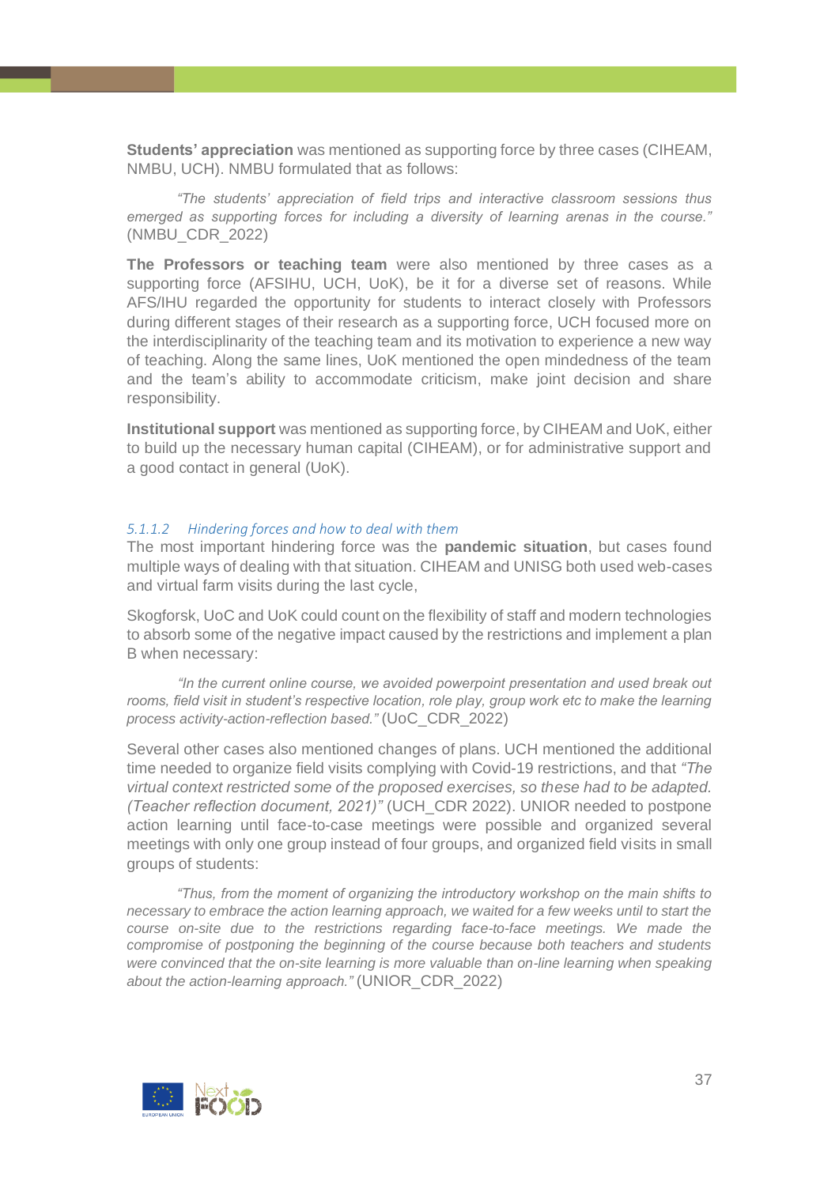**Students' appreciation** was mentioned as supporting force by three cases (CIHEAM, NMBU, UCH). NMBU formulated that as follows:

> *"The students' appreciation of field trips and interactive classroom sessions thus emerged as supporting forces for including a diversity of learning arenas in the course."* (NMBU_CDR_2022)

**The Professors or teaching team** were also mentioned by three cases as a supporting force (AFSIHU, UCH, UoK), be it for a diverse set of reasons. While AFS/IHU regarded the opportunity for students to interact closely with Professors during different stages of their research as a supporting force, UCH focused more on the interdisciplinarity of the teaching team and its motivation to experience a new way of teaching. Along the same lines, UoK mentioned the open mindedness of the team and the team's ability to accommodate criticism, make joint decision and share responsibility.

**Institutional support** was mentioned as supporting force, by CIHEAM and UoK, either to build up the necessary human capital (CIHEAM), or for administrative support and a good contact in general (UoK).

#### *5.1.1.2 Hindering forces and how to deal with them*

The most important hindering force was the **pandemic situation**, but cases found multiple ways of dealing with that situation. CIHEAM and UNISG both used web-cases and virtual farm visits during the last cycle,

Skogforsk, UoC and UoK could count on the flexibility of staff and modern technologies to absorb some of the negative impact caused by the restrictions and implement a plan B when necessary:

> *"In the current online course, we avoided powerpoint presentation and used break out rooms, field visit in student's respective location, role play, group work etc to make the learning process activity-action-reflection based."* (UoC_CDR_2022)

Several other cases also mentioned changes of plans. UCH mentioned the additional time needed to organize field visits complying with Covid-19 restrictions, and that *"The virtual context restricted some of the proposed exercises, so these had to be adapted. (Teacher reflection document, 2021)"* (UCH_CDR 2022). UNIOR needed to postpone action learning until face-to-case meetings were possible and organized several meetings with only one group instead of four groups, and organized field visits in small groups of students:

> *"Thus, from the moment of organizing the introductory workshop on the main shifts to necessary to embrace the action learning approach, we waited for a few weeks until to start the course on-site due to the restrictions regarding face-to-face meetings. We made the compromise of postponing the beginning of the course because both teachers and students were convinced that the on-site learning is more valuable than on-line learning when speaking about the action-learning approach."* (UNIOR_CDR_2022)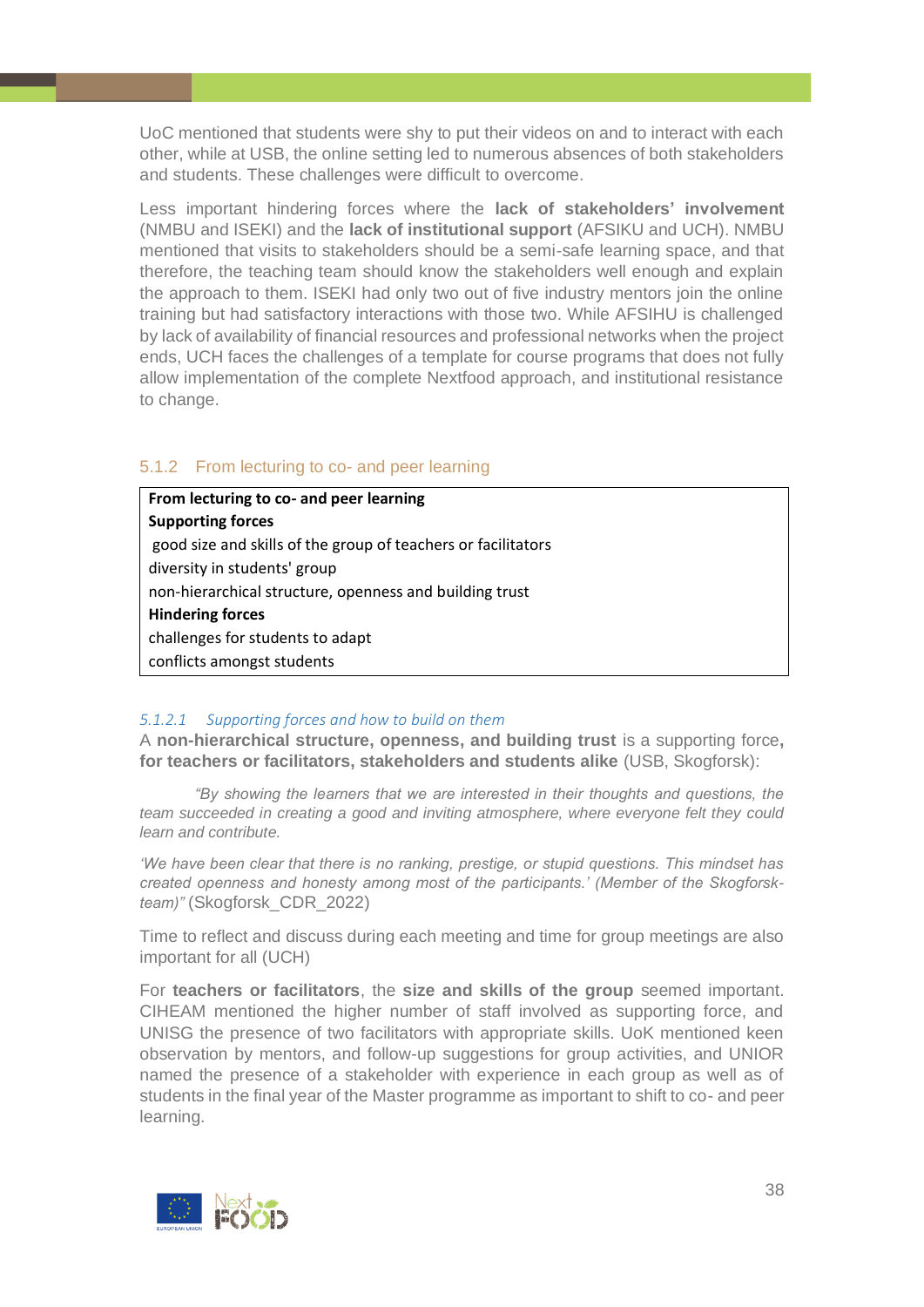UoC mentioned that students were shy to put their videos on and to interact with each other, while at USB, the online setting led to numerous absences of both stakeholders and students. These challenges were difficult to overcome.

Less important hindering forces where the **lack of stakeholders' involvement** (NMBU and ISEKI) and the **lack of institutional support** (AFSIKU and UCH). NMBU mentioned that visits to stakeholders should be a semi-safe learning space, and that therefore, the teaching team should know the stakeholders well enough and explain the approach to them. ISEKI had only two out of five industry mentors join the online training but had satisfactory interactions with those two. While AFSIHU is challenged by lack of availability of financial resources and professional networks when the project ends, UCH faces the challenges of a template for course programs that does not fully allow implementation of the complete Nextfood approach, and institutional resistance to change.

### 5.1.2 From lecturing to co- and peer learning

| **From lecturing to co- and peer learning** |
|---|
| **Supporting forces** |
| good size and skills of the group of teachers or facilitators |
| diversity in students' group |
| non-hierarchical structure, openness and building trust |
| **Hindering forces** |
| challenges for students to adapt |
| conflicts amongst students |

#### *5.1.2.1 Supporting forces and how to build on them*

A **non-hierarchical structure, openness, and building trust** is a supporting force**, for teachers or facilitators, stakeholders and students alike** (USB, Skogforsk):

> *"By showing the learners that we are interested in their thoughts and questions, the team succeeded in creating a good and inviting atmosphere, where everyone felt they could learn and contribute.*
>
> *'We have been clear that there is no ranking, prestige, or stupid questions. This mindset has created openness and honesty among most of the participants.' (Member of the Skogforsk-team)"* (Skogforsk_CDR_2022)

Time to reflect and discuss during each meeting and time for group meetings are also important for all (UCH)

For **teachers or facilitators**, the **size and skills of the group** seemed important. CIHEAM mentioned the higher number of staff involved as supporting force, and UNISG the presence of two facilitators with appropriate skills. UoK mentioned keen observation by mentors, and follow-up suggestions for group activities, and UNIOR named the presence of a stakeholder with experience in each group as well as of students in the final year of the Master programme as important to shift to co- and peer learning.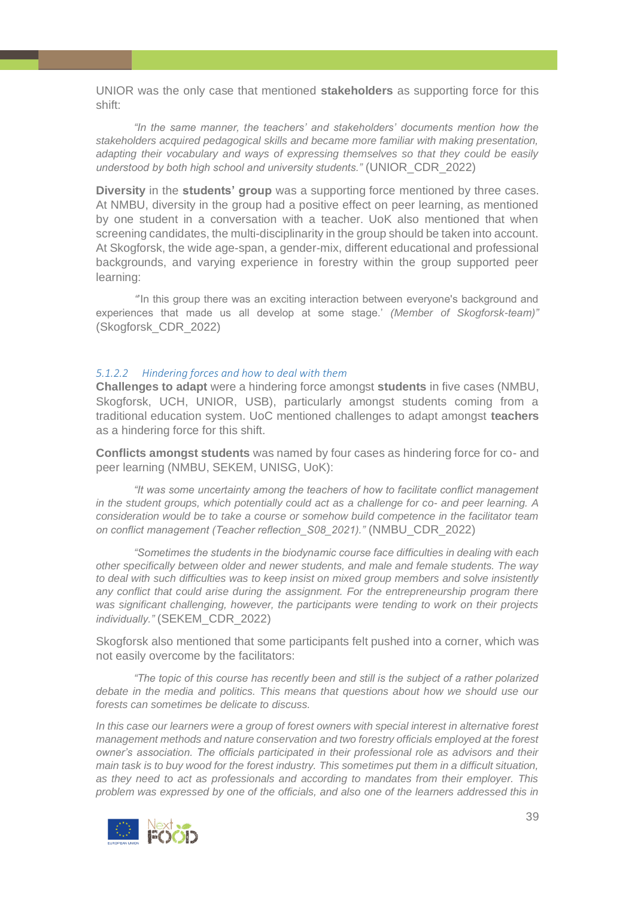UNIOR was the only case that mentioned **stakeholders** as supporting force for this shift:

> *"In the same manner, the teachers' and stakeholders' documents mention how the stakeholders acquired pedagogical skills and became more familiar with making presentation, adapting their vocabulary and ways of expressing themselves so that they could be easily understood by both high school and university students."* (UNIOR_CDR_2022)

**Diversity** in the **students' group** was a supporting force mentioned by three cases. At NMBU, diversity in the group had a positive effect on peer learning, as mentioned by one student in a conversation with a teacher. UoK also mentioned that when screening candidates, the multi-disciplinarity in the group should be taken into account. At Skogforsk, the wide age-span, a gender-mix, different educational and professional backgrounds, and varying experience in forestry within the group supported peer learning:

> "'In this group there was an exciting interaction between everyone's background and experiences that made us all develop at some stage.' *(Member of Skogforsk-team)"* (Skogforsk_CDR_2022)

#### *5.1.2.2 Hindering forces and how to deal with them*

**Challenges to adapt** were a hindering force amongst **students** in five cases (NMBU, Skogforsk, UCH, UNIOR, USB), particularly amongst students coming from a traditional education system. UoC mentioned challenges to adapt amongst **teachers** as a hindering force for this shift.

**Conflicts amongst students** was named by four cases as hindering force for co- and peer learning (NMBU, SEKEM, UNISG, UoK):

> *"It was some uncertainty among the teachers of how to facilitate conflict management in the student groups, which potentially could act as a challenge for co- and peer learning. A consideration would be to take a course or somehow build competence in the facilitator team on conflict management (Teacher reflection_S08_2021)."* (NMBU_CDR_2022)

> *"Sometimes the students in the biodynamic course face difficulties in dealing with each other specifically between older and newer students, and male and female students. The way to deal with such difficulties was to keep insist on mixed group members and solve insistently any conflict that could arise during the assignment. For the entrepreneurship program there was significant challenging, however, the participants were tending to work on their projects individually."* (SEKEM_CDR_2022)

Skogforsk also mentioned that some participants felt pushed into a corner, which was not easily overcome by the facilitators:

> *"The topic of this course has recently been and still is the subject of a rather polarized debate in the media and politics. This means that questions about how we should use our forests can sometimes be delicate to discuss.*
>
> *In this case our learners were a group of forest owners with special interest in alternative forest management methods and nature conservation and two forestry officials employed at the forest owner's association. The officials participated in their professional role as advisors and their main task is to buy wood for the forest industry. This sometimes put them in a difficult situation, as they need to act as professionals and according to mandates from their employer. This problem was expressed by one of the officials, and also one of the learners addressed this in*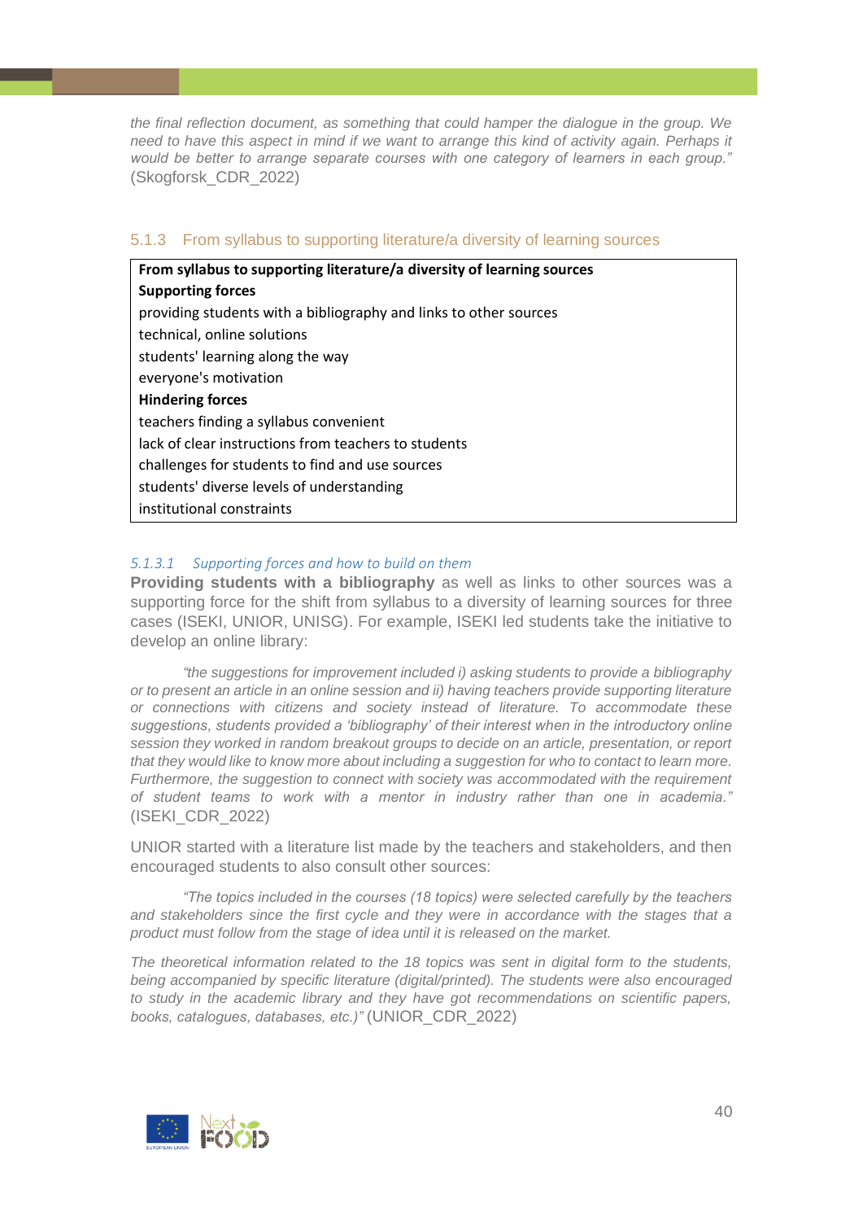*the final reflection document, as something that could hamper the dialogue in the group. We need to have this aspect in mind if we want to arrange this kind of activity again. Perhaps it would be better to arrange separate courses with one category of learners in each group."* (Skogforsk_CDR_2022)

### 5.1.3 From syllabus to supporting literature/a diversity of learning sources

| **From syllabus to supporting literature/a diversity of learning sources** |
|---|
| **Supporting forces** |
| providing students with a bibliography and links to other sources |
| technical, online solutions |
| students' learning along the way |
| everyone's motivation |
| **Hindering forces** |
| teachers finding a syllabus convenient |
| lack of clear instructions from teachers to students |
| challenges for students to find and use sources |
| students' diverse levels of understanding |
| institutional constraints |

#### *5.1.3.1 Supporting forces and how to build on them*

**Providing students with a bibliography** as well as links to other sources was a supporting force for the shift from syllabus to a diversity of learning sources for three cases (ISEKI, UNIOR, UNISG). For example, ISEKI led students take the initiative to develop an online library:

> *"the suggestions for improvement included i) asking students to provide a bibliography or to present an article in an online session and ii) having teachers provide supporting literature or connections with citizens and society instead of literature. To accommodate these suggestions, students provided a 'bibliography' of their interest when in the introductory online session they worked in random breakout groups to decide on an article, presentation, or report that they would like to know more about including a suggestion for who to contact to learn more. Furthermore, the suggestion to connect with society was accommodated with the requirement of student teams to work with a mentor in industry rather than one in academia."* (ISEKI_CDR_2022)

UNIOR started with a literature list made by the teachers and stakeholders, and then encouraged students to also consult other sources:

> *"The topics included in the courses (18 topics) were selected carefully by the teachers and stakeholders since the first cycle and they were in accordance with the stages that a product must follow from the stage of idea until it is released on the market.*
>
> *The theoretical information related to the 18 topics was sent in digital form to the students, being accompanied by specific literature (digital/printed). The students were also encouraged to study in the academic library and they have got recommendations on scientific papers, books, catalogues, databases, etc.)"* (UNIOR_CDR_2022)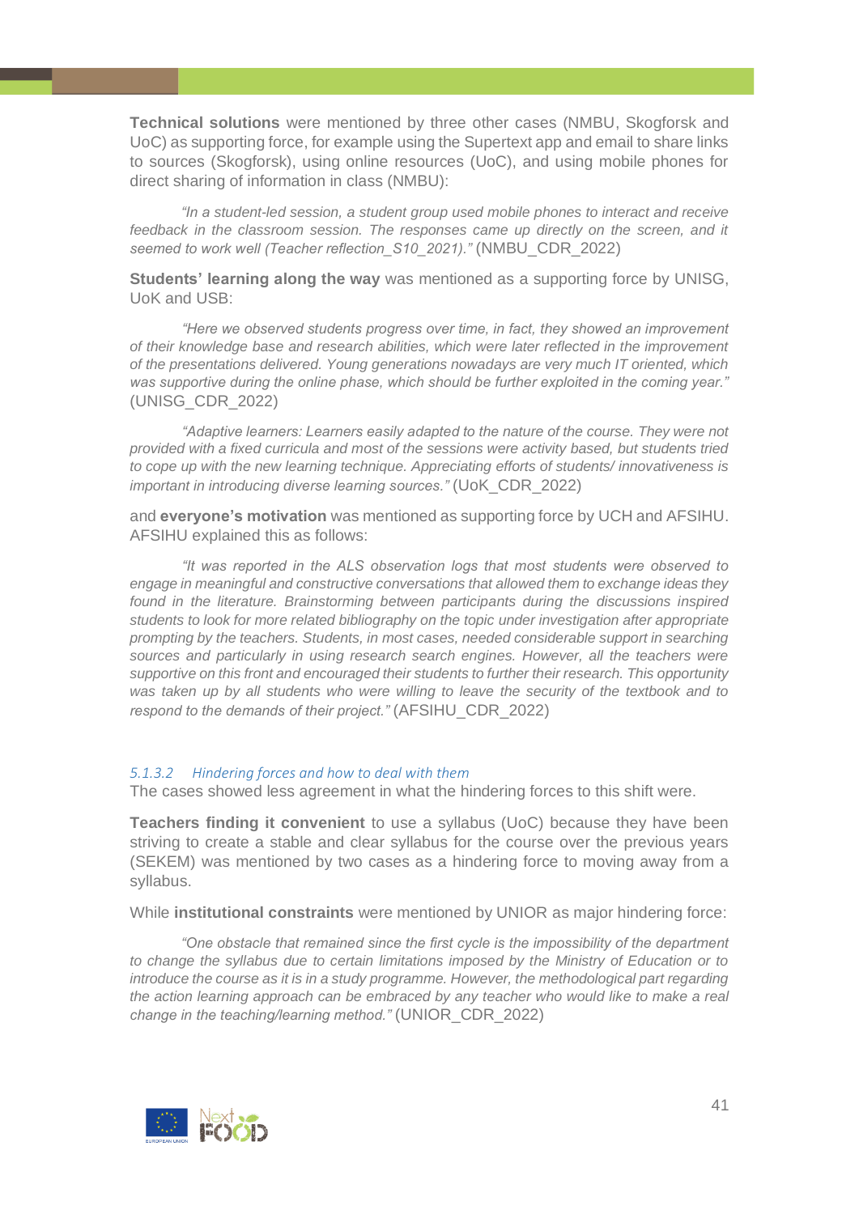**Technical solutions** were mentioned by three other cases (NMBU, Skogforsk and UoC) as supporting force, for example using the Supertext app and email to share links to sources (Skogforsk), using online resources (UoC), and using mobile phones for direct sharing of information in class (NMBU):

> *"In a student-led session, a student group used mobile phones to interact and receive feedback in the classroom session. The responses came up directly on the screen, and it seemed to work well (Teacher reflection_S10_2021)."* (NMBU_CDR_2022)

**Students' learning along the way** was mentioned as a supporting force by UNISG, UoK and USB:

> *"Here we observed students progress over time, in fact, they showed an improvement of their knowledge base and research abilities, which were later reflected in the improvement of the presentations delivered. Young generations nowadays are very much IT oriented, which was supportive during the online phase, which should be further exploited in the coming year."* (UNISG_CDR_2022)

> *"Adaptive learners: Learners easily adapted to the nature of the course. They were not provided with a fixed curricula and most of the sessions were activity based, but students tried to cope up with the new learning technique. Appreciating efforts of students/ innovativeness is important in introducing diverse learning sources."* (UoK_CDR_2022)

and **everyone's motivation** was mentioned as supporting force by UCH and AFSIHU. AFSIHU explained this as follows:

> *"It was reported in the ALS observation logs that most students were observed to engage in meaningful and constructive conversations that allowed them to exchange ideas they found in the literature. Brainstorming between participants during the discussions inspired students to look for more related bibliography on the topic under investigation after appropriate prompting by the teachers. Students, in most cases, needed considerable support in searching sources and particularly in using research search engines. However, all the teachers were supportive on this front and encouraged their students to further their research. This opportunity was taken up by all students who were willing to leave the security of the textbook and to respond to the demands of their project."* (AFSIHU_CDR_2022)

#### 5.1.3.2 Hindering forces and how to deal with them

The cases showed less agreement in what the hindering forces to this shift were.

**Teachers finding it convenient** to use a syllabus (UoC) because they have been striving to create a stable and clear syllabus for the course over the previous years (SEKEM) was mentioned by two cases as a hindering force to moving away from a syllabus.

While **institutional constraints** were mentioned by UNIOR as major hindering force:

> *"One obstacle that remained since the first cycle is the impossibility of the department to change the syllabus due to certain limitations imposed by the Ministry of Education or to introduce the course as it is in a study programme. However, the methodological part regarding the action learning approach can be embraced by any teacher who would like to make a real change in the teaching/learning method."* (UNIOR_CDR_2022)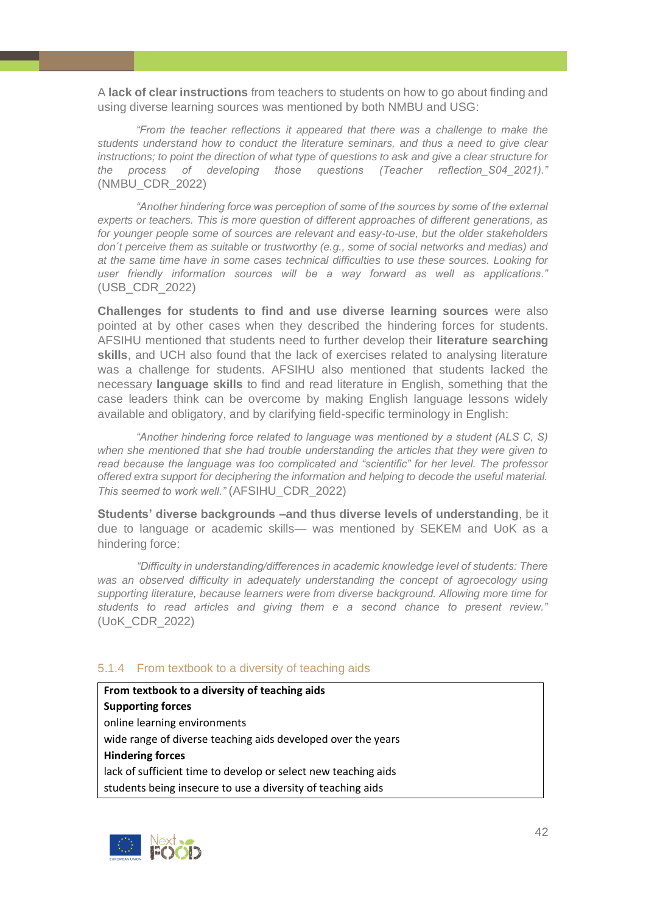A **lack of clear instructions** from teachers to students on how to go about finding and using diverse learning sources was mentioned by both NMBU and USG:

*"From the teacher reflections it appeared that there was a challenge to make the students understand how to conduct the literature seminars, and thus a need to give clear instructions; to point the direction of what type of questions to ask and give a clear structure for the process of developing those questions (Teacher reflection_S04_2021)."* (NMBU_CDR_2022)

*"Another hindering force was perception of some of the sources by some of the external experts or teachers. This is more question of different approaches of different generations, as for younger people some of sources are relevant and easy-to-use, but the older stakeholders don´t perceive them as suitable or trustworthy (e.g., some of social networks and medias) and at the same time have in some cases technical difficulties to use these sources. Looking for user friendly information sources will be a way forward as well as applications."* (USB_CDR_2022)

**Challenges for students to find and use diverse learning sources** were also pointed at by other cases when they described the hindering forces for students. AFSIHU mentioned that students need to further develop their **literature searching skills**, and UCH also found that the lack of exercises related to analysing literature was a challenge for students. AFSIHU also mentioned that students lacked the necessary **language skills** to find and read literature in English, something that the case leaders think can be overcome by making English language lessons widely available and obligatory, and by clarifying field-specific terminology in English:

*"Another hindering force related to language was mentioned by a student (ALS C, S) when she mentioned that she had trouble understanding the articles that they were given to read because the language was too complicated and "scientific" for her level. The professor offered extra support for deciphering the information and helping to decode the useful material. This seemed to work well."* (AFSIHU_CDR_2022)

**Students' diverse backgrounds –and thus diverse levels of understanding**, be it due to language or academic skills— was mentioned by SEKEM and UoK as a hindering force:

*"Difficulty in understanding/differences in academic knowledge level of students: There was an observed difficulty in adequately understanding the concept of agroecology using supporting literature, because learners were from diverse background. Allowing more time for students to read articles and giving them e a second chance to present review."* (UoK_CDR_2022)

### 5.1.4 From textbook to a diversity of teaching aids

| **From textbook to a diversity of teaching aids** |
|---|
| **Supporting forces** |
| online learning environments |
| wide range of diverse teaching aids developed over the years |
| **Hindering forces** |
| lack of sufficient time to develop or select new teaching aids |
| students being insecure to use a diversity of teaching aids |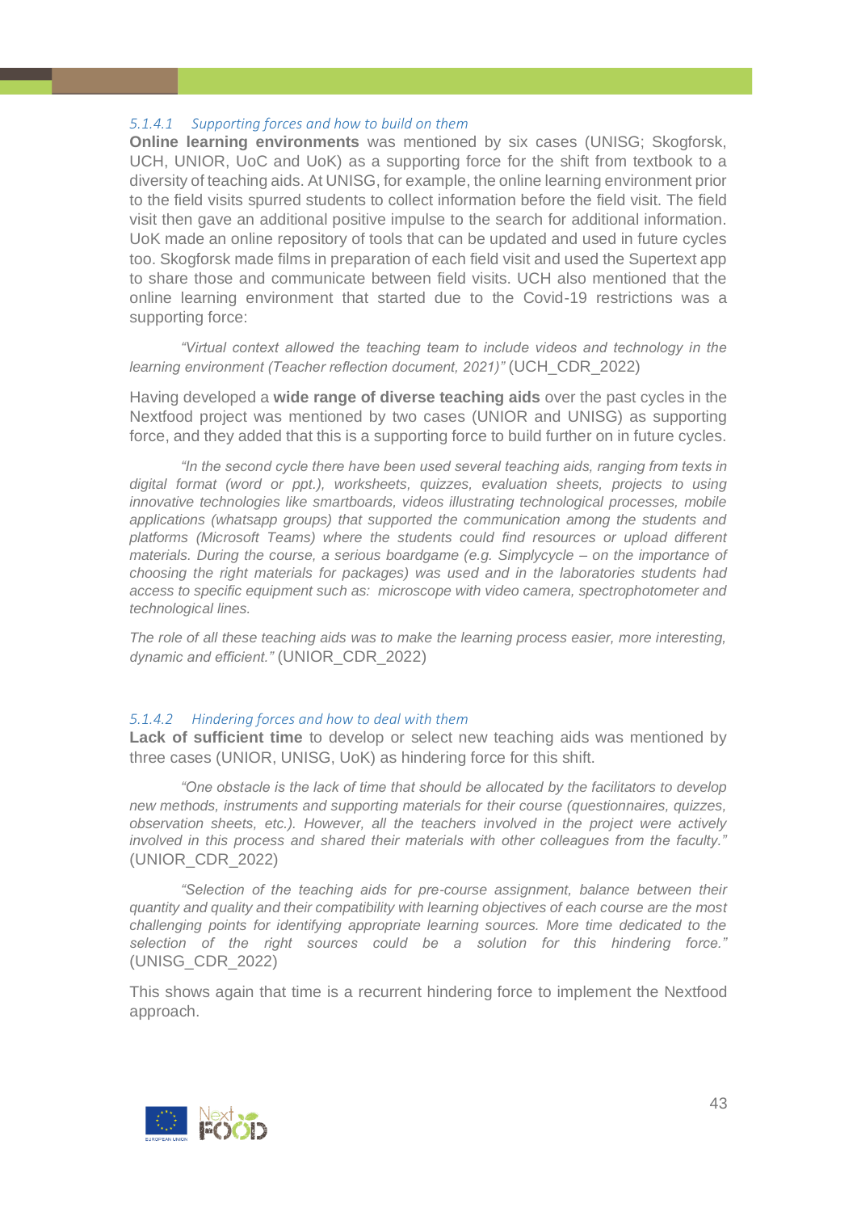#### 5.1.4.1 Supporting forces and how to build on them

**Online learning environments** was mentioned by six cases (UNISG; Skogforsk, UCH, UNIOR, UoC and UoK) as a supporting force for the shift from textbook to a diversity of teaching aids. At UNISG, for example, the online learning environment prior to the field visits spurred students to collect information before the field visit. The field visit then gave an additional positive impulse to the search for additional information. UoK made an online repository of tools that can be updated and used in future cycles too. Skogforsk made films in preparation of each field visit and used the Supertext app to share those and communicate between field visits. UCH also mentioned that the online learning environment that started due to the Covid-19 restrictions was a supporting force:

> *"Virtual context allowed the teaching team to include videos and technology in the learning environment (Teacher reflection document, 2021)"* (UCH_CDR_2022)

Having developed a **wide range of diverse teaching aids** over the past cycles in the Nextfood project was mentioned by two cases (UNIOR and UNISG) as supporting force, and they added that this is a supporting force to build further on in future cycles.

> *"In the second cycle there have been used several teaching aids, ranging from texts in digital format (word or ppt.), worksheets, quizzes, evaluation sheets, projects to using innovative technologies like smartboards, videos illustrating technological processes, mobile applications (whatsapp groups) that supported the communication among the students and platforms (Microsoft Teams) where the students could find resources or upload different materials. During the course, a serious boardgame (e.g. Simplycycle – on the importance of choosing the right materials for packages) was used and in the laboratories students had access to specific equipment such as: microscope with video camera, spectrophotometer and technological lines.*
>
> *The role of all these teaching aids was to make the learning process easier, more interesting, dynamic and efficient."* (UNIOR_CDR_2022)

#### 5.1.4.2 Hindering forces and how to deal with them

**Lack of sufficient time** to develop or select new teaching aids was mentioned by three cases (UNIOR, UNISG, UoK) as hindering force for this shift.

> *"One obstacle is the lack of time that should be allocated by the facilitators to develop new methods, instruments and supporting materials for their course (questionnaires, quizzes, observation sheets, etc.). However, all the teachers involved in the project were actively involved in this process and shared their materials with other colleagues from the faculty."* (UNIOR_CDR_2022)

> *"Selection of the teaching aids for pre-course assignment, balance between their quantity and quality and their compatibility with learning objectives of each course are the most challenging points for identifying appropriate learning sources. More time dedicated to the selection of the right sources could be a solution for this hindering force."* (UNISG_CDR_2022)

This shows again that time is a recurrent hindering force to implement the Nextfood approach.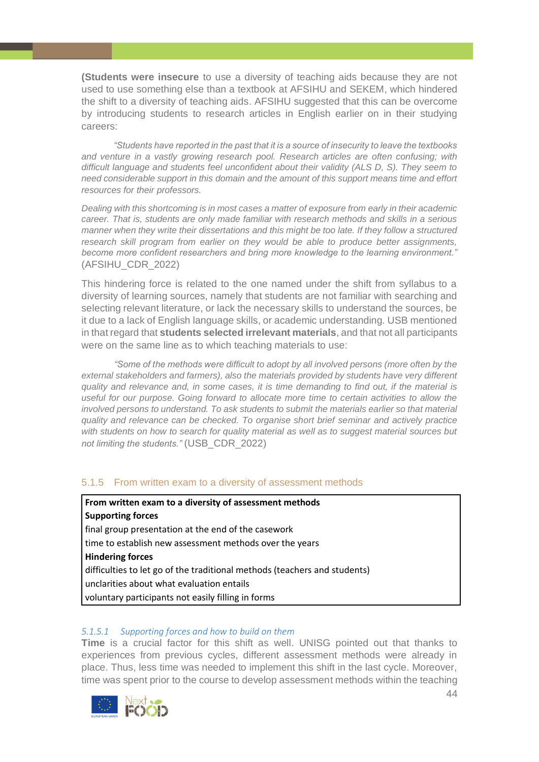**(Students were insecure** to use a diversity of teaching aids because they are not used to use something else than a textbook at AFSIHU and SEKEM, which hindered the shift to a diversity of teaching aids. AFSIHU suggested that this can be overcome by introducing students to research articles in English earlier on in their studying careers:

> *"Students have reported in the past that it is a source of insecurity to leave the textbooks and venture in a vastly growing research pool. Research articles are often confusing; with difficult language and students feel unconfident about their validity (ALS D, S). They seem to need considerable support in this domain and the amount of this support means time and effort resources for their professors.*
>
> *Dealing with this shortcoming is in most cases a matter of exposure from early in their academic career. That is, students are only made familiar with research methods and skills in a serious manner when they write their dissertations and this might be too late. If they follow a structured research skill program from earlier on they would be able to produce better assignments, become more confident researchers and bring more knowledge to the learning environment."* (AFSIHU_CDR_2022)

This hindering force is related to the one named under the shift from syllabus to a diversity of learning sources, namely that students are not familiar with searching and selecting relevant literature, or lack the necessary skills to understand the sources, be it due to a lack of English language skills, or academic understanding. USB mentioned in that regard that **students selected irrelevant materials**, and that not all participants were on the same line as to which teaching materials to use:

> *"Some of the methods were difficult to adopt by all involved persons (more often by the external stakeholders and farmers), also the materials provided by students have very different quality and relevance and, in some cases, it is time demanding to find out, if the material is useful for our purpose. Going forward to allocate more time to certain activities to allow the involved persons to understand. To ask students to submit the materials earlier so that material quality and relevance can be checked. To organise short brief seminar and actively practice with students on how to search for quality material as well as to suggest material sources but not limiting the students."* (USB_CDR_2022)

### 5.1.5 From written exam to a diversity of assessment methods

| **From written exam to a diversity of assessment methods** |
|---|
| **Supporting forces** |
| final group presentation at the end of the casework |
| time to establish new assessment methods over the years |
| **Hindering forces** |
| difficulties to let go of the traditional methods (teachers and students) |
| unclarities about what evaluation entails |
| voluntary participants not easily filling in forms |

#### *5.1.5.1 Supporting forces and how to build on them*

**Time** is a crucial factor for this shift as well. UNISG pointed out that thanks to experiences from previous cycles, different assessment methods were already in place. Thus, less time was needed to implement this shift in the last cycle. Moreover, time was spent prior to the course to develop assessment methods within the teaching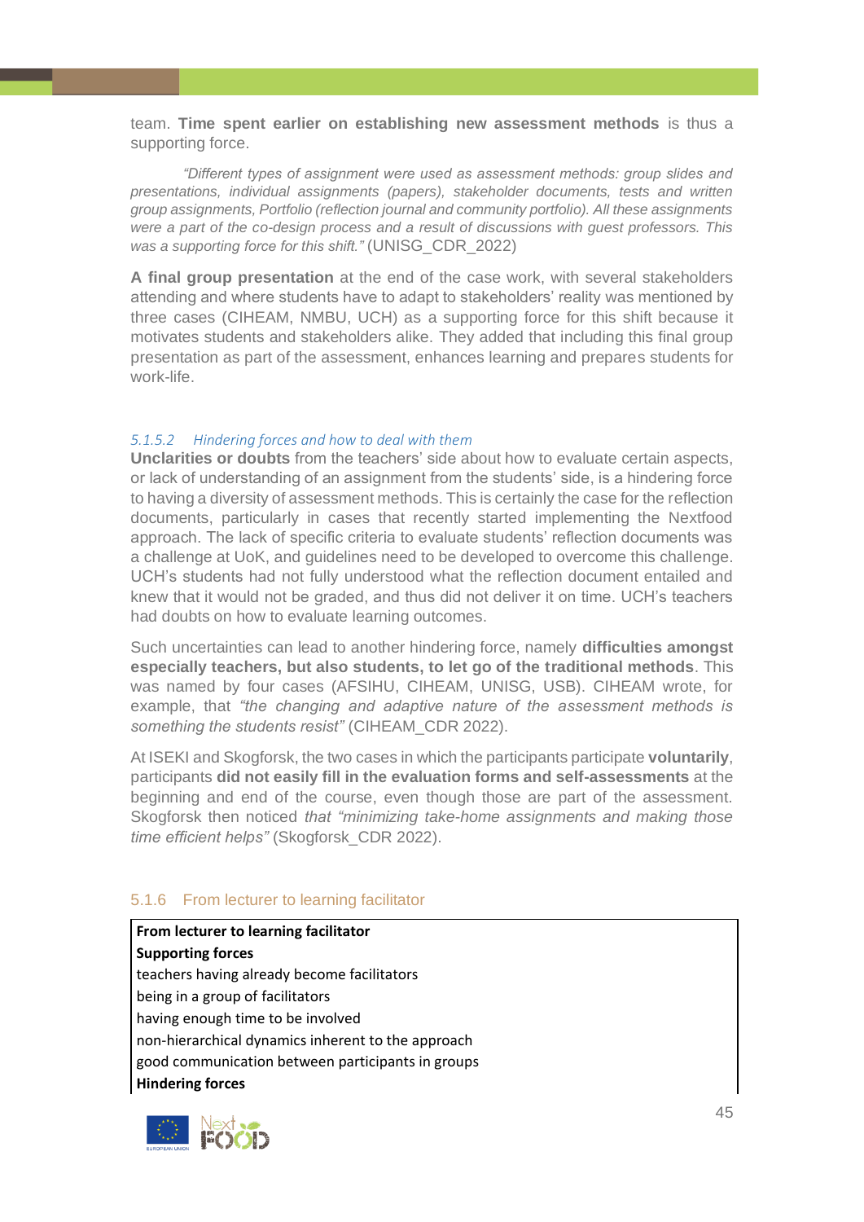team. **Time spent earlier on establishing new assessment methods** is thus a supporting force.

> *"Different types of assignment were used as assessment methods: group slides and presentations, individual assignments (papers), stakeholder documents, tests and written group assignments, Portfolio (reflection journal and community portfolio). All these assignments were a part of the co-design process and a result of discussions with guest professors. This was a supporting force for this shift."* (UNISG_CDR_2022)

**A final group presentation** at the end of the case work, with several stakeholders attending and where students have to adapt to stakeholders' reality was mentioned by three cases (CIHEAM, NMBU, UCH) as a supporting force for this shift because it motivates students and stakeholders alike. They added that including this final group presentation as part of the assessment, enhances learning and prepares students for work-life.

##### 5.1.5.2 Hindering forces and how to deal with them

**Unclarities or doubts** from the teachers' side about how to evaluate certain aspects, or lack of understanding of an assignment from the students' side, is a hindering force to having a diversity of assessment methods. This is certainly the case for the reflection documents, particularly in cases that recently started implementing the Nextfood approach. The lack of specific criteria to evaluate students' reflection documents was a challenge at UoK, and guidelines need to be developed to overcome this challenge. UCH's students had not fully understood what the reflection document entailed and knew that it would not be graded, and thus did not deliver it on time. UCH's teachers had doubts on how to evaluate learning outcomes.

Such uncertainties can lead to another hindering force, namely **difficulties amongst especially teachers, but also students, to let go of the traditional methods**. This was named by four cases (AFSIHU, CIHEAM, UNISG, USB). CIHEAM wrote, for example, that *"the changing and adaptive nature of the assessment methods is something the students resist"* (CIHEAM_CDR 2022).

At ISEKI and Skogforsk, the two cases in which the participants participate **voluntarily**, participants **did not easily fill in the evaluation forms and self-assessments** at the beginning and end of the course, even though those are part of the assessment. Skogforsk then noticed *that "minimizing take-home assignments and making those time efficient helps"* (Skogforsk_CDR 2022).

### 5.1.6 From lecturer to learning facilitator

| **From lecturer to learning facilitator** |
|---|
| **Supporting forces** |
| teachers having already become facilitators |
| being in a group of facilitators |
| having enough time to be involved |
| non-hierarchical dynamics inherent to the approach |
| good communication between participants in groups |
| **Hindering forces** |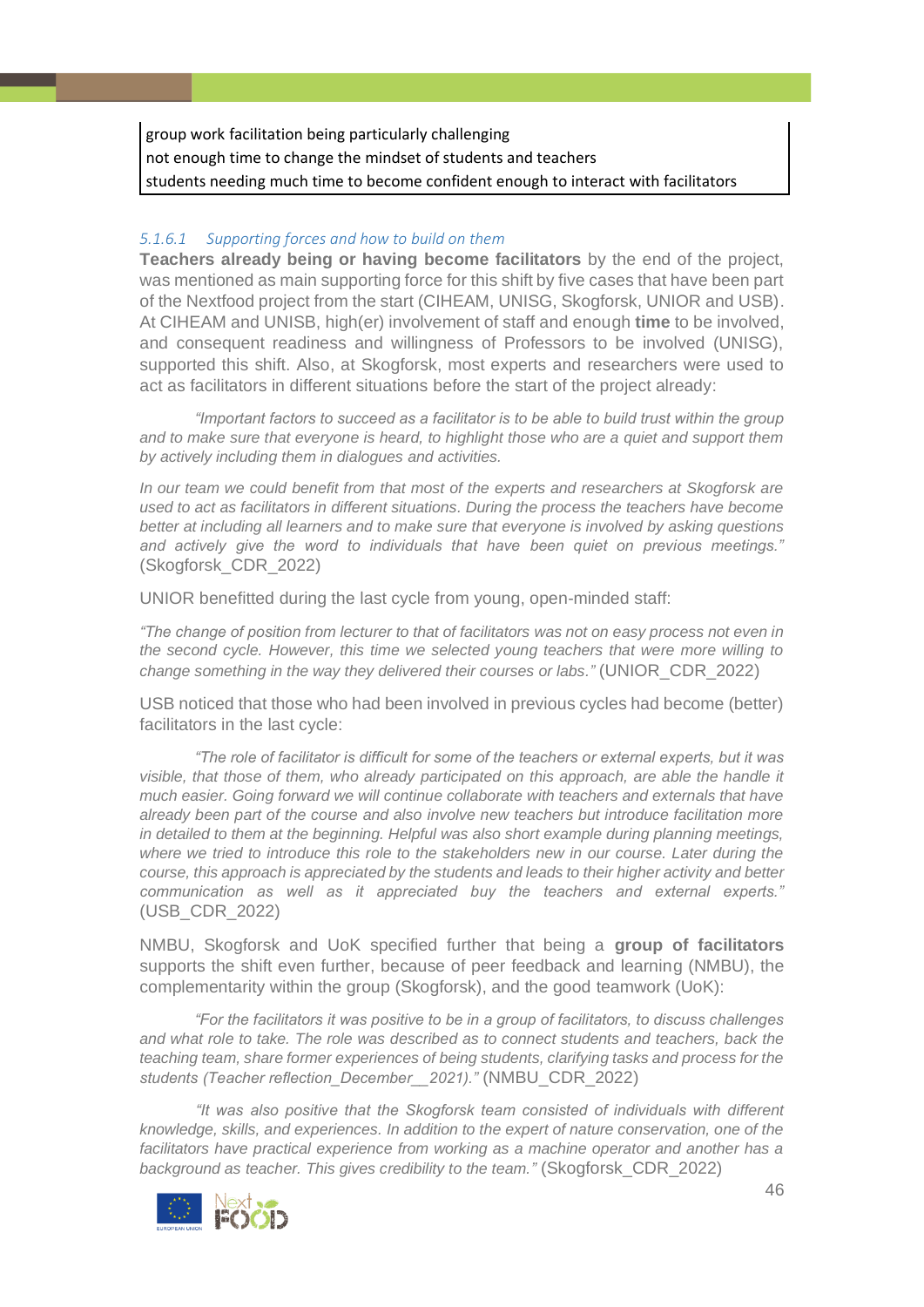| group work facilitation being particularly challenging |
|---|
| not enough time to change the mindset of students and teachers |
| students needing much time to become confident enough to interact with facilitators |

#### *5.1.6.1 Supporting forces and how to build on them*

**Teachers already being or having become facilitators** by the end of the project, was mentioned as main supporting force for this shift by five cases that have been part of the Nextfood project from the start (CIHEAM, UNISG, Skogforsk, UNIOR and USB). At CIHEAM and UNISB, high(er) involvement of staff and enough **time** to be involved, and consequent readiness and willingness of Professors to be involved (UNISG), supported this shift. Also, at Skogforsk, most experts and researchers were used to act as facilitators in different situations before the start of the project already:

*"Important factors to succeed as a facilitator is to be able to build trust within the group and to make sure that everyone is heard, to highlight those who are a quiet and support them by actively including them in dialogues and activities.*

*In our team we could benefit from that most of the experts and researchers at Skogforsk are used to act as facilitators in different situations. During the process the teachers have become better at including all learners and to make sure that everyone is involved by asking questions and actively give the word to individuals that have been quiet on previous meetings."* (Skogforsk_CDR_2022)

UNIOR benefitted during the last cycle from young, open-minded staff:

*"The change of position from lecturer to that of facilitators was not on easy process not even in the second cycle. However, this time we selected young teachers that were more willing to change something in the way they delivered their courses or labs."* (UNIOR_CDR_2022)

USB noticed that those who had been involved in previous cycles had become (better) facilitators in the last cycle:

*"The role of facilitator is difficult for some of the teachers or external experts, but it was visible, that those of them, who already participated on this approach, are able the handle it much easier. Going forward we will continue collaborate with teachers and externals that have already been part of the course and also involve new teachers but introduce facilitation more in detailed to them at the beginning. Helpful was also short example during planning meetings, where we tried to introduce this role to the stakeholders new in our course. Later during the course, this approach is appreciated by the students and leads to their higher activity and better communication as well as it appreciated buy the teachers and external experts."* (USB_CDR_2022)

NMBU, Skogforsk and UoK specified further that being a **group of facilitators** supports the shift even further, because of peer feedback and learning (NMBU), the complementarity within the group (Skogforsk), and the good teamwork (UoK):

*"For the facilitators it was positive to be in a group of facilitators, to discuss challenges and what role to take. The role was described as to connect students and teachers, back the teaching team, share former experiences of being students, clarifying tasks and process for the students (Teacher reflection_December__2021)."* (NMBU_CDR_2022)

*"It was also positive that the Skogforsk team consisted of individuals with different knowledge, skills, and experiences. In addition to the expert of nature conservation, one of the facilitators have practical experience from working as a machine operator and another has a background as teacher. This gives credibility to the team."* (Skogforsk_CDR_2022)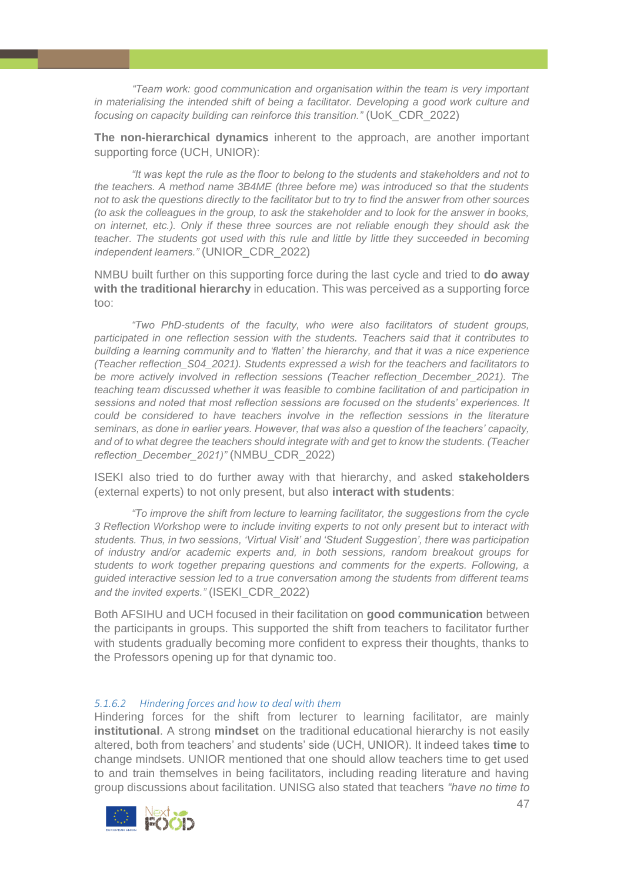*"Team work: good communication and organisation within the team is very important in materialising the intended shift of being a facilitator. Developing a good work culture and focusing on capacity building can reinforce this transition."* (UoK_CDR_2022)

**The non-hierarchical dynamics** inherent to the approach, are another important supporting force (UCH, UNIOR):

*"It was kept the rule as the floor to belong to the students and stakeholders and not to the teachers. A method name 3B4ME (three before me) was introduced so that the students not to ask the questions directly to the facilitator but to try to find the answer from other sources (to ask the colleagues in the group, to ask the stakeholder and to look for the answer in books, on internet, etc.). Only if these three sources are not reliable enough they should ask the teacher. The students got used with this rule and little by little they succeeded in becoming independent learners."* (UNIOR_CDR_2022)

NMBU built further on this supporting force during the last cycle and tried to **do away with the traditional hierarchy** in education. This was perceived as a supporting force too:

*"Two PhD-students of the faculty, who were also facilitators of student groups, participated in one reflection session with the students. Teachers said that it contributes to building a learning community and to 'flatten' the hierarchy, and that it was a nice experience (Teacher reflection_S04_2021). Students expressed a wish for the teachers and facilitators to be more actively involved in reflection sessions (Teacher reflection_December_2021). The teaching team discussed whether it was feasible to combine facilitation of and participation in sessions and noted that most reflection sessions are focused on the students' experiences. It could be considered to have teachers involve in the reflection sessions in the literature seminars, as done in earlier years. However, that was also a question of the teachers' capacity, and of to what degree the teachers should integrate with and get to know the students. (Teacher reflection_December_2021)"* (NMBU_CDR_2022)

ISEKI also tried to do further away with that hierarchy, and asked **stakeholders** (external experts) to not only present, but also **interact with students**:

*"To improve the shift from lecture to learning facilitator, the suggestions from the cycle 3 Reflection Workshop were to include inviting experts to not only present but to interact with students. Thus, in two sessions, 'Virtual Visit' and 'Student Suggestion', there was participation of industry and/or academic experts and, in both sessions, random breakout groups for students to work together preparing questions and comments for the experts. Following, a guided interactive session led to a true conversation among the students from different teams and the invited experts."* (ISEKI_CDR_2022)

Both AFSIHU and UCH focused in their facilitation on **good communication** between the participants in groups. This supported the shift from teachers to facilitator further with students gradually becoming more confident to express their thoughts, thanks to the Professors opening up for that dynamic too.

#### 5.1.6.2 Hindering forces and how to deal with them

Hindering forces for the shift from lecturer to learning facilitator, are mainly **institutional**. A strong **mindset** on the traditional educational hierarchy is not easily altered, both from teachers' and students' side (UCH, UNIOR). It indeed takes **time** to change mindsets. UNIOR mentioned that one should allow teachers time to get used to and train themselves in being facilitators, including reading literature and having group discussions about facilitation. UNISG also stated that teachers *"have no time to*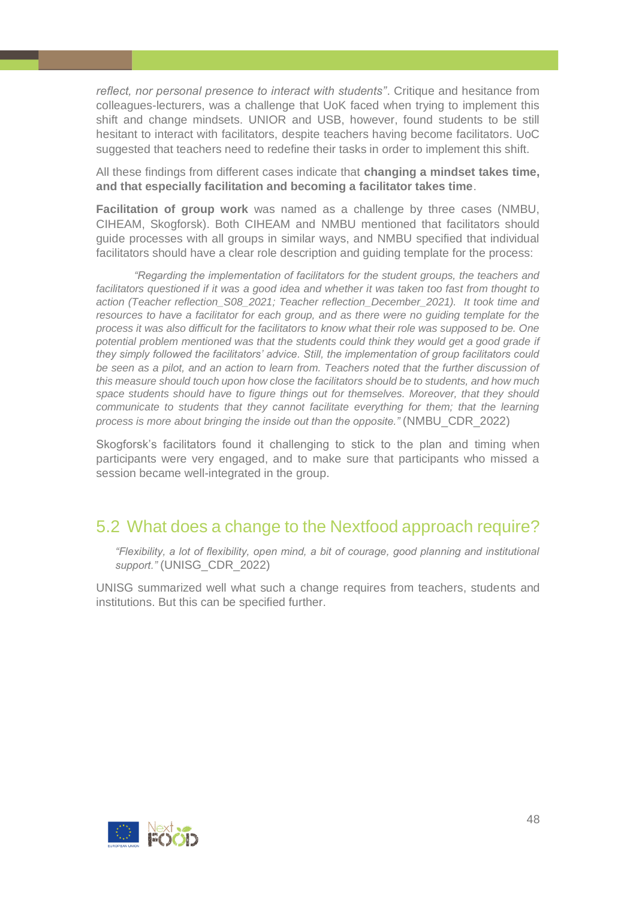*reflect, nor personal presence to interact with students"*. Critique and hesitance from colleagues-lecturers, was a challenge that UoK faced when trying to implement this shift and change mindsets. UNIOR and USB, however, found students to be still hesitant to interact with facilitators, despite teachers having become facilitators. UoC suggested that teachers need to redefine their tasks in order to implement this shift.

All these findings from different cases indicate that **changing a mindset takes time, and that especially facilitation and becoming a facilitator takes time**.

**Facilitation of group work** was named as a challenge by three cases (NMBU, CIHEAM, Skogforsk). Both CIHEAM and NMBU mentioned that facilitators should guide processes with all groups in similar ways, and NMBU specified that individual facilitators should have a clear role description and guiding template for the process:

> *"Regarding the implementation of facilitators for the student groups, the teachers and facilitators questioned if it was a good idea and whether it was taken too fast from thought to action (Teacher reflection_S08_2021; Teacher reflection_December_2021). It took time and resources to have a facilitator for each group, and as there were no guiding template for the process it was also difficult for the facilitators to know what their role was supposed to be. One potential problem mentioned was that the students could think they would get a good grade if they simply followed the facilitators' advice. Still, the implementation of group facilitators could be seen as a pilot, and an action to learn from. Teachers noted that the further discussion of this measure should touch upon how close the facilitators should be to students, and how much space students should have to figure things out for themselves. Moreover, that they should communicate to students that they cannot facilitate everything for them; that the learning process is more about bringing the inside out than the opposite."* (NMBU_CDR_2022)

Skogforsk's facilitators found it challenging to stick to the plan and timing when participants were very engaged, and to make sure that participants who missed a session became well-integrated in the group.

## 5.2 What does a change to the Nextfood approach require?

> *"Flexibility, a lot of flexibility, open mind, a bit of courage, good planning and institutional support."* (UNISG_CDR_2022)

UNISG summarized well what such a change requires from teachers, students and institutions. But this can be specified further.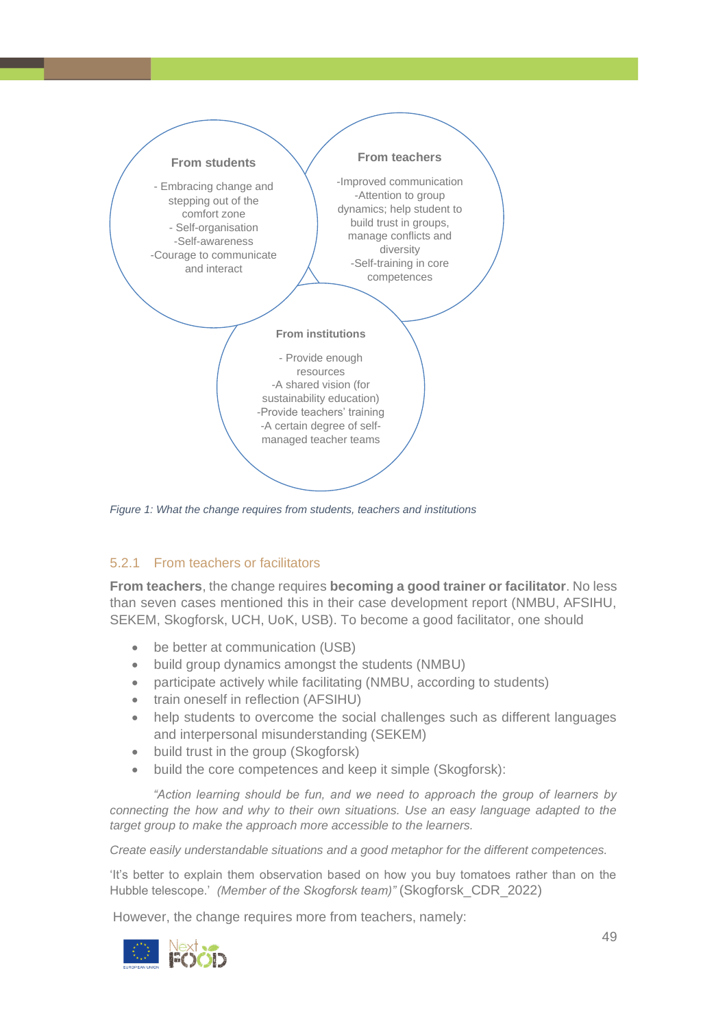**From students**

- Embracing change and stepping out of the comfort zone
- Self-organisation
- Self-awareness
- Courage to communicate and interact

**From teachers**

- Improved communication
- Attention to group dynamics; help student to build trust in groups, manage conflicts and diversity
- Self-training in core competences

**From institutions**

- Provide enough resources
- A shared vision (for sustainability education)
- Provide teachers' training
- A certain degree of self-managed teacher teams

*Figure 1: What the change requires from students, teachers and institutions*

### 5.2.1 From teachers or facilitators

**From teachers**, the change requires **becoming a good trainer or facilitator**. No less than seven cases mentioned this in their case development report (NMBU, AFSIHU, SEKEM, Skogforsk, UCH, UoK, USB). To become a good facilitator, one should

- be better at communication (USB)
- build group dynamics amongst the students (NMBU)
- participate actively while facilitating (NMBU, according to students)
- train oneself in reflection (AFSIHU)
- help students to overcome the social challenges such as different languages and interpersonal misunderstanding (SEKEM)
- build trust in the group (Skogforsk)
- build the core competences and keep it simple (Skogforsk):

*"Action learning should be fun, and we need to approach the group of learners by connecting the how and why to their own situations. Use an easy language adapted to the target group to make the approach more accessible to the learners.*

*Create easily understandable situations and a good metaphor for the different competences.*

'It's better to explain them observation based on how you buy tomatoes rather than on the Hubble telescope.' *(Member of the Skogforsk team)"* (Skogforsk_CDR_2022)

However, the change requires more from teachers, namely: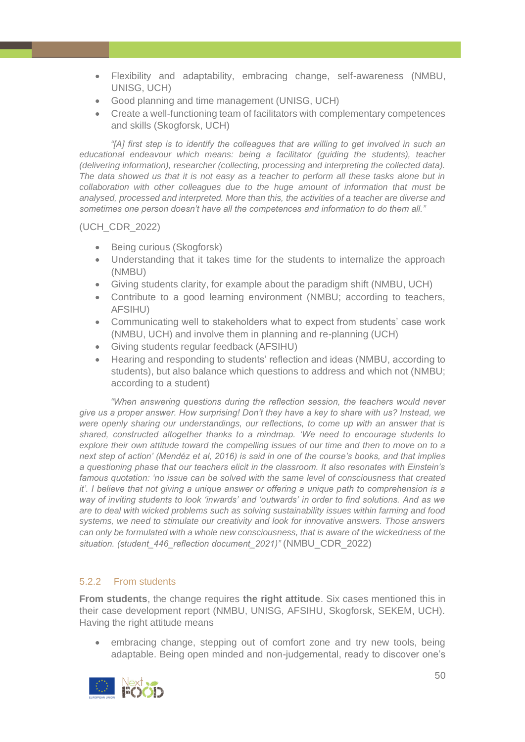- Flexibility and adaptability, embracing change, self-awareness (NMBU, UNISG, UCH)
- Good planning and time management (UNISG, UCH)
- Create a well-functioning team of facilitators with complementary competences and skills (Skogforsk, UCH)

*"[A] first step is to identify the colleagues that are willing to get involved in such an educational endeavour which means: being a facilitator (guiding the students), teacher (delivering information), researcher (collecting, processing and interpreting the collected data). The data showed us that it is not easy as a teacher to perform all these tasks alone but in collaboration with other colleagues due to the huge amount of information that must be analysed, processed and interpreted. More than this, the activities of a teacher are diverse and sometimes one person doesn't have all the competences and information to do them all."*

(UCH_CDR_2022)

- Being curious (Skogforsk)
- Understanding that it takes time for the students to internalize the approach (NMBU)
- Giving students clarity, for example about the paradigm shift (NMBU, UCH)
- Contribute to a good learning environment (NMBU; according to teachers, AFSIHU)
- Communicating well to stakeholders what to expect from students' case work (NMBU, UCH) and involve them in planning and re-planning (UCH)
- Giving students regular feedback (AFSIHU)
- Hearing and responding to students' reflection and ideas (NMBU, according to students), but also balance which questions to address and which not (NMBU; according to a student)

*"When answering questions during the reflection session, the teachers would never give us a proper answer. How surprising! Don't they have a key to share with us? Instead, we were openly sharing our understandings, our reflections, to come up with an answer that is shared, constructed altogether thanks to a mindmap. 'We need to encourage students to explore their own attitude toward the compelling issues of our time and then to move on to a next step of action' (Mendéz et al, 2016) is said in one of the course's books, and that implies a questioning phase that our teachers elicit in the classroom. It also resonates with Einstein's famous quotation: 'no issue can be solved with the same level of consciousness that created it'. I believe that not giving a unique answer or offering a unique path to comprehension is a way of inviting students to look 'inwards' and 'outwards' in order to find solutions. And as we are to deal with wicked problems such as solving sustainability issues within farming and food systems, we need to stimulate our creativity and look for innovative answers. Those answers can only be formulated with a whole new consciousness, that is aware of the wickedness of the situation. (student_446_reflection document_2021)"* (NMBU_CDR_2022)

### 5.2.2 From students

**From students**, the change requires **the right attitude**. Six cases mentioned this in their case development report (NMBU, UNISG, AFSIHU, Skogforsk, SEKEM, UCH). Having the right attitude means

- embracing change, stepping out of comfort zone and try new tools, being adaptable. Being open minded and non-judgemental, ready to discover one's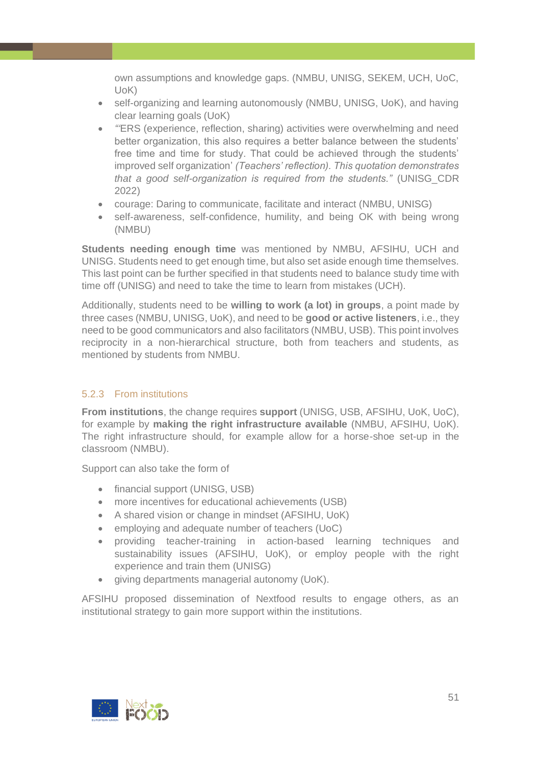own assumptions and knowledge gaps. (NMBU, UNISG, SEKEM, UCH, UoC, UoK)

- self-organizing and learning autonomously (NMBU, UNISG, UoK), and having clear learning goals (UoK)
- "'ERS (experience, reflection, sharing) activities were overwhelming and need better organization, this also requires a better balance between the students' free time and time for study. That could be achieved through the students' improved self organization' *(Teachers' reflection). This quotation demonstrates that a good self-organization is required from the students."* (UNISG_CDR 2022)
- courage: Daring to communicate, facilitate and interact (NMBU, UNISG)
- self-awareness, self-confidence, humility, and being OK with being wrong (NMBU)

**Students needing enough time** was mentioned by NMBU, AFSIHU, UCH and UNISG. Students need to get enough time, but also set aside enough time themselves. This last point can be further specified in that students need to balance study time with time off (UNISG) and need to take the time to learn from mistakes (UCH).

Additionally, students need to be **willing to work (a lot) in groups**, a point made by three cases (NMBU, UNISG, UoK), and need to be **good or active listeners**, i.e., they need to be good communicators and also facilitators (NMBU, USB). This point involves reciprocity in a non-hierarchical structure, both from teachers and students, as mentioned by students from NMBU.

### 5.2.3 From institutions

**From institutions**, the change requires **support** (UNISG, USB, AFSIHU, UoK, UoC), for example by **making the right infrastructure available** (NMBU, AFSIHU, UoK). The right infrastructure should, for example allow for a horse-shoe set-up in the classroom (NMBU).

Support can also take the form of

- financial support (UNISG, USB)
- more incentives for educational achievements (USB)
- A shared vision or change in mindset (AFSIHU, UoK)
- employing and adequate number of teachers (UoC)
- providing teacher-training in action-based learning techniques and sustainability issues (AFSIHU, UoK), or employ people with the right experience and train them (UNISG)
- giving departments managerial autonomy (UoK).

AFSIHU proposed dissemination of Nextfood results to engage others, as an institutional strategy to gain more support within the institutions.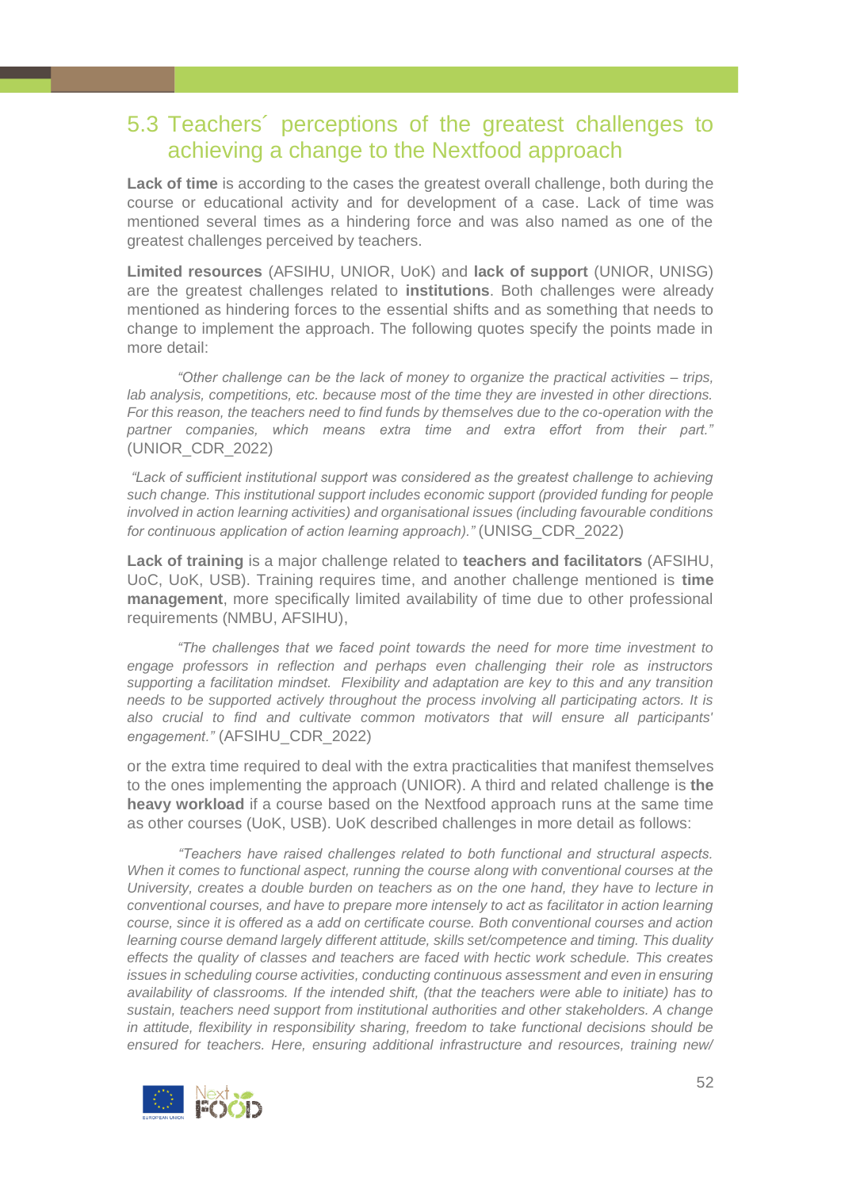## 5.3 Teachers´ perceptions of the greatest challenges to achieving a change to the Nextfood approach

**Lack of time** is according to the cases the greatest overall challenge, both during the course or educational activity and for development of a case. Lack of time was mentioned several times as a hindering force and was also named as one of the greatest challenges perceived by teachers.

**Limited resources** (AFSIHU, UNIOR, UoK) and **lack of support** (UNIOR, UNISG) are the greatest challenges related to **institutions**. Both challenges were already mentioned as hindering forces to the essential shifts and as something that needs to change to implement the approach. The following quotes specify the points made in more detail:

*"Other challenge can be the lack of money to organize the practical activities – trips, lab analysis, competitions, etc. because most of the time they are invested in other directions. For this reason, the teachers need to find funds by themselves due to the co-operation with the partner companies, which means extra time and extra effort from their part."* (UNIOR_CDR_2022)

*"Lack of sufficient institutional support was considered as the greatest challenge to achieving such change. This institutional support includes economic support (provided funding for people involved in action learning activities) and organisational issues (including favourable conditions for continuous application of action learning approach)."* (UNISG_CDR_2022)

**Lack of training** is a major challenge related to **teachers and facilitators** (AFSIHU, UoC, UoK, USB). Training requires time, and another challenge mentioned is **time management**, more specifically limited availability of time due to other professional requirements (NMBU, AFSIHU),

*"The challenges that we faced point towards the need for more time investment to engage professors in reflection and perhaps even challenging their role as instructors supporting a facilitation mindset. Flexibility and adaptation are key to this and any transition needs to be supported actively throughout the process involving all participating actors. It is also crucial to find and cultivate common motivators that will ensure all participants' engagement."* (AFSIHU_CDR_2022)

or the extra time required to deal with the extra practicalities that manifest themselves to the ones implementing the approach (UNIOR). A third and related challenge is **the heavy workload** if a course based on the Nextfood approach runs at the same time as other courses (UoK, USB). UoK described challenges in more detail as follows:

*"Teachers have raised challenges related to both functional and structural aspects. When it comes to functional aspect, running the course along with conventional courses at the University, creates a double burden on teachers as on the one hand, they have to lecture in conventional courses, and have to prepare more intensely to act as facilitator in action learning course, since it is offered as a add on certificate course. Both conventional courses and action learning course demand largely different attitude, skills set/competence and timing. This duality effects the quality of classes and teachers are faced with hectic work schedule. This creates issues in scheduling course activities, conducting continuous assessment and even in ensuring availability of classrooms. If the intended shift, (that the teachers were able to initiate) has to sustain, teachers need support from institutional authorities and other stakeholders. A change in attitude, flexibility in responsibility sharing, freedom to take functional decisions should be ensured for teachers. Here, ensuring additional infrastructure and resources, training new/*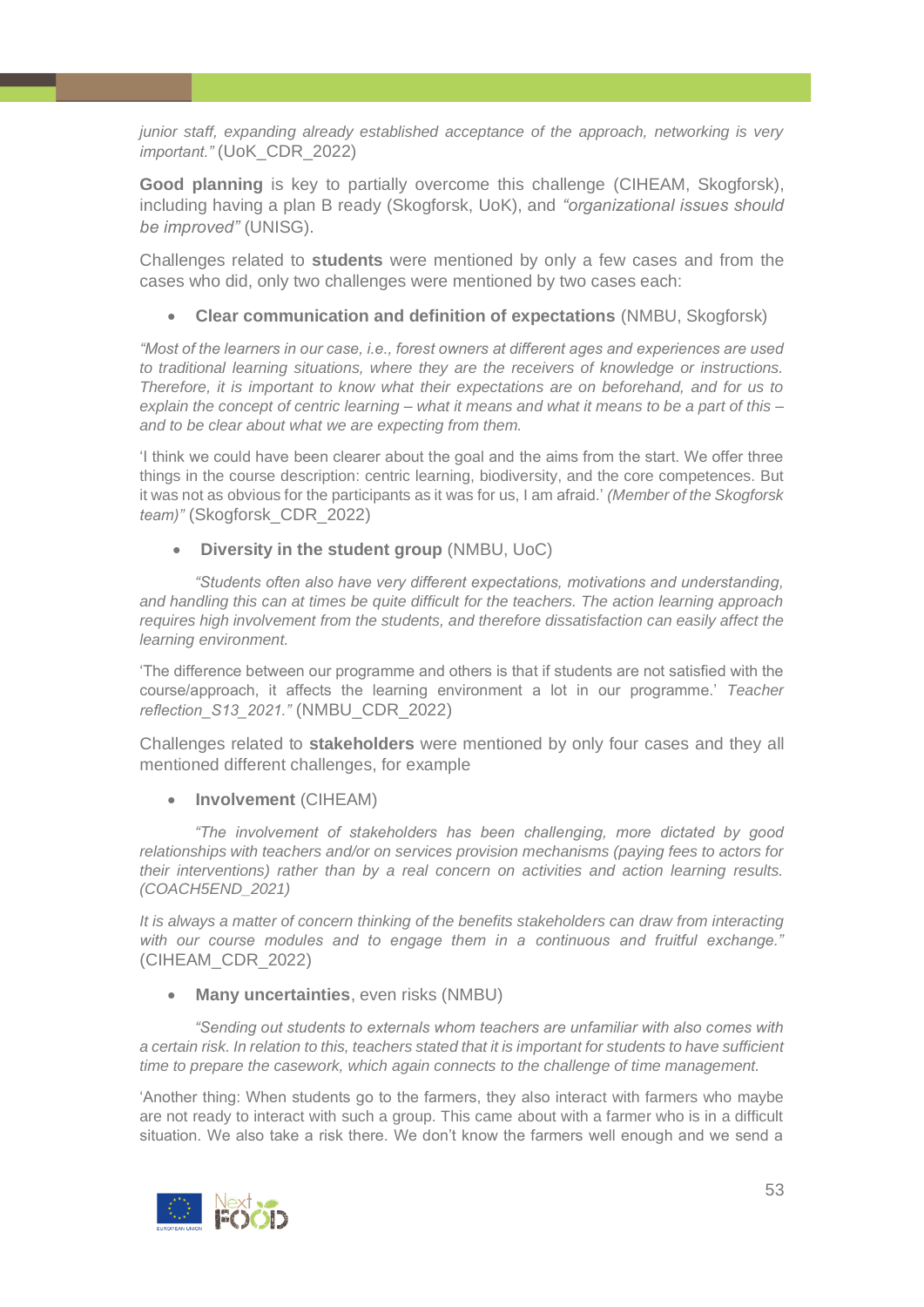*junior staff, expanding already established acceptance of the approach, networking is very important."* (UoK_CDR_2022)

**Good planning** is key to partially overcome this challenge (CIHEAM, Skogforsk), including having a plan B ready (Skogforsk, UoK), and *"organizational issues should be improved"* (UNISG).

Challenges related to **students** were mentioned by only a few cases and from the cases who did, only two challenges were mentioned by two cases each:

- **Clear communication and definition of expectations** (NMBU, Skogforsk)

*"Most of the learners in our case, i.e., forest owners at different ages and experiences are used to traditional learning situations, where they are the receivers of knowledge or instructions. Therefore, it is important to know what their expectations are on beforehand, and for us to explain the concept of centric learning – what it means and what it means to be a part of this – and to be clear about what we are expecting from them.*

'I think we could have been clearer about the goal and the aims from the start. We offer three things in the course description: centric learning, biodiversity, and the core competences. But it was not as obvious for the participants as it was for us, I am afraid.' *(Member of the Skogforsk team)"* (Skogforsk_CDR_2022)

- **Diversity in the student group** (NMBU, UoC)

*"Students often also have very different expectations, motivations and understanding, and handling this can at times be quite difficult for the teachers. The action learning approach requires high involvement from the students, and therefore dissatisfaction can easily affect the learning environment.*

'The difference between our programme and others is that if students are not satisfied with the course/approach, it affects the learning environment a lot in our programme.' *Teacher reflection_S13_2021."* (NMBU_CDR_2022)

Challenges related to **stakeholders** were mentioned by only four cases and they all mentioned different challenges, for example

- **Involvement** (CIHEAM)

*"The involvement of stakeholders has been challenging, more dictated by good relationships with teachers and/or on services provision mechanisms (paying fees to actors for their interventions) rather than by a real concern on activities and action learning results. (COACH5END_2021)*

*It is always a matter of concern thinking of the benefits stakeholders can draw from interacting with our course modules and to engage them in a continuous and fruitful exchange."* (CIHEAM_CDR_2022)

- **Many uncertainties**, even risks (NMBU)

*"Sending out students to externals whom teachers are unfamiliar with also comes with a certain risk. In relation to this, teachers stated that it is important for students to have sufficient time to prepare the casework, which again connects to the challenge of time management.*

'Another thing: When students go to the farmers, they also interact with farmers who maybe are not ready to interact with such a group. This came about with a farmer who is in a difficult situation. We also take a risk there. We don't know the farmers well enough and we send a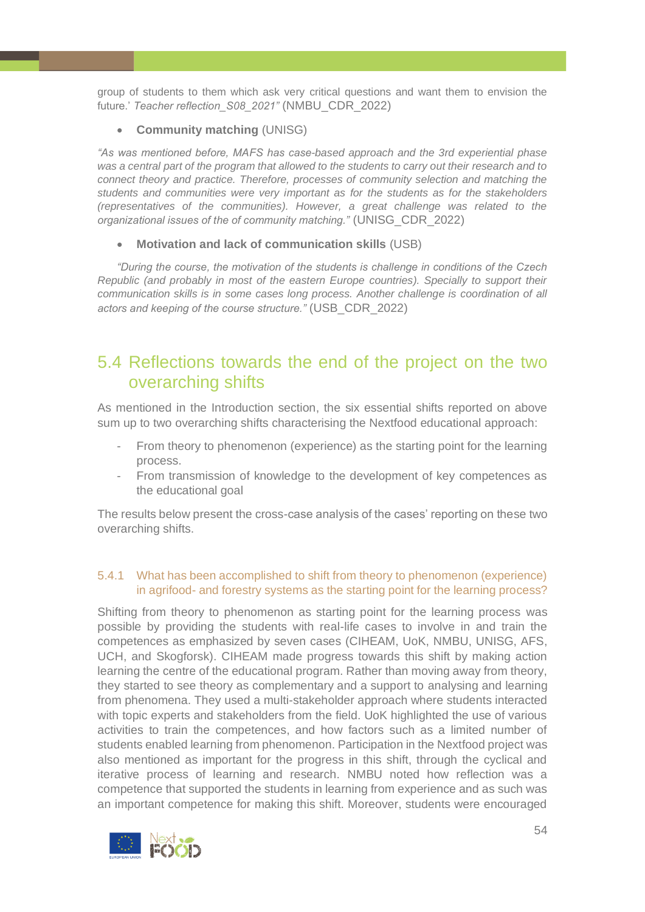group of students to them which ask very critical questions and want them to envision the future.' *Teacher reflection_S08_2021"* (NMBU_CDR_2022)

- **Community matching** (UNISG)

*"As was mentioned before, MAFS has case-based approach and the 3rd experiential phase was a central part of the program that allowed to the students to carry out their research and to connect theory and practice. Therefore, processes of community selection and matching the students and communities were very important as for the students as for the stakeholders (representatives of the communities). However, a great challenge was related to the organizational issues of the of community matching."* (UNISG_CDR_2022)

- **Motivation and lack of communication skills** (USB)

*"During the course, the motivation of the students is challenge in conditions of the Czech Republic (and probably in most of the eastern Europe countries). Specially to support their communication skills is in some cases long process. Another challenge is coordination of all actors and keeping of the course structure."* (USB_CDR_2022)

## 5.4 Reflections towards the end of the project on the two overarching shifts

As mentioned in the Introduction section, the six essential shifts reported on above sum up to two overarching shifts characterising the Nextfood educational approach:

- From theory to phenomenon (experience) as the starting point for the learning process.
- From transmission of knowledge to the development of key competences as the educational goal

The results below present the cross-case analysis of the cases' reporting on these two overarching shifts.

### 5.4.1 What has been accomplished to shift from theory to phenomenon (experience) in agrifood- and forestry systems as the starting point for the learning process?

Shifting from theory to phenomenon as starting point for the learning process was possible by providing the students with real-life cases to involve in and train the competences as emphasized by seven cases (CIHEAM, UoK, NMBU, UNISG, AFS, UCH, and Skogforsk). CIHEAM made progress towards this shift by making action learning the centre of the educational program. Rather than moving away from theory, they started to see theory as complementary and a support to analysing and learning from phenomena. They used a multi-stakeholder approach where students interacted with topic experts and stakeholders from the field. UoK highlighted the use of various activities to train the competences, and how factors such as a limited number of students enabled learning from phenomenon. Participation in the Nextfood project was also mentioned as important for the progress in this shift, through the cyclical and iterative process of learning and research. NMBU noted how reflection was a competence that supported the students in learning from experience and as such was an important competence for making this shift. Moreover, students were encouraged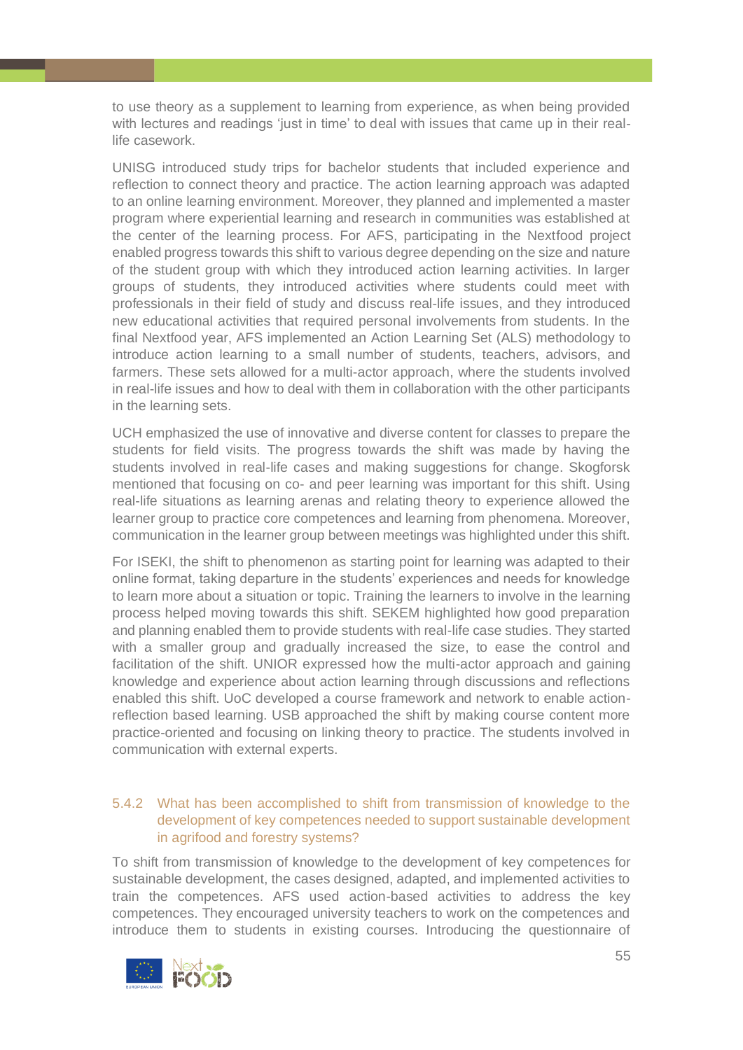to use theory as a supplement to learning from experience, as when being provided with lectures and readings 'just in time' to deal with issues that came up in their real-life casework.

UNISG introduced study trips for bachelor students that included experience and reflection to connect theory and practice. The action learning approach was adapted to an online learning environment. Moreover, they planned and implemented a master program where experiential learning and research in communities was established at the center of the learning process. For AFS, participating in the Nextfood project enabled progress towards this shift to various degree depending on the size and nature of the student group with which they introduced action learning activities. In larger groups of students, they introduced activities where students could meet with professionals in their field of study and discuss real-life issues, and they introduced new educational activities that required personal involvements from students. In the final Nextfood year, AFS implemented an Action Learning Set (ALS) methodology to introduce action learning to a small number of students, teachers, advisors, and farmers. These sets allowed for a multi-actor approach, where the students involved in real-life issues and how to deal with them in collaboration with the other participants in the learning sets.

UCH emphasized the use of innovative and diverse content for classes to prepare the students for field visits. The progress towards the shift was made by having the students involved in real-life cases and making suggestions for change. Skogforsk mentioned that focusing on co- and peer learning was important for this shift. Using real-life situations as learning arenas and relating theory to experience allowed the learner group to practice core competences and learning from phenomena. Moreover, communication in the learner group between meetings was highlighted under this shift.

For ISEKI, the shift to phenomenon as starting point for learning was adapted to their online format, taking departure in the students' experiences and needs for knowledge to learn more about a situation or topic. Training the learners to involve in the learning process helped moving towards this shift. SEKEM highlighted how good preparation and planning enabled them to provide students with real-life case studies. They started with a smaller group and gradually increased the size, to ease the control and facilitation of the shift. UNIOR expressed how the multi-actor approach and gaining knowledge and experience about action learning through discussions and reflections enabled this shift. UoC developed a course framework and network to enable action-reflection based learning. USB approached the shift by making course content more practice-oriented and focusing on linking theory to practice. The students involved in communication with external experts.

### 5.4.2 What has been accomplished to shift from transmission of knowledge to the development of key competences needed to support sustainable development in agrifood and forestry systems?

To shift from transmission of knowledge to the development of key competences for sustainable development, the cases designed, adapted, and implemented activities to train the competences. AFS used action-based activities to address the key competences. They encouraged university teachers to work on the competences and introduce them to students in existing courses. Introducing the questionnaire of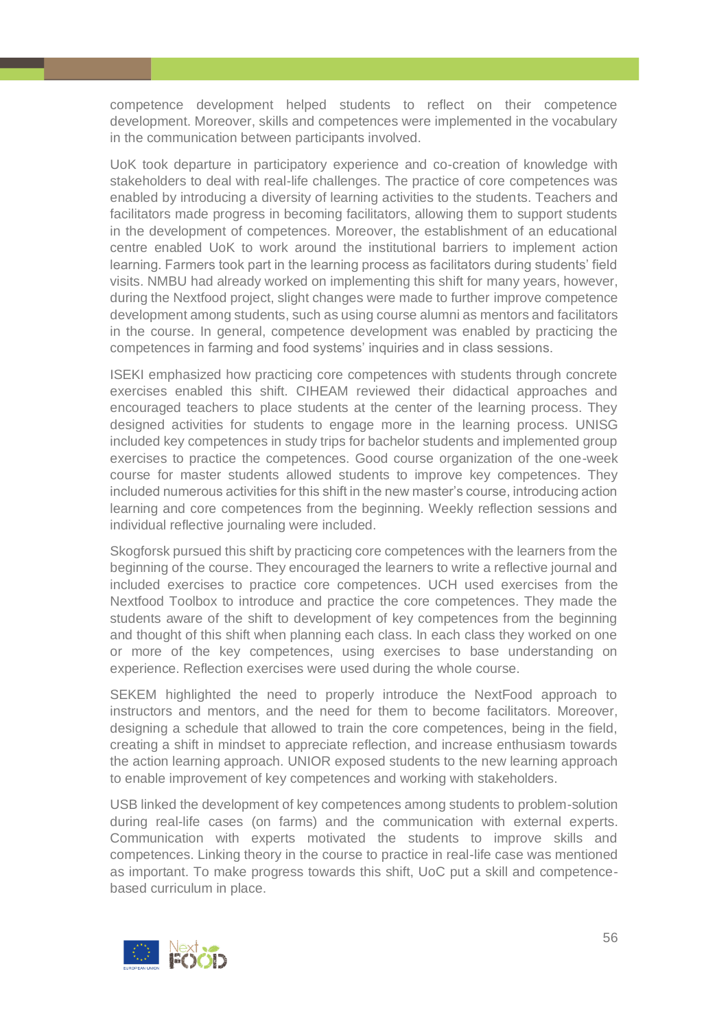competence development helped students to reflect on their competence development. Moreover, skills and competences were implemented in the vocabulary in the communication between participants involved.

UoK took departure in participatory experience and co-creation of knowledge with stakeholders to deal with real-life challenges. The practice of core competences was enabled by introducing a diversity of learning activities to the students. Teachers and facilitators made progress in becoming facilitators, allowing them to support students in the development of competences. Moreover, the establishment of an educational centre enabled UoK to work around the institutional barriers to implement action learning. Farmers took part in the learning process as facilitators during students' field visits. NMBU had already worked on implementing this shift for many years, however, during the Nextfood project, slight changes were made to further improve competence development among students, such as using course alumni as mentors and facilitators in the course. In general, competence development was enabled by practicing the competences in farming and food systems' inquiries and in class sessions.

ISEKI emphasized how practicing core competences with students through concrete exercises enabled this shift. CIHEAM reviewed their didactical approaches and encouraged teachers to place students at the center of the learning process. They designed activities for students to engage more in the learning process. UNISG included key competences in study trips for bachelor students and implemented group exercises to practice the competences. Good course organization of the one-week course for master students allowed students to improve key competences. They included numerous activities for this shift in the new master's course, introducing action learning and core competences from the beginning. Weekly reflection sessions and individual reflective journaling were included.

Skogforsk pursued this shift by practicing core competences with the learners from the beginning of the course. They encouraged the learners to write a reflective journal and included exercises to practice core competences. UCH used exercises from the Nextfood Toolbox to introduce and practice the core competences. They made the students aware of the shift to development of key competences from the beginning and thought of this shift when planning each class. In each class they worked on one or more of the key competences, using exercises to base understanding on experience. Reflection exercises were used during the whole course.

SEKEM highlighted the need to properly introduce the NextFood approach to instructors and mentors, and the need for them to become facilitators. Moreover, designing a schedule that allowed to train the core competences, being in the field, creating a shift in mindset to appreciate reflection, and increase enthusiasm towards the action learning approach. UNIOR exposed students to the new learning approach to enable improvement of key competences and working with stakeholders.

USB linked the development of key competences among students to problem-solution during real-life cases (on farms) and the communication with external experts. Communication with experts motivated the students to improve skills and competences. Linking theory in the course to practice in real-life case was mentioned as important. To make progress towards this shift, UoC put a skill and competence-based curriculum in place.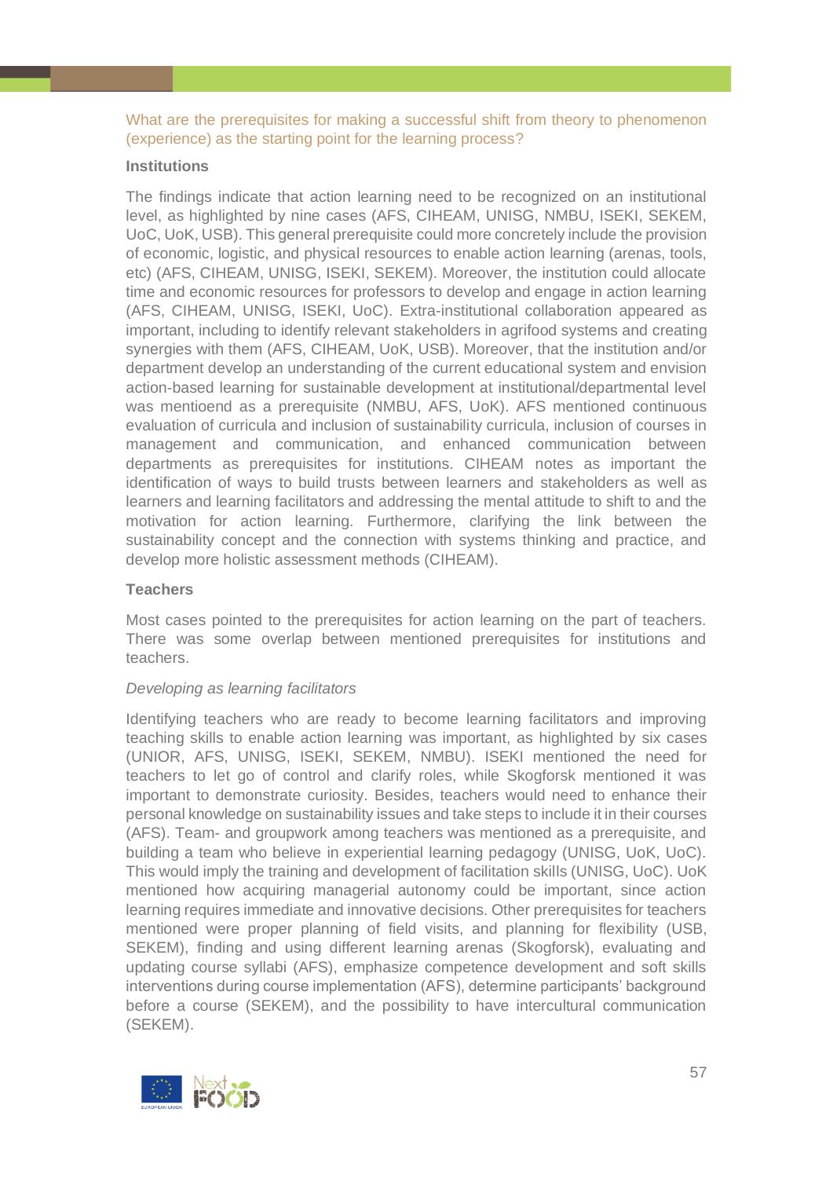### What are the prerequisites for making a successful shift from theory to phenomenon (experience) as the starting point for the learning process?

**Institutions**

The findings indicate that action learning need to be recognized on an institutional level, as highlighted by nine cases (AFS, CIHEAM, UNISG, NMBU, ISEKI, SEKEM, UoC, UoK, USB). This general prerequisite could more concretely include the provision of economic, logistic, and physical resources to enable action learning (arenas, tools, etc) (AFS, CIHEAM, UNISG, ISEKI, SEKEM). Moreover, the institution could allocate time and economic resources for professors to develop and engage in action learning (AFS, CIHEAM, UNISG, ISEKI, UoC). Extra-institutional collaboration appeared as important, including to identify relevant stakeholders in agrifood systems and creating synergies with them (AFS, CIHEAM, UoK, USB). Moreover, that the institution and/or department develop an understanding of the current educational system and envision action-based learning for sustainable development at institutional/departmental level was mentioend as a prerequisite (NMBU, AFS, UoK). AFS mentioned continuous evaluation of curricula and inclusion of sustainability curricula, inclusion of courses in management and communication, and enhanced communication between departments as prerequisites for institutions. CIHEAM notes as important the identification of ways to build trusts between learners and stakeholders as well as learners and learning facilitators and addressing the mental attitude to shift to and the motivation for action learning. Furthermore, clarifying the link between the sustainability concept and the connection with systems thinking and practice, and develop more holistic assessment methods (CIHEAM).

**Teachers**

Most cases pointed to the prerequisites for action learning on the part of teachers. There was some overlap between mentioned prerequisites for institutions and teachers.

*Developing as learning facilitators*

Identifying teachers who are ready to become learning facilitators and improving teaching skills to enable action learning was important, as highlighted by six cases (UNIOR, AFS, UNISG, ISEKI, SEKEM, NMBU). ISEKI mentioned the need for teachers to let go of control and clarify roles, while Skogforsk mentioned it was important to demonstrate curiosity. Besides, teachers would need to enhance their personal knowledge on sustainability issues and take steps to include it in their courses (AFS). Team- and groupwork among teachers was mentioned as a prerequisite, and building a team who believe in experiential learning pedagogy (UNISG, UoK, UoC). This would imply the training and development of facilitation skills (UNISG, UoC). UoK mentioned how acquiring managerial autonomy could be important, since action learning requires immediate and innovative decisions. Other prerequisites for teachers mentioned were proper planning of field visits, and planning for flexibility (USB, SEKEM), finding and using different learning arenas (Skogforsk), evaluating and updating course syllabi (AFS), emphasize competence development and soft skills interventions during course implementation (AFS), determine participants' background before a course (SEKEM), and the possibility to have intercultural communication (SEKEM).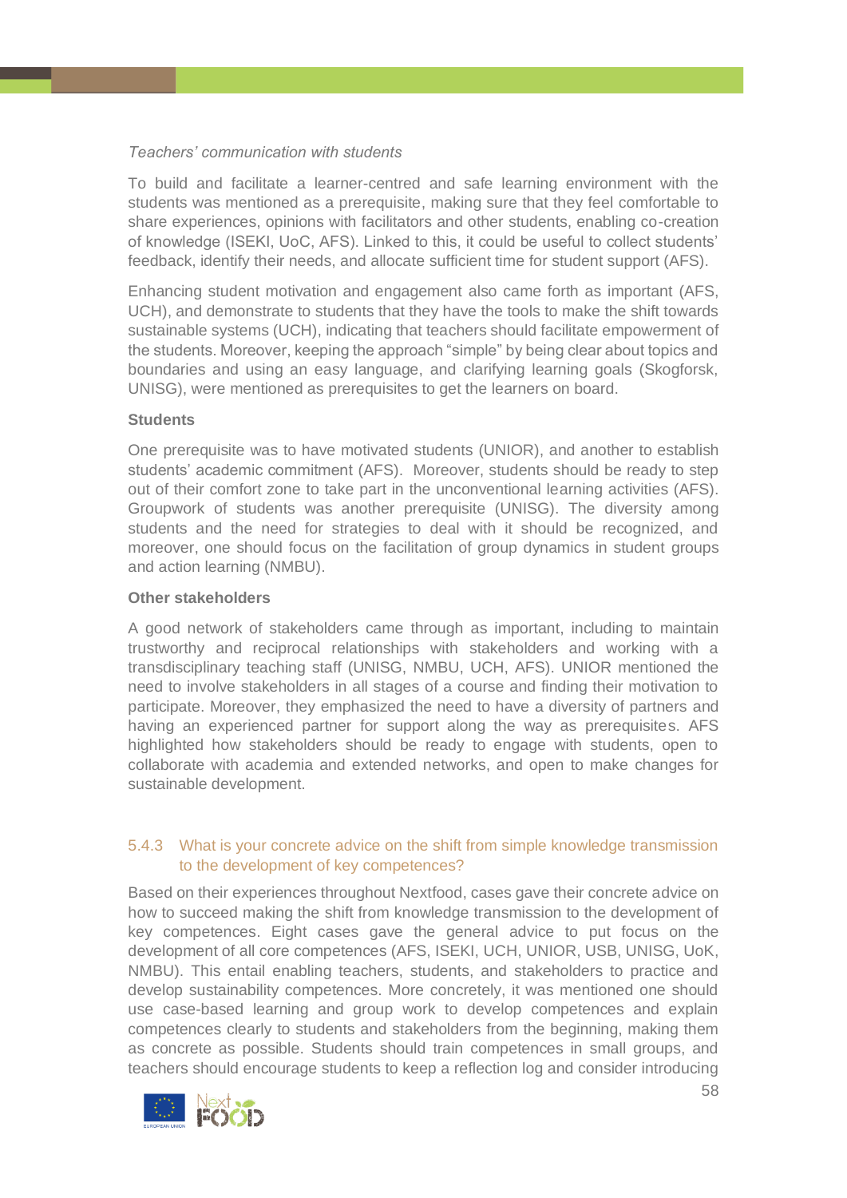*Teachers' communication with students*

To build and facilitate a learner-centred and safe learning environment with the students was mentioned as a prerequisite, making sure that they feel comfortable to share experiences, opinions with facilitators and other students, enabling co-creation of knowledge (ISEKI, UoC, AFS). Linked to this, it could be useful to collect students' feedback, identify their needs, and allocate sufficient time for student support (AFS).

Enhancing student motivation and engagement also came forth as important (AFS, UCH), and demonstrate to students that they have the tools to make the shift towards sustainable systems (UCH), indicating that teachers should facilitate empowerment of the students. Moreover, keeping the approach "simple" by being clear about topics and boundaries and using an easy language, and clarifying learning goals (Skogforsk, UNISG), were mentioned as prerequisites to get the learners on board.

**Students**

One prerequisite was to have motivated students (UNIOR), and another to establish students' academic commitment (AFS). Moreover, students should be ready to step out of their comfort zone to take part in the unconventional learning activities (AFS). Groupwork of students was another prerequisite (UNISG). The diversity among students and the need for strategies to deal with it should be recognized, and moreover, one should focus on the facilitation of group dynamics in student groups and action learning (NMBU).

**Other stakeholders**

A good network of stakeholders came through as important, including to maintain trustworthy and reciprocal relationships with stakeholders and working with a transdisciplinary teaching staff (UNISG, NMBU, UCH, AFS). UNIOR mentioned the need to involve stakeholders in all stages of a course and finding their motivation to participate. Moreover, they emphasized the need to have a diversity of partners and having an experienced partner for support along the way as prerequisites. AFS highlighted how stakeholders should be ready to engage with students, open to collaborate with academia and extended networks, and open to make changes for sustainable development.

### 5.4.3 What is your concrete advice on the shift from simple knowledge transmission to the development of key competences?

Based on their experiences throughout Nextfood, cases gave their concrete advice on how to succeed making the shift from knowledge transmission to the development of key competences. Eight cases gave the general advice to put focus on the development of all core competences (AFS, ISEKI, UCH, UNIOR, USB, UNISG, UoK, NMBU). This entail enabling teachers, students, and stakeholders to practice and develop sustainability competences. More concretely, it was mentioned one should use case-based learning and group work to develop competences and explain competences clearly to students and stakeholders from the beginning, making them as concrete as possible. Students should train competences in small groups, and teachers should encourage students to keep a reflection log and consider introducing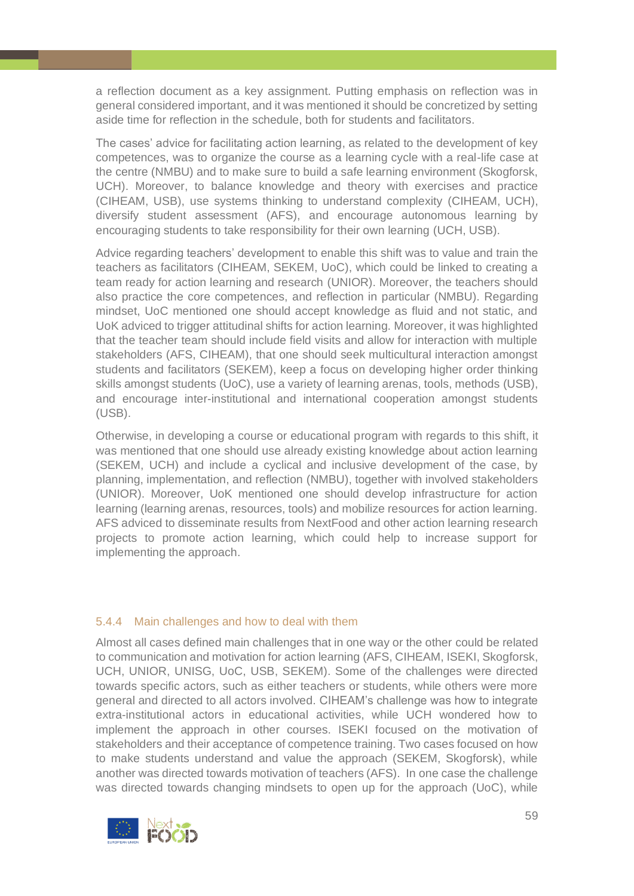a reflection document as a key assignment. Putting emphasis on reflection was in general considered important, and it was mentioned it should be concretized by setting aside time for reflection in the schedule, both for students and facilitators.

The cases' advice for facilitating action learning, as related to the development of key competences, was to organize the course as a learning cycle with a real-life case at the centre (NMBU) and to make sure to build a safe learning environment (Skogforsk, UCH). Moreover, to balance knowledge and theory with exercises and practice (CIHEAM, USB), use systems thinking to understand complexity (CIHEAM, UCH), diversify student assessment (AFS), and encourage autonomous learning by encouraging students to take responsibility for their own learning (UCH, USB).

Advice regarding teachers' development to enable this shift was to value and train the teachers as facilitators (CIHEAM, SEKEM, UoC), which could be linked to creating a team ready for action learning and research (UNIOR). Moreover, the teachers should also practice the core competences, and reflection in particular (NMBU). Regarding mindset, UoC mentioned one should accept knowledge as fluid and not static, and UoK adviced to trigger attitudinal shifts for action learning. Moreover, it was highlighted that the teacher team should include field visits and allow for interaction with multiple stakeholders (AFS, CIHEAM), that one should seek multicultural interaction amongst students and facilitators (SEKEM), keep a focus on developing higher order thinking skills amongst students (UoC), use a variety of learning arenas, tools, methods (USB), and encourage inter-institutional and international cooperation amongst students (USB).

Otherwise, in developing a course or educational program with regards to this shift, it was mentioned that one should use already existing knowledge about action learning (SEKEM, UCH) and include a cyclical and inclusive development of the case, by planning, implementation, and reflection (NMBU), together with involved stakeholders (UNIOR). Moreover, UoK mentioned one should develop infrastructure for action learning (learning arenas, resources, tools) and mobilize resources for action learning. AFS adviced to disseminate results from NextFood and other action learning research projects to promote action learning, which could help to increase support for implementing the approach.

### 5.4.4 Main challenges and how to deal with them

Almost all cases defined main challenges that in one way or the other could be related to communication and motivation for action learning (AFS, CIHEAM, ISEKI, Skogforsk, UCH, UNIOR, UNISG, UoC, USB, SEKEM). Some of the challenges were directed towards specific actors, such as either teachers or students, while others were more general and directed to all actors involved. CIHEAM's challenge was how to integrate extra-institutional actors in educational activities, while UCH wondered how to implement the approach in other courses. ISEKI focused on the motivation of stakeholders and their acceptance of competence training. Two cases focused on how to make students understand and value the approach (SEKEM, Skogforsk), while another was directed towards motivation of teachers (AFS). In one case the challenge was directed towards changing mindsets to open up for the approach (UoC), while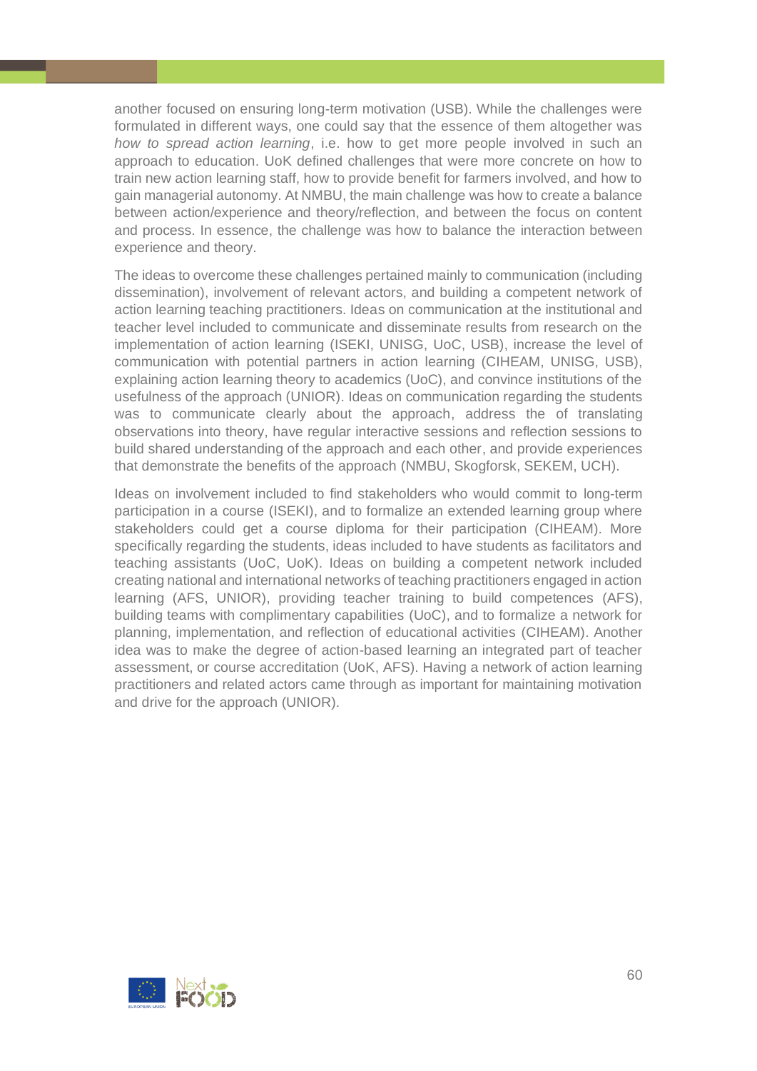another focused on ensuring long-term motivation (USB). While the challenges were formulated in different ways, one could say that the essence of them altogether was *how to spread action learning*, i.e. how to get more people involved in such an approach to education. UoK defined challenges that were more concrete on how to train new action learning staff, how to provide benefit for farmers involved, and how to gain managerial autonomy. At NMBU, the main challenge was how to create a balance between action/experience and theory/reflection, and between the focus on content and process. In essence, the challenge was how to balance the interaction between experience and theory.

The ideas to overcome these challenges pertained mainly to communication (including dissemination), involvement of relevant actors, and building a competent network of action learning teaching practitioners. Ideas on communication at the institutional and teacher level included to communicate and disseminate results from research on the implementation of action learning (ISEKI, UNISG, UoC, USB), increase the level of communication with potential partners in action learning (CIHEAM, UNISG, USB), explaining action learning theory to academics (UoC), and convince institutions of the usefulness of the approach (UNIOR). Ideas on communication regarding the students was to communicate clearly about the approach, address the of translating observations into theory, have regular interactive sessions and reflection sessions to build shared understanding of the approach and each other, and provide experiences that demonstrate the benefits of the approach (NMBU, Skogforsk, SEKEM, UCH).

Ideas on involvement included to find stakeholders who would commit to long-term participation in a course (ISEKI), and to formalize an extended learning group where stakeholders could get a course diploma for their participation (CIHEAM). More specifically regarding the students, ideas included to have students as facilitators and teaching assistants (UoC, UoK). Ideas on building a competent network included creating national and international networks of teaching practitioners engaged in action learning (AFS, UNIOR), providing teacher training to build competences (AFS), building teams with complimentary capabilities (UoC), and to formalize a network for planning, implementation, and reflection of educational activities (CIHEAM). Another idea was to make the degree of action-based learning an integrated part of teacher assessment, or course accreditation (UoK, AFS). Having a network of action learning practitioners and related actors came through as important for maintaining motivation and drive for the approach (UNIOR).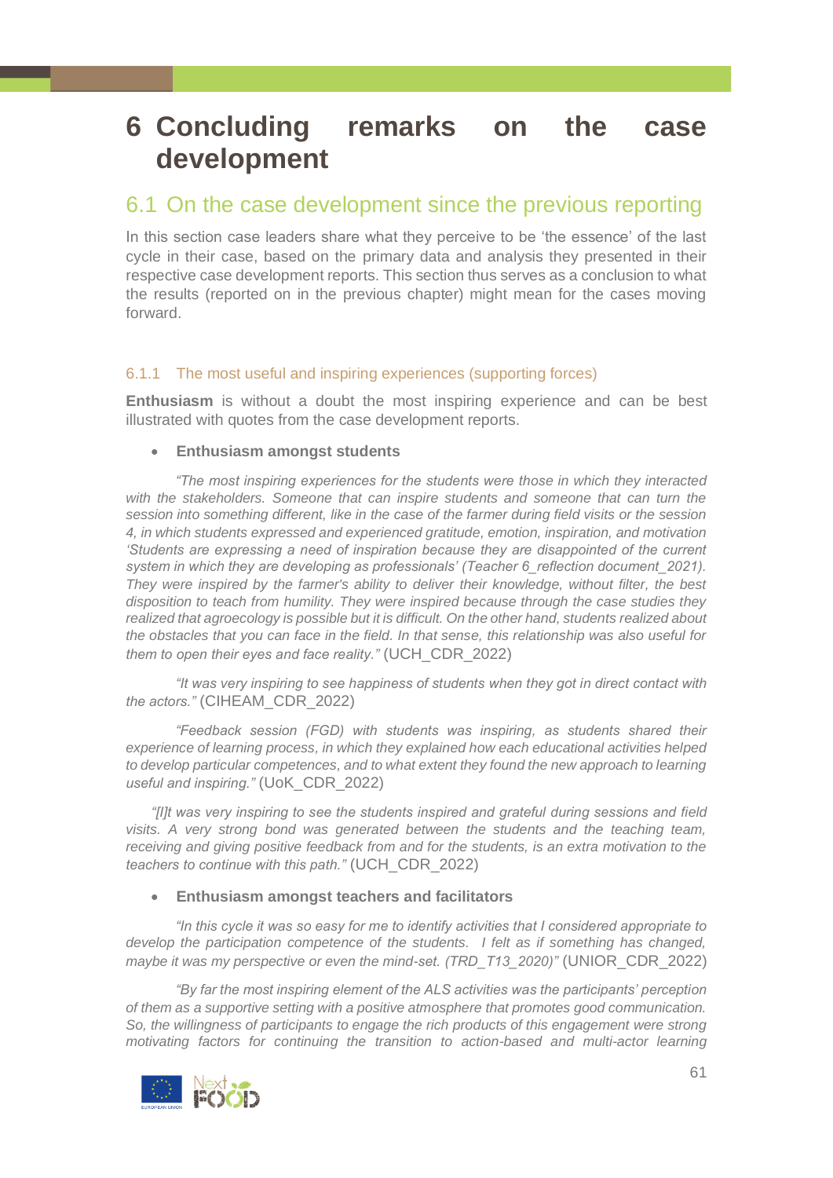# 6 Concluding remarks on the case development

## 6.1 On the case development since the previous reporting

In this section case leaders share what they perceive to be 'the essence' of the last cycle in their case, based on the primary data and analysis they presented in their respective case development reports. This section thus serves as a conclusion to what the results (reported on in the previous chapter) might mean for the cases moving forward.

### 6.1.1 The most useful and inspiring experiences (supporting forces)

**Enthusiasm** is without a doubt the most inspiring experience and can be best illustrated with quotes from the case development reports.

- **Enthusiasm amongst students**

*"The most inspiring experiences for the students were those in which they interacted with the stakeholders. Someone that can inspire students and someone that can turn the session into something different, like in the case of the farmer during field visits or the session 4, in which students expressed and experienced gratitude, emotion, inspiration, and motivation 'Students are expressing a need of inspiration because they are disappointed of the current system in which they are developing as professionals' (Teacher 6_reflection document_2021). They were inspired by the farmer's ability to deliver their knowledge, without filter, the best disposition to teach from humility. They were inspired because through the case studies they realized that agroecology is possible but it is difficult. On the other hand, students realized about the obstacles that you can face in the field. In that sense, this relationship was also useful for them to open their eyes and face reality."* (UCH_CDR_2022)

*"It was very inspiring to see happiness of students when they got in direct contact with the actors."* (CIHEAM_CDR_2022)

*"Feedback session (FGD) with students was inspiring, as students shared their experience of learning process, in which they explained how each educational activities helped to develop particular competences, and to what extent they found the new approach to learning useful and inspiring."* (UoK_CDR_2022)

*"[I]t was very inspiring to see the students inspired and grateful during sessions and field visits. A very strong bond was generated between the students and the teaching team, receiving and giving positive feedback from and for the students, is an extra motivation to the teachers to continue with this path."* (UCH_CDR_2022)

- **Enthusiasm amongst teachers and facilitators**

*"In this cycle it was so easy for me to identify activities that I considered appropriate to develop the participation competence of the students. I felt as if something has changed, maybe it was my perspective or even the mind-set. (TRD_T13_2020)"* (UNIOR_CDR_2022)

*"By far the most inspiring element of the ALS activities was the participants' perception of them as a supportive setting with a positive atmosphere that promotes good communication. So, the willingness of participants to engage the rich products of this engagement were strong motivating factors for continuing the transition to action-based and multi-actor learning*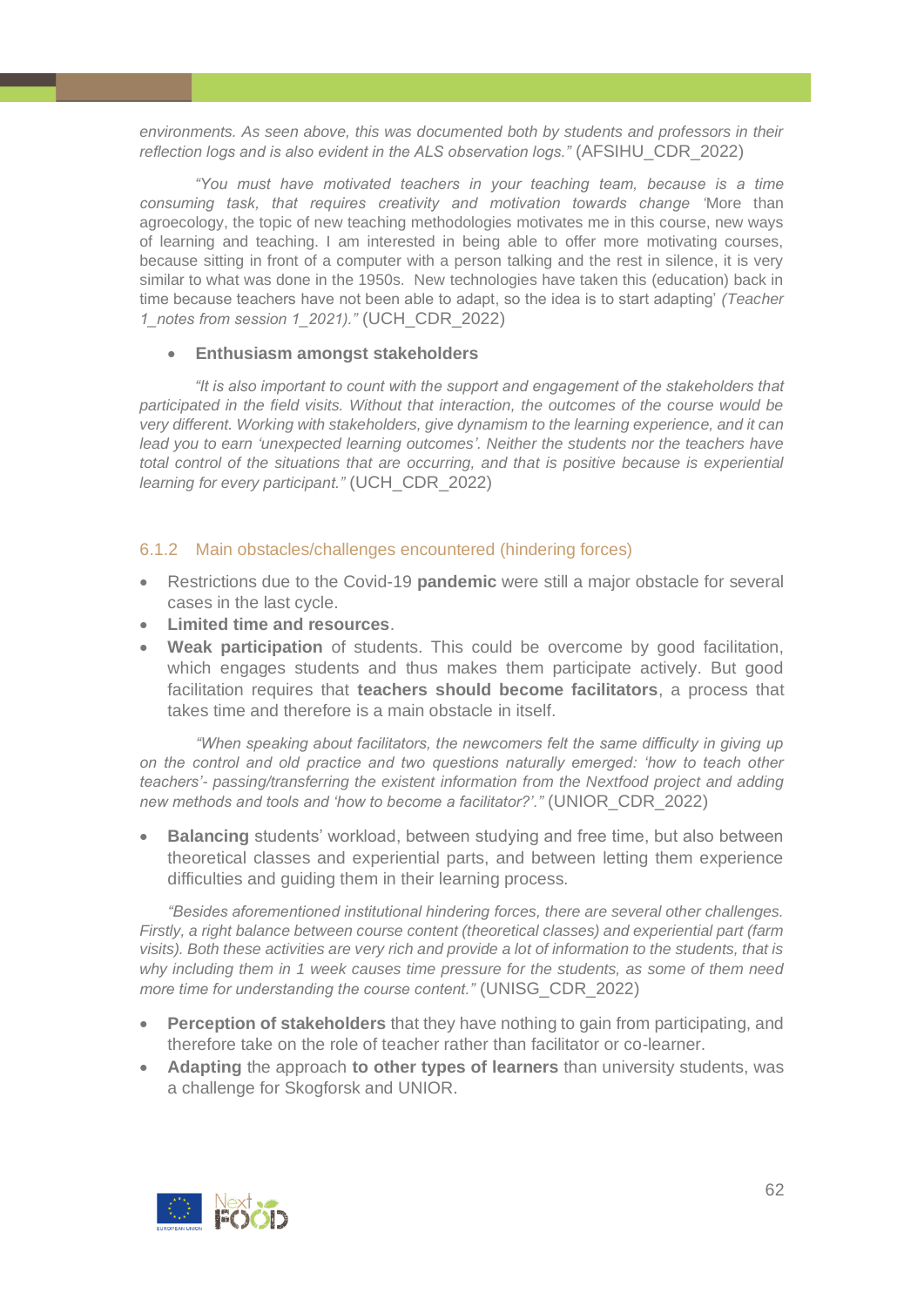*environments. As seen above, this was documented both by students and professors in their reflection logs and is also evident in the ALS observation logs."* (AFSIHU_CDR_2022)

*"You must have motivated teachers in your teaching team, because is a time consuming task, that requires creativity and motivation towards change* 'More than agroecology, the topic of new teaching methodologies motivates me in this course, new ways of learning and teaching. I am interested in being able to offer more motivating courses, because sitting in front of a computer with a person talking and the rest in silence, it is very similar to what was done in the 1950s. New technologies have taken this (education) back in time because teachers have not been able to adapt, so the idea is to start adapting' *(Teacher 1_notes from session 1_2021)."* (UCH_CDR_2022)

- **Enthusiasm amongst stakeholders**

*"It is also important to count with the support and engagement of the stakeholders that participated in the field visits. Without that interaction, the outcomes of the course would be very different. Working with stakeholders, give dynamism to the learning experience, and it can lead you to earn 'unexpected learning outcomes'. Neither the students nor the teachers have total control of the situations that are occurring, and that is positive because is experiential learning for every participant."* (UCH_CDR_2022)

### 6.1.2 Main obstacles/challenges encountered (hindering forces)

- Restrictions due to the Covid-19 **pandemic** were still a major obstacle for several cases in the last cycle.
- **Limited time and resources**.
- **Weak participation** of students. This could be overcome by good facilitation, which engages students and thus makes them participate actively. But good facilitation requires that **teachers should become facilitators**, a process that takes time and therefore is a main obstacle in itself.

*"When speaking about facilitators, the newcomers felt the same difficulty in giving up on the control and old practice and two questions naturally emerged: 'how to teach other teachers'- passing/transferring the existent information from the Nextfood project and adding new methods and tools and 'how to become a facilitator?'."* (UNIOR_CDR_2022)

- **Balancing** students' workload, between studying and free time, but also between theoretical classes and experiential parts, and between letting them experience difficulties and guiding them in their learning process.

*"Besides aforementioned institutional hindering forces, there are several other challenges. Firstly, a right balance between course content (theoretical classes) and experiential part (farm visits). Both these activities are very rich and provide a lot of information to the students, that is why including them in 1 week causes time pressure for the students, as some of them need more time for understanding the course content."* (UNISG_CDR_2022)

- **Perception of stakeholders** that they have nothing to gain from participating, and therefore take on the role of teacher rather than facilitator or co-learner.
- **Adapting** the approach **to other types of learners** than university students, was a challenge for Skogforsk and UNIOR.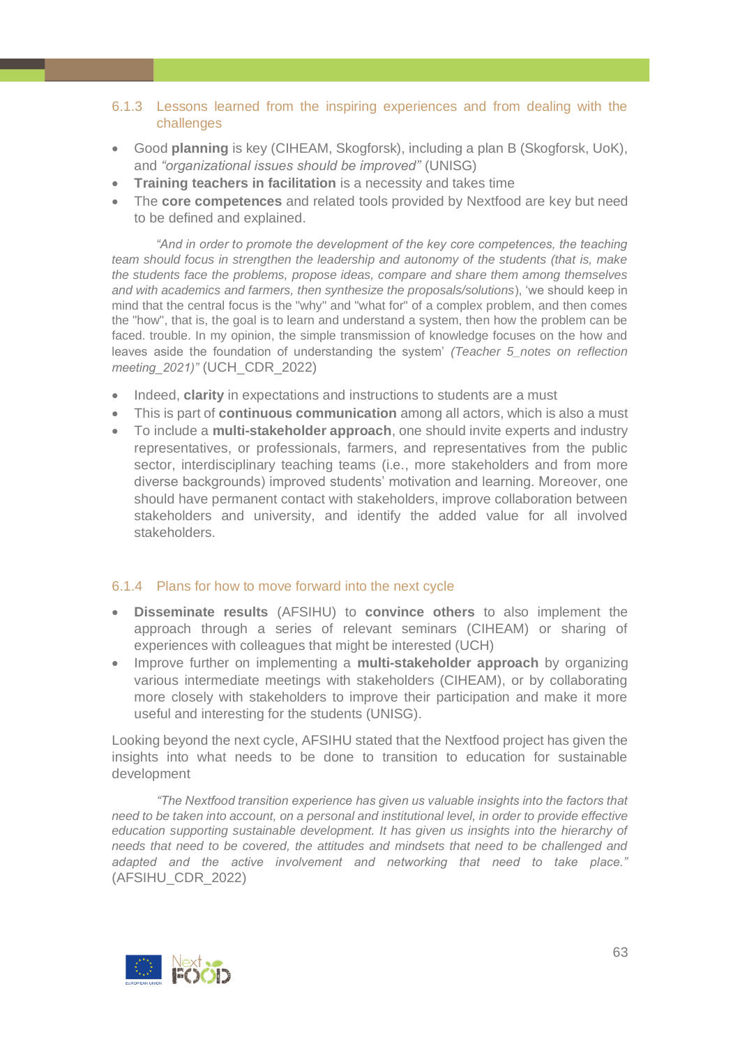### 6.1.3 Lessons learned from the inspiring experiences and from dealing with the challenges

- Good **planning** is key (CIHEAM, Skogforsk), including a plan B (Skogforsk, UoK), and *"organizational issues should be improved"* (UNISG)
- **Training teachers in facilitation** is a necessity and takes time
- The **core competences** and related tools provided by Nextfood are key but need to be defined and explained.

> *"And in order to promote the development of the key core competences, the teaching team should focus in strengthen the leadership and autonomy of the students (that is, make the students face the problems, propose ideas, compare and share them among themselves and with academics and farmers, then synthesize the proposals/solutions*), 'we should keep in mind that the central focus is the "why" and "what for" of a complex problem, and then comes the "how", that is, the goal is to learn and understand a system, then how the problem can be faced. trouble. In my opinion, the simple transmission of knowledge focuses on the how and leaves aside the foundation of understanding the system' *(Teacher 5_notes on reflection meeting_2021)"* (UCH_CDR_2022)

- Indeed, **clarity** in expectations and instructions to students are a must
- This is part of **continuous communication** among all actors, which is also a must
- To include a **multi-stakeholder approach**, one should invite experts and industry representatives, or professionals, farmers, and representatives from the public sector, interdisciplinary teaching teams (i.e., more stakeholders and from more diverse backgrounds) improved students' motivation and learning. Moreover, one should have permanent contact with stakeholders, improve collaboration between stakeholders and university, and identify the added value for all involved stakeholders.

### 6.1.4 Plans for how to move forward into the next cycle

- **Disseminate results** (AFSIHU) to **convince others** to also implement the approach through a series of relevant seminars (CIHEAM) or sharing of experiences with colleagues that might be interested (UCH)
- Improve further on implementing a **multi-stakeholder approach** by organizing various intermediate meetings with stakeholders (CIHEAM), or by collaborating more closely with stakeholders to improve their participation and make it more useful and interesting for the students (UNISG).

Looking beyond the next cycle, AFSIHU stated that the Nextfood project has given the insights into what needs to be done to transition to education for sustainable development

> *"The Nextfood transition experience has given us valuable insights into the factors that need to be taken into account, on a personal and institutional level, in order to provide effective education supporting sustainable development. It has given us insights into the hierarchy of needs that need to be covered, the attitudes and mindsets that need to be challenged and adapted and the active involvement and networking that need to take place."* (AFSIHU_CDR_2022)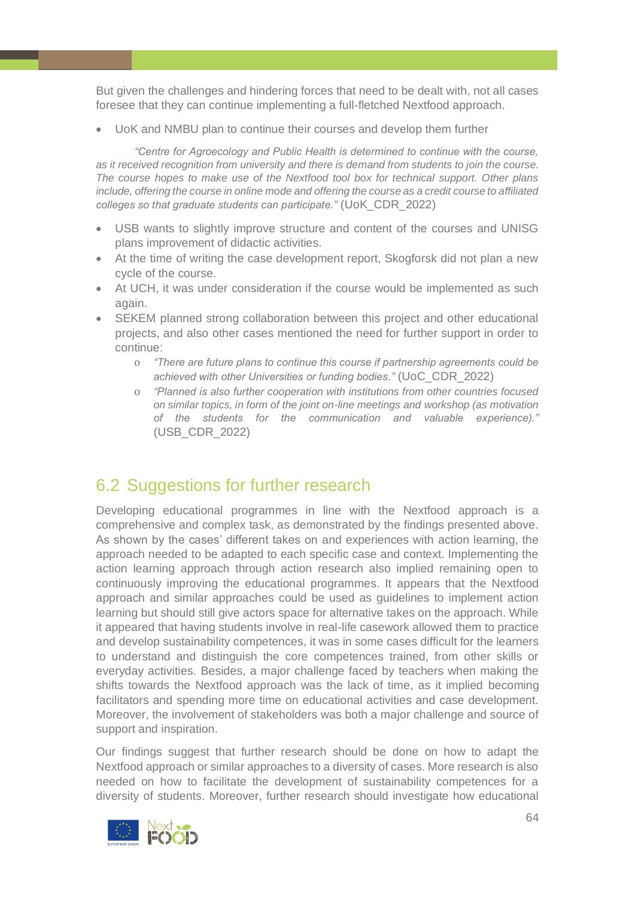But given the challenges and hindering forces that need to be dealt with, not all cases foresee that they can continue implementing a full-fletched Nextfood approach.

- UoK and NMBU plan to continue their courses and develop them further

> *"Centre for Agroecology and Public Health is determined to continue with the course, as it received recognition from university and there is demand from students to join the course. The course hopes to make use of the Nextfood tool box for technical support. Other plans include, offering the course in online mode and offering the course as a credit course to affiliated colleges so that graduate students can participate."* (UoK_CDR_2022)

- USB wants to slightly improve structure and content of the courses and UNISG plans improvement of didactic activities.
- At the time of writing the case development report, Skogforsk did not plan a new cycle of the course.
- At UCH, it was under consideration if the course would be implemented as such again.
- SEKEM planned strong collaboration between this project and other educational projects, and also other cases mentioned the need for further support in order to continue:
  - *"There are future plans to continue this course if partnership agreements could be achieved with other Universities or funding bodies."* (UoC_CDR_2022)
  - *"Planned is also further cooperation with institutions from other countries focused on similar topics, in form of the joint on-line meetings and workshop (as motivation of the students for the communication and valuable experience)."* (USB_CDR_2022)

## 6.2 Suggestions for further research

Developing educational programmes in line with the Nextfood approach is a comprehensive and complex task, as demonstrated by the findings presented above. As shown by the cases' different takes on and experiences with action learning, the approach needed to be adapted to each specific case and context. Implementing the action learning approach through action research also implied remaining open to continuously improving the educational programmes. It appears that the Nextfood approach and similar approaches could be used as guidelines to implement action learning but should still give actors space for alternative takes on the approach. While it appeared that having students involve in real-life casework allowed them to practice and develop sustainability competences, it was in some cases difficult for the learners to understand and distinguish the core competences trained, from other skills or everyday activities. Besides, a major challenge faced by teachers when making the shifts towards the Nextfood approach was the lack of time, as it implied becoming facilitators and spending more time on educational activities and case development. Moreover, the involvement of stakeholders was both a major challenge and source of support and inspiration.

Our findings suggest that further research should be done on how to adapt the Nextfood approach or similar approaches to a diversity of cases. More research is also needed on how to facilitate the development of sustainability competences for a diversity of students. Moreover, further research should investigate how educational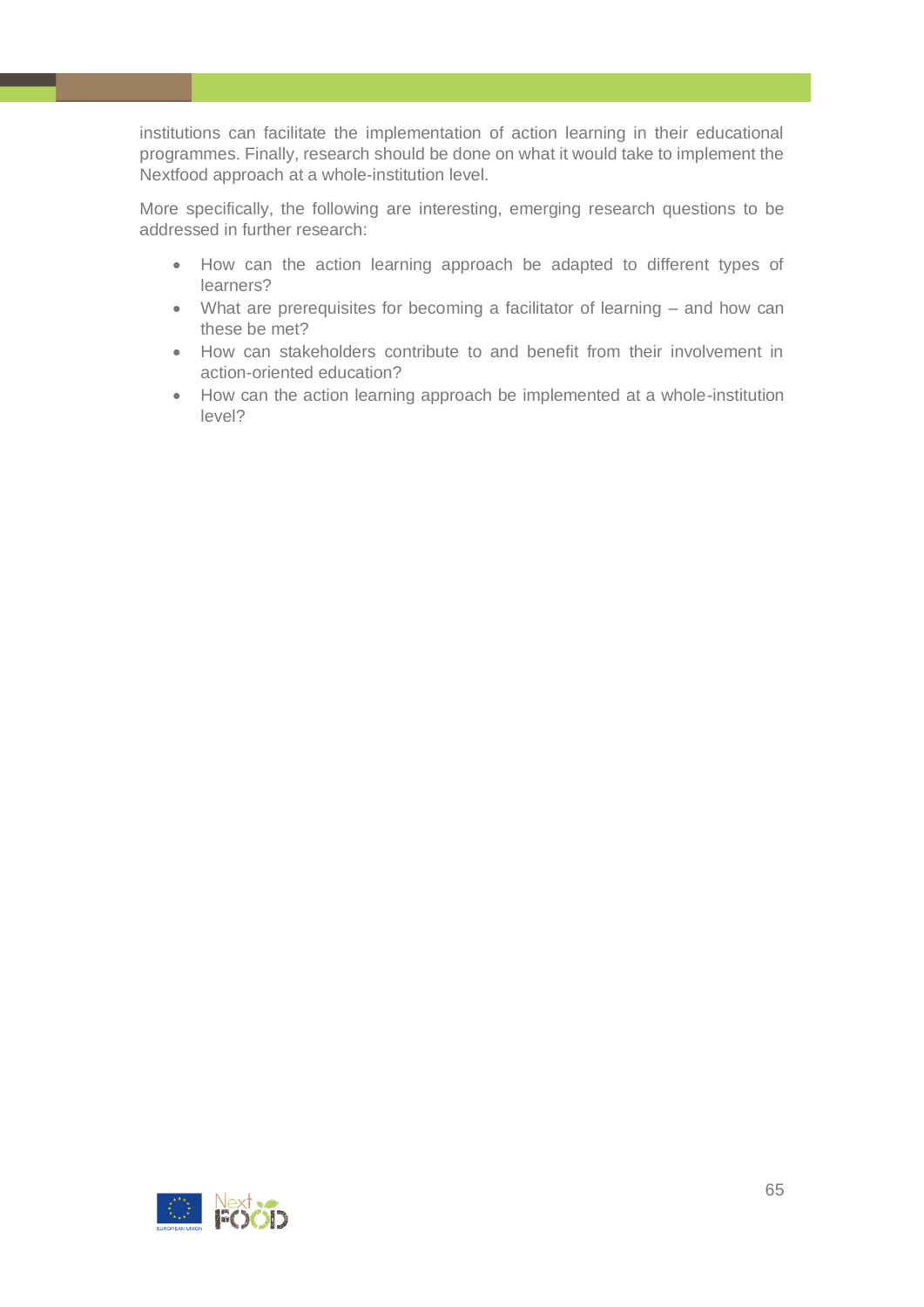institutions can facilitate the implementation of action learning in their educational programmes. Finally, research should be done on what it would take to implement the Nextfood approach at a whole-institution level.

More specifically, the following are interesting, emerging research questions to be addressed in further research:

- How can the action learning approach be adapted to different types of learners?
- What are prerequisites for becoming a facilitator of learning – and how can these be met?
- How can stakeholders contribute to and benefit from their involvement in action-oriented education?
- How can the action learning approach be implemented at a whole-institution level?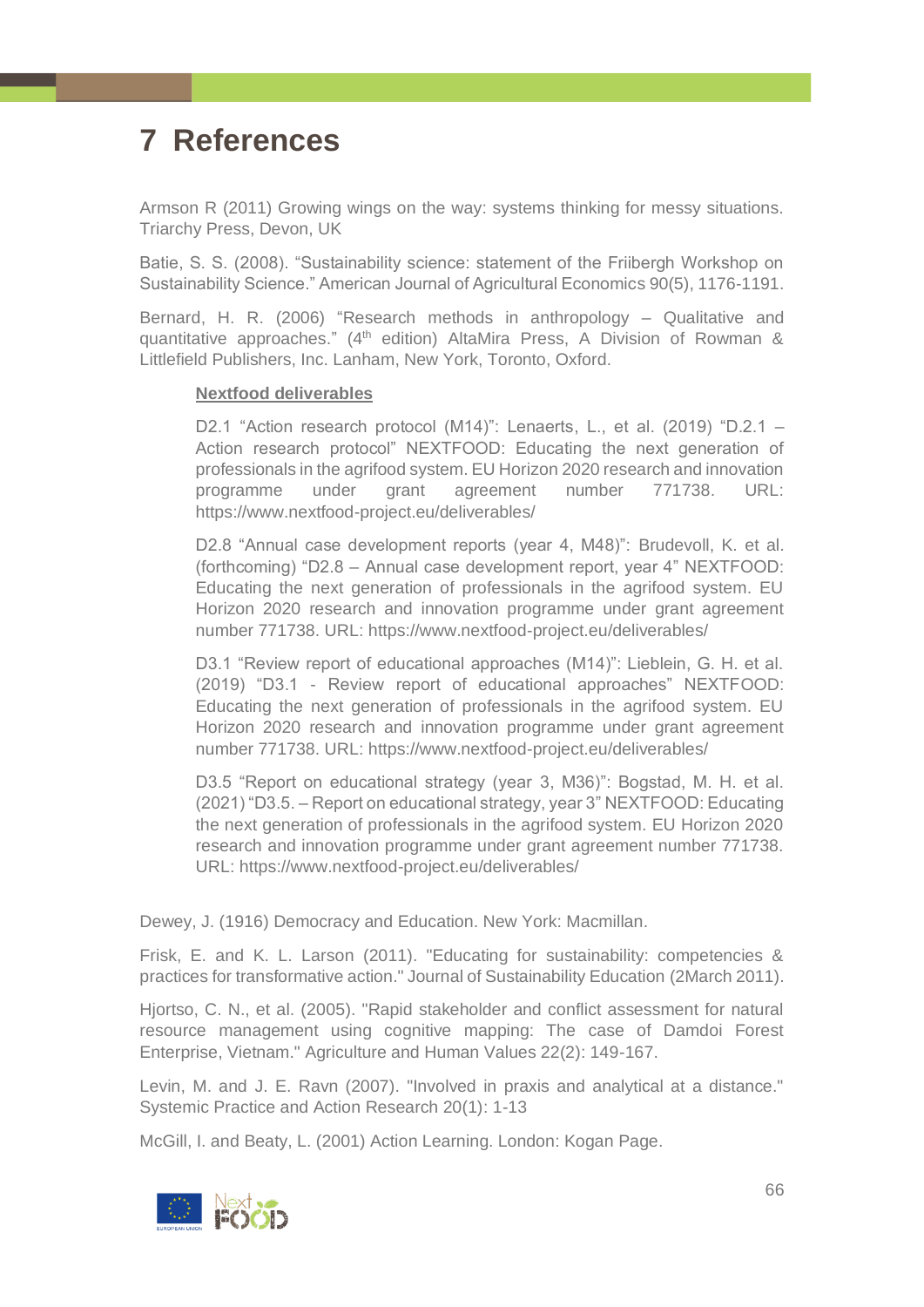# 7 References

Armson R (2011) Growing wings on the way: systems thinking for messy situations. Triarchy Press, Devon, UK

Batie, S. S. (2008). "Sustainability science: statement of the Friibergh Workshop on Sustainability Science." American Journal of Agricultural Economics 90(5), 1176-1191.

Bernard, H. R. (2006) "Research methods in anthropology – Qualitative and quantitative approaches." (4th edition) AltaMira Press, A Division of Rowman & Littlefield Publishers, Inc. Lanham, New York, Toronto, Oxford.

**Nextfood deliverables**

D2.1 "Action research protocol (M14)": Lenaerts, L., et al. (2019) "D.2.1 – Action research protocol" NEXTFOOD: Educating the next generation of professionals in the agrifood system. EU Horizon 2020 research and innovation programme under grant agreement number 771738. URL: https://www.nextfood-project.eu/deliverables/

D2.8 "Annual case development reports (year 4, M48)": Brudevoll, K. et al. (forthcoming) "D2.8 – Annual case development report, year 4" NEXTFOOD: Educating the next generation of professionals in the agrifood system. EU Horizon 2020 research and innovation programme under grant agreement number 771738. URL: https://www.nextfood-project.eu/deliverables/

D3.1 "Review report of educational approaches (M14)": Lieblein, G. H. et al. (2019) "D3.1 - Review report of educational approaches" NEXTFOOD: Educating the next generation of professionals in the agrifood system. EU Horizon 2020 research and innovation programme under grant agreement number 771738. URL: https://www.nextfood-project.eu/deliverables/

D3.5 "Report on educational strategy (year 3, M36)": Bogstad, M. H. et al. (2021) "D3.5. – Report on educational strategy, year 3" NEXTFOOD: Educating the next generation of professionals in the agrifood system. EU Horizon 2020 research and innovation programme under grant agreement number 771738. URL: https://www.nextfood-project.eu/deliverables/

Dewey, J. (1916) Democracy and Education. New York: Macmillan.

Frisk, E. and K. L. Larson (2011). "Educating for sustainability: competencies & practices for transformative action." Journal of Sustainability Education (2March 2011).

Hjortso, C. N., et al. (2005). "Rapid stakeholder and conflict assessment for natural resource management using cognitive mapping: The case of Damdoi Forest Enterprise, Vietnam." Agriculture and Human Values 22(2): 149-167.

Levin, M. and J. E. Ravn (2007). "Involved in praxis and analytical at a distance." Systemic Practice and Action Research 20(1): 1-13

McGill, I. and Beaty, L. (2001) Action Learning. London: Kogan Page.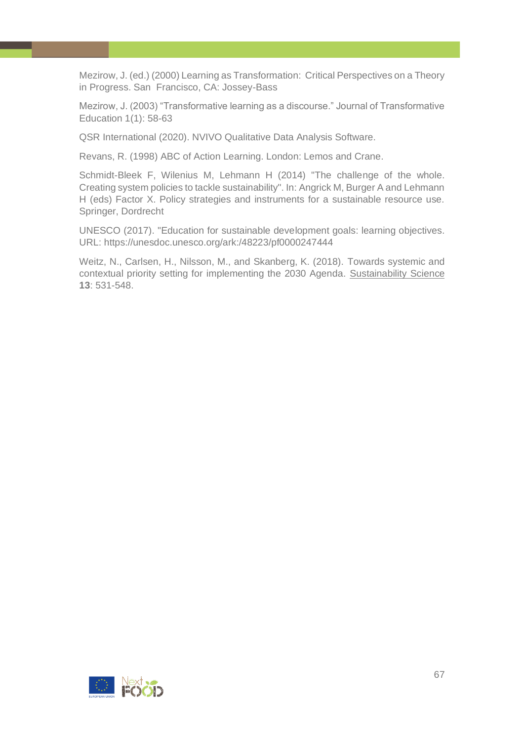Mezirow, J. (ed.) (2000) Learning as Transformation: Critical Perspectives on a Theory in Progress. San Francisco, CA: Jossey-Bass

Mezirow, J. (2003) “Transformative learning as a discourse.” Journal of Transformative Education 1(1): 58-63

QSR International (2020). NVIVO Qualitative Data Analysis Software.

Revans, R. (1998) ABC of Action Learning. London: Lemos and Crane.

Schmidt-Bleek F, Wilenius M, Lehmann H (2014) "The challenge of the whole. Creating system policies to tackle sustainability". In: Angrick M, Burger A and Lehmann H (eds) Factor X. Policy strategies and instruments for a sustainable resource use. Springer, Dordrecht

UNESCO (2017). "Education for sustainable development goals: learning objectives. URL: https://unesdoc.unesco.org/ark:/48223/pf0000247444

Weitz, N., Carlsen, H., Nilsson, M., and Skanberg, K. (2018). Towards systemic and contextual priority setting for implementing the 2030 Agenda. Sustainability Science **13**: 531-548.